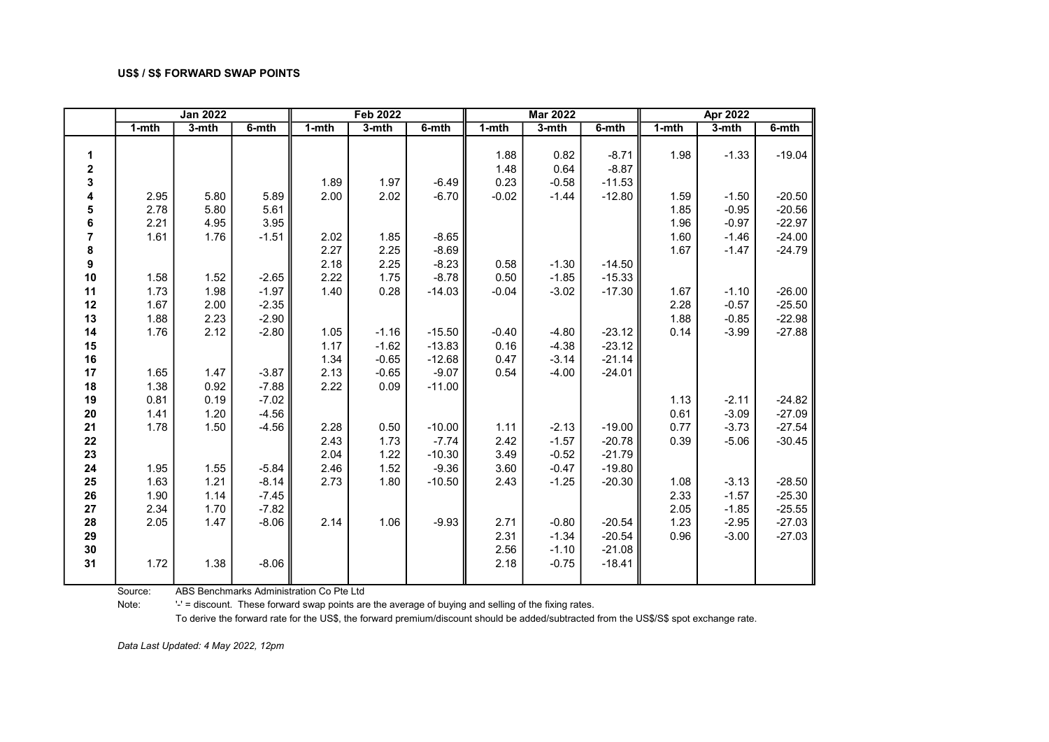### US$ / S$ FORWARD SWAP POINTS

| | Jan 2022 | | | Feb 2022 | | | Mar 2022 | | | Apr 2022 | | |
|---|---|---|---|---|---|---|---|---|---|---|---|---|
| | 1-mth | 3-mth | 6-mth | 1-mth | 3-mth | 6-mth | 1-mth | 3-mth | 6-mth | 1-mth | 3-mth | 6-mth |
| 1 | | | | | | | 1.88 | 0.82 | -8.71 | 1.98 | -1.33 | -19.04 |
| 2 | | | | | | | 1.48 | 0.64 | -8.87 | | | |
| 3 | | | | 1.89 | 1.97 | -6.49 | 0.23 | -0.58 | -11.53 | | | |
| 4 | 2.95 | 5.80 | 5.89 | 2.00 | 2.02 | -6.70 | -0.02 | -1.44 | -12.80 | 1.59 | -1.50 | -20.50 |
| 5 | 2.78 | 5.80 | 5.61 | | | | | | | 1.85 | -0.95 | -20.56 |
| 6 | 2.21 | 4.95 | 3.95 | | | | | | | 1.96 | -0.97 | -22.97 |
| 7 | 1.61 | 1.76 | -1.51 | 2.02 | 1.85 | -8.65 | | | | 1.60 | -1.46 | -24.00 |
| 8 | | | | 2.27 | 2.25 | -8.69 | | | | 1.67 | -1.47 | -24.79 |
| 9 | | | | 2.18 | 2.25 | -8.23 | 0.58 | -1.30 | -14.50 | | | |
| 10 | 1.58 | 1.52 | -2.65 | 2.22 | 1.75 | -8.78 | 0.50 | -1.85 | -15.33 | | | |
| 11 | 1.73 | 1.98 | -1.97 | 1.40 | 0.28 | -14.03 | -0.04 | -3.02 | -17.30 | 1.67 | -1.10 | -26.00 |
| 12 | 1.67 | 2.00 | -2.35 | | | | | | | 2.28 | -0.57 | -25.50 |
| 13 | 1.88 | 2.23 | -2.90 | | | | | | | 1.88 | -0.85 | -22.98 |
| 14 | 1.76 | 2.12 | -2.80 | 1.05 | -1.16 | -15.50 | -0.40 | -4.80 | -23.12 | 0.14 | -3.99 | -27.88 |
| 15 | | | | 1.17 | -1.62 | -13.83 | 0.16 | -4.38 | -23.12 | | | |
| 16 | | | | 1.34 | -0.65 | -12.68 | 0.47 | -3.14 | -21.14 | | | |
| 17 | 1.65 | 1.47 | -3.87 | 2.13 | -0.65 | -9.07 | 0.54 | -4.00 | -24.01 | | | |
| 18 | 1.38 | 0.92 | -7.88 | 2.22 | 0.09 | -11.00 | | | | | | |
| 19 | 0.81 | 0.19 | -7.02 | | | | | | | 1.13 | -2.11 | -24.82 |
| 20 | 1.41 | 1.20 | -4.56 | | | | | | | 0.61 | -3.09 | -27.09 |
| 21 | 1.78 | 1.50 | -4.56 | 2.28 | 0.50 | -10.00 | 1.11 | -2.13 | -19.00 | 0.77 | -3.73 | -27.54 |
| 22 | | | | 2.43 | 1.73 | -7.74 | 2.42 | -1.57 | -20.78 | 0.39 | -5.06 | -30.45 |
| 23 | | | | 2.04 | 1.22 | -10.30 | 3.49 | -0.52 | -21.79 | | | |
| 24 | 1.95 | 1.55 | -5.84 | 2.46 | 1.52 | -9.36 | 3.60 | -0.47 | -19.80 | | | |
| 25 | 1.63 | 1.21 | -8.14 | 2.73 | 1.80 | -10.50 | 2.43 | -1.25 | -20.30 | 1.08 | -3.13 | -28.50 |
| 26 | 1.90 | 1.14 | -7.45 | | | | | | | 2.33 | -1.57 | -25.30 |
| 27 | 2.34 | 1.70 | -7.82 | | | | | | | 2.05 | -1.85 | -25.55 |
| 28 | 2.05 | 1.47 | -8.06 | 2.14 | 1.06 | -9.93 | 2.71 | -0.80 | -20.54 | 1.23 | -2.95 | -27.03 |
| 29 | | | | | | | 2.31 | -1.34 | -20.54 | 0.96 | -3.00 | -27.03 |
| 30 | | | | | | | 2.56 | -1.10 | -21.08 | | | |
| 31 | 1.72 | 1.38 | -8.06 | | | | 2.18 | -0.75 | -18.41 | | | |

Source: ABS Benchmarks Administration Co Pte Ltd

Note: '-' = discount. These forward swap points are the average of buying and selling of the fixing rates.
To derive the forward rate for the US$, the forward premium/discount should be added/subtracted from the US$/S$ spot exchange rate.

*Data Last Updated: 4 May 2022, 12pm*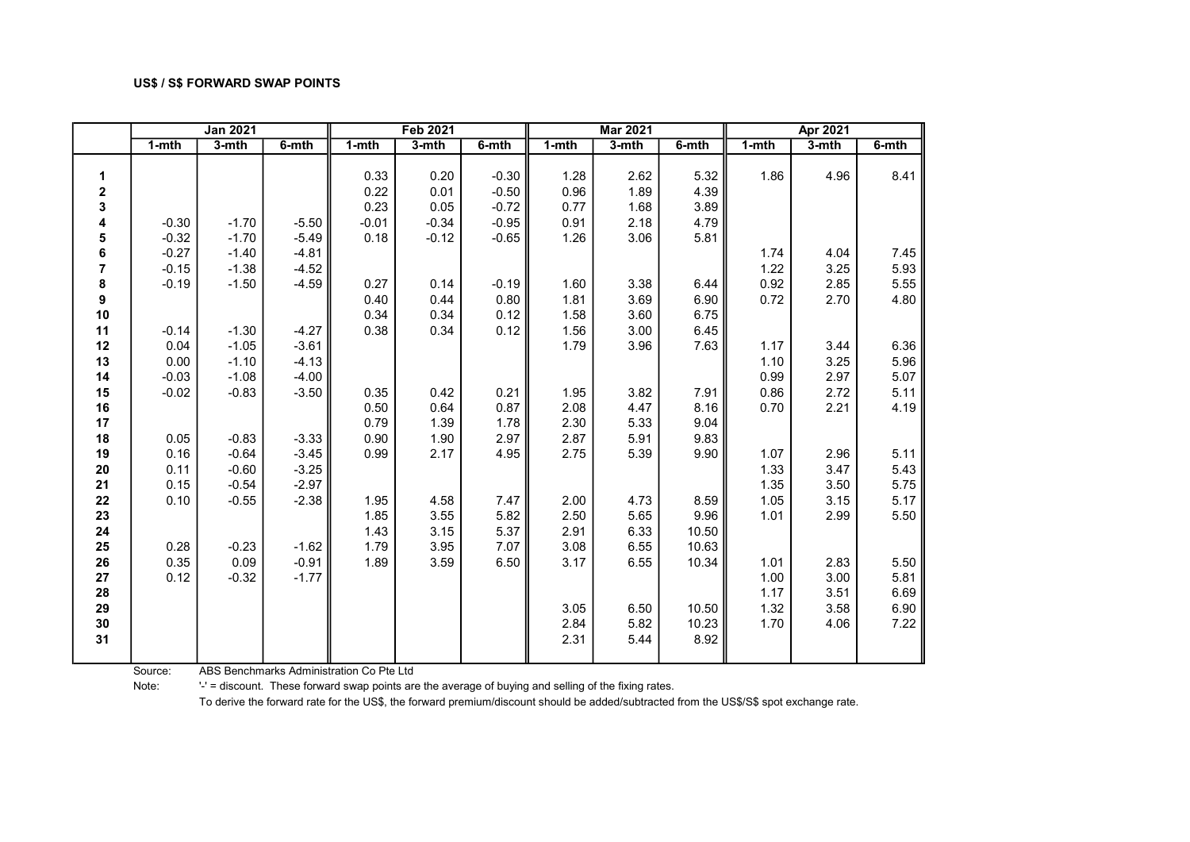**US$ / S$ FORWARD SWAP POINTS**

| | Jan 2021 | | | Feb 2021 | | | Mar 2021 | | | Apr 2021 | | |
|---|---|---|---|---|---|---|---|---|---|---|---|---|
| | 1-mth | 3-mth | 6-mth | 1-mth | 3-mth | 6-mth | 1-mth | 3-mth | 6-mth | 1-mth | 3-mth | 6-mth |
| **1** | | | | 0.33 | 0.20 | -0.30 | 1.28 | 2.62 | 5.32 | 1.86 | 4.96 | 8.41 |
| **2** | | | | 0.22 | 0.01 | -0.50 | 0.96 | 1.89 | 4.39 | | | |
| **3** | | | | 0.23 | 0.05 | -0.72 | 0.77 | 1.68 | 3.89 | | | |
| **4** | -0.30 | -1.70 | -5.50 | -0.01 | -0.34 | -0.95 | 0.91 | 2.18 | 4.79 | | | |
| **5** | -0.32 | -1.70 | -5.49 | 0.18 | -0.12 | -0.65 | 1.26 | 3.06 | 5.81 | | | |
| **6** | -0.27 | -1.40 | -4.81 | | | | | | | 1.74 | 4.04 | 7.45 |
| **7** | -0.15 | -1.38 | -4.52 | | | | | | | 1.22 | 3.25 | 5.93 |
| **8** | -0.19 | -1.50 | -4.59 | 0.27 | 0.14 | -0.19 | 1.60 | 3.38 | 6.44 | 0.92 | 2.85 | 5.55 |
| **9** | | | | 0.40 | 0.44 | 0.80 | 1.81 | 3.69 | 6.90 | 0.72 | 2.70 | 4.80 |
| **10** | | | | 0.34 | 0.34 | 0.12 | 1.58 | 3.60 | 6.75 | | | |
| **11** | -0.14 | -1.30 | -4.27 | 0.38 | 0.34 | 0.12 | 1.56 | 3.00 | 6.45 | | | |
| **12** | 0.04 | -1.05 | -3.61 | | | | 1.79 | 3.96 | 7.63 | 1.17 | 3.44 | 6.36 |
| **13** | 0.00 | -1.10 | -4.13 | | | | | | | 1.10 | 3.25 | 5.96 |
| **14** | -0.03 | -1.08 | -4.00 | | | | | | | 0.99 | 2.97 | 5.07 |
| **15** | -0.02 | -0.83 | -3.50 | 0.35 | 0.42 | 0.21 | 1.95 | 3.82 | 7.91 | 0.86 | 2.72 | 5.11 |
| **16** | | | | 0.50 | 0.64 | 0.87 | 2.08 | 4.47 | 8.16 | 0.70 | 2.21 | 4.19 |
| **17** | | | | 0.79 | 1.39 | 1.78 | 2.30 | 5.33 | 9.04 | | | |
| **18** | 0.05 | -0.83 | -3.33 | 0.90 | 1.90 | 2.97 | 2.87 | 5.91 | 9.83 | | | |
| **19** | 0.16 | -0.64 | -3.45 | 0.99 | 2.17 | 4.95 | 2.75 | 5.39 | 9.90 | 1.07 | 2.96 | 5.11 |
| **20** | 0.11 | -0.60 | -3.25 | | | | | | | 1.33 | 3.47 | 5.43 |
| **21** | 0.15 | -0.54 | -2.97 | | | | | | | 1.35 | 3.50 | 5.75 |
| **22** | 0.10 | -0.55 | -2.38 | 1.95 | 4.58 | 7.47 | 2.00 | 4.73 | 8.59 | 1.05 | 3.15 | 5.17 |
| **23** | | | | 1.85 | 3.55 | 5.82 | 2.50 | 5.65 | 9.96 | 1.01 | 2.99 | 5.50 |
| **24** | | | | 1.43 | 3.15 | 5.37 | 2.91 | 6.33 | 10.50 | | | |
| **25** | 0.28 | -0.23 | -1.62 | 1.79 | 3.95 | 7.07 | 3.08 | 6.55 | 10.63 | | | |
| **26** | 0.35 | 0.09 | -0.91 | 1.89 | 3.59 | 6.50 | 3.17 | 6.55 | 10.34 | 1.01 | 2.83 | 5.50 |
| **27** | 0.12 | -0.32 | -1.77 | | | | | | | 1.00 | 3.00 | 5.81 |
| **28** | | | | | | | | | | 1.17 | 3.51 | 6.69 |
| **29** | | | | | | | 3.05 | 6.50 | 10.50 | 1.32 | 3.58 | 6.90 |
| **30** | | | | | | | 2.84 | 5.82 | 10.23 | 1.70 | 4.06 | 7.22 |
| **31** | | | | | | | 2.31 | 5.44 | 8.92 | | | |

Source: ABS Benchmarks Administration Co Pte Ltd

Note: '-' = discount. These forward swap points are the average of buying and selling of the fixing rates.

To derive the forward rate for the US$, the forward premium/discount should be added/subtracted from the US$/S$ spot exchange rate.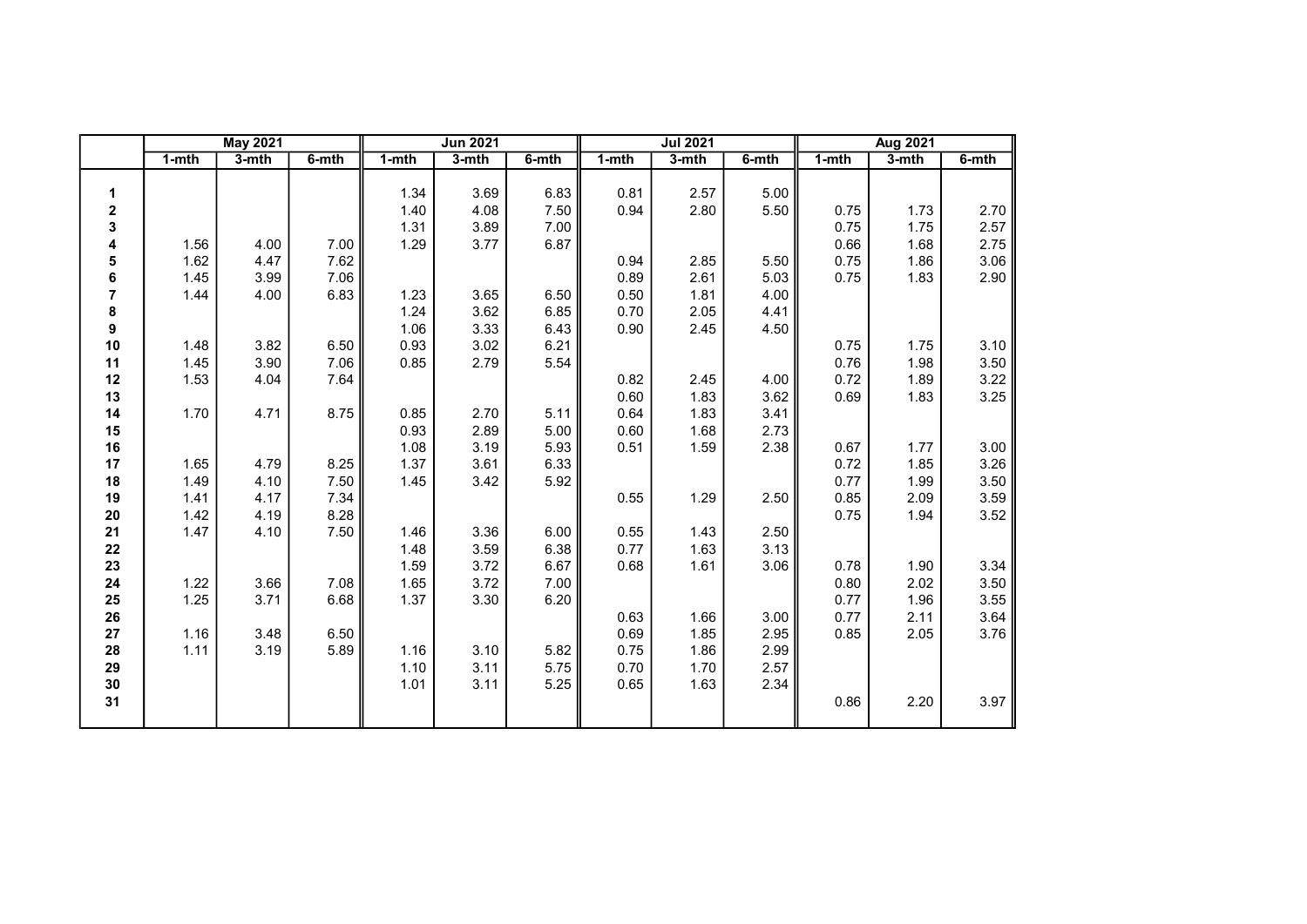| | May 2021 | | | Jun 2021 | | | Jul 2021 | | | Aug 2021 | | |
|---|---|---|---|---|---|---|---|---|---|---|---|---|
| | 1-mth | 3-mth | 6-mth | 1-mth | 3-mth | 6-mth | 1-mth | 3-mth | 6-mth | 1-mth | 3-mth | 6-mth |
| 1 | | | | 1.34 | 3.69 | 6.83 | 0.81 | 2.57 | 5.00 | | | |
| 2 | | | | 1.40 | 4.08 | 7.50 | 0.94 | 2.80 | 5.50 | 0.75 | 1.73 | 2.70 |
| 3 | | | | 1.31 | 3.89 | 7.00 | | | | 0.75 | 1.75 | 2.57 |
| 4 | 1.56 | 4.00 | 7.00 | 1.29 | 3.77 | 6.87 | | | | 0.66 | 1.68 | 2.75 |
| 5 | 1.62 | 4.47 | 7.62 | | | | 0.94 | 2.85 | 5.50 | 0.75 | 1.86 | 3.06 |
| 6 | 1.45 | 3.99 | 7.06 | | | | 0.89 | 2.61 | 5.03 | 0.75 | 1.83 | 2.90 |
| 7 | 1.44 | 4.00 | 6.83 | 1.23 | 3.65 | 6.50 | 0.50 | 1.81 | 4.00 | | | |
| 8 | | | | 1.24 | 3.62 | 6.85 | 0.70 | 2.05 | 4.41 | | | |
| 9 | | | | 1.06 | 3.33 | 6.43 | 0.90 | 2.45 | 4.50 | | | |
| 10 | 1.48 | 3.82 | 6.50 | 0.93 | 3.02 | 6.21 | | | | 0.75 | 1.75 | 3.10 |
| 11 | 1.45 | 3.90 | 7.06 | 0.85 | 2.79 | 5.54 | | | | 0.76 | 1.98 | 3.50 |
| 12 | 1.53 | 4.04 | 7.64 | | | | 0.82 | 2.45 | 4.00 | 0.72 | 1.89 | 3.22 |
| 13 | | | | | | | 0.60 | 1.83 | 3.62 | 0.69 | 1.83 | 3.25 |
| 14 | 1.70 | 4.71 | 8.75 | 0.85 | 2.70 | 5.11 | 0.64 | 1.83 | 3.41 | | | |
| 15 | | | | 0.93 | 2.89 | 5.00 | 0.60 | 1.68 | 2.73 | | | |
| 16 | | | | 1.08 | 3.19 | 5.93 | 0.51 | 1.59 | 2.38 | 0.67 | 1.77 | 3.00 |
| 17 | 1.65 | 4.79 | 8.25 | 1.37 | 3.61 | 6.33 | | | | 0.72 | 1.85 | 3.26 |
| 18 | 1.49 | 4.10 | 7.50 | 1.45 | 3.42 | 5.92 | | | | 0.77 | 1.99 | 3.50 |
| 19 | 1.41 | 4.17 | 7.34 | | | | 0.55 | 1.29 | 2.50 | 0.85 | 2.09 | 3.59 |
| 20 | 1.42 | 4.19 | 8.28 | | | | | | | 0.75 | 1.94 | 3.52 |
| 21 | 1.47 | 4.10 | 7.50 | 1.46 | 3.36 | 6.00 | 0.55 | 1.43 | 2.50 | | | |
| 22 | | | | 1.48 | 3.59 | 6.38 | 0.77 | 1.63 | 3.13 | | | |
| 23 | | | | 1.59 | 3.72 | 6.67 | 0.68 | 1.61 | 3.06 | 0.78 | 1.90 | 3.34 |
| 24 | 1.22 | 3.66 | 7.08 | 1.65 | 3.72 | 7.00 | | | | 0.80 | 2.02 | 3.50 |
| 25 | 1.25 | 3.71 | 6.68 | 1.37 | 3.30 | 6.20 | | | | 0.77 | 1.96 | 3.55 |
| 26 | | | | | | | 0.63 | 1.66 | 3.00 | 0.77 | 2.11 | 3.64 |
| 27 | 1.16 | 3.48 | 6.50 | | | | 0.69 | 1.85 | 2.95 | 0.85 | 2.05 | 3.76 |
| 28 | 1.11 | 3.19 | 5.89 | 1.16 | 3.10 | 5.82 | 0.75 | 1.86 | 2.99 | | | |
| 29 | | | | 1.10 | 3.11 | 5.75 | 0.70 | 1.70 | 2.57 | | | |
| 30 | | | | 1.01 | 3.11 | 5.25 | 0.65 | 1.63 | 2.34 | | | |
| 31 | | | | | | | | | | 0.86 | 2.20 | 3.97 |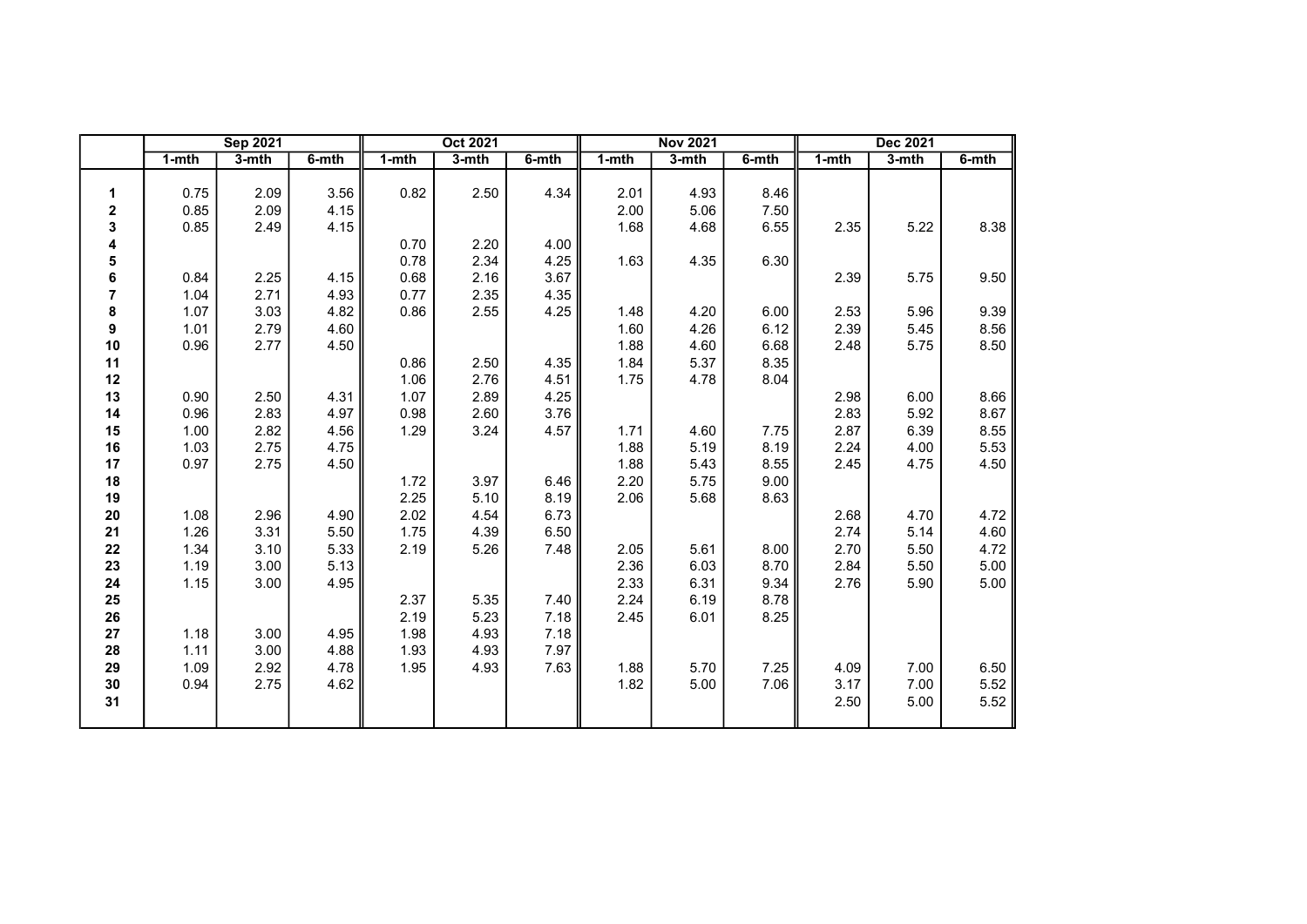| | Sep 2021 | | | Oct 2021 | | | Nov 2021 | | | Dec 2021 | | |
|---|---|---|---|---|---|---|---|---|---|---|---|---|
| | 1-mth | 3-mth | 6-mth | 1-mth | 3-mth | 6-mth | 1-mth | 3-mth | 6-mth | 1-mth | 3-mth | 6-mth |
| **1** | 0.75 | 2.09 | 3.56 | 0.82 | 2.50 | 4.34 | 2.01 | 4.93 | 8.46 | | | |
| **2** | 0.85 | 2.09 | 4.15 | | | | 2.00 | 5.06 | 7.50 | | | |
| **3** | 0.85 | 2.49 | 4.15 | | | | 1.68 | 4.68 | 6.55 | 2.35 | 5.22 | 8.38 |
| **4** | | | | 0.70 | 2.20 | 4.00 | | | | | | |
| **5** | | | | 0.78 | 2.34 | 4.25 | 1.63 | 4.35 | 6.30 | | | |
| **6** | 0.84 | 2.25 | 4.15 | 0.68 | 2.16 | 3.67 | | | | 2.39 | 5.75 | 9.50 |
| **7** | 1.04 | 2.71 | 4.93 | 0.77 | 2.35 | 4.35 | | | | | | |
| **8** | 1.07 | 3.03 | 4.82 | 0.86 | 2.55 | 4.25 | 1.48 | 4.20 | 6.00 | 2.53 | 5.96 | 9.39 |
| **9** | 1.01 | 2.79 | 4.60 | | | | 1.60 | 4.26 | 6.12 | 2.39 | 5.45 | 8.56 |
| **10** | 0.96 | 2.77 | 4.50 | | | | 1.88 | 4.60 | 6.68 | 2.48 | 5.75 | 8.50 |
| **11** | | | | 0.86 | 2.50 | 4.35 | 1.84 | 5.37 | 8.35 | | | |
| **12** | | | | 1.06 | 2.76 | 4.51 | 1.75 | 4.78 | 8.04 | | | |
| **13** | 0.90 | 2.50 | 4.31 | 1.07 | 2.89 | 4.25 | | | | 2.98 | 6.00 | 8.66 |
| **14** | 0.96 | 2.83 | 4.97 | 0.98 | 2.60 | 3.76 | | | | 2.83 | 5.92 | 8.67 |
| **15** | 1.00 | 2.82 | 4.56 | 1.29 | 3.24 | 4.57 | 1.71 | 4.60 | 7.75 | 2.87 | 6.39 | 8.55 |
| **16** | 1.03 | 2.75 | 4.75 | | | | 1.88 | 5.19 | 8.19 | 2.24 | 4.00 | 5.53 |
| **17** | 0.97 | 2.75 | 4.50 | | | | 1.88 | 5.43 | 8.55 | 2.45 | 4.75 | 4.50 |
| **18** | | | | 1.72 | 3.97 | 6.46 | 2.20 | 5.75 | 9.00 | | | |
| **19** | | | | 2.25 | 5.10 | 8.19 | 2.06 | 5.68 | 8.63 | | | |
| **20** | 1.08 | 2.96 | 4.90 | 2.02 | 4.54 | 6.73 | | | | 2.68 | 4.70 | 4.72 |
| **21** | 1.26 | 3.31 | 5.50 | 1.75 | 4.39 | 6.50 | | | | 2.74 | 5.14 | 4.60 |
| **22** | 1.34 | 3.10 | 5.33 | 2.19 | 5.26 | 7.48 | 2.05 | 5.61 | 8.00 | 2.70 | 5.50 | 4.72 |
| **23** | 1.19 | 3.00 | 5.13 | | | | 2.36 | 6.03 | 8.70 | 2.84 | 5.50 | 5.00 |
| **24** | 1.15 | 3.00 | 4.95 | | | | 2.33 | 6.31 | 9.34 | 2.76 | 5.90 | 5.00 |
| **25** | | | | 2.37 | 5.35 | 7.40 | 2.24 | 6.19 | 8.78 | | | |
| **26** | | | | 2.19 | 5.23 | 7.18 | 2.45 | 6.01 | 8.25 | | | |
| **27** | 1.18 | 3.00 | 4.95 | 1.98 | 4.93 | 7.18 | | | | | | |
| **28** | 1.11 | 3.00 | 4.88 | 1.93 | 4.93 | 7.97 | | | | | | |
| **29** | 1.09 | 2.92 | 4.78 | 1.95 | 4.93 | 7.63 | 1.88 | 5.70 | 7.25 | 4.09 | 7.00 | 6.50 |
| **30** | 0.94 | 2.75 | 4.62 | | | | 1.82 | 5.00 | 7.06 | 3.17 | 7.00 | 5.52 |
| **31** | | | | | | | | | | 2.50 | 5.00 | 5.52 |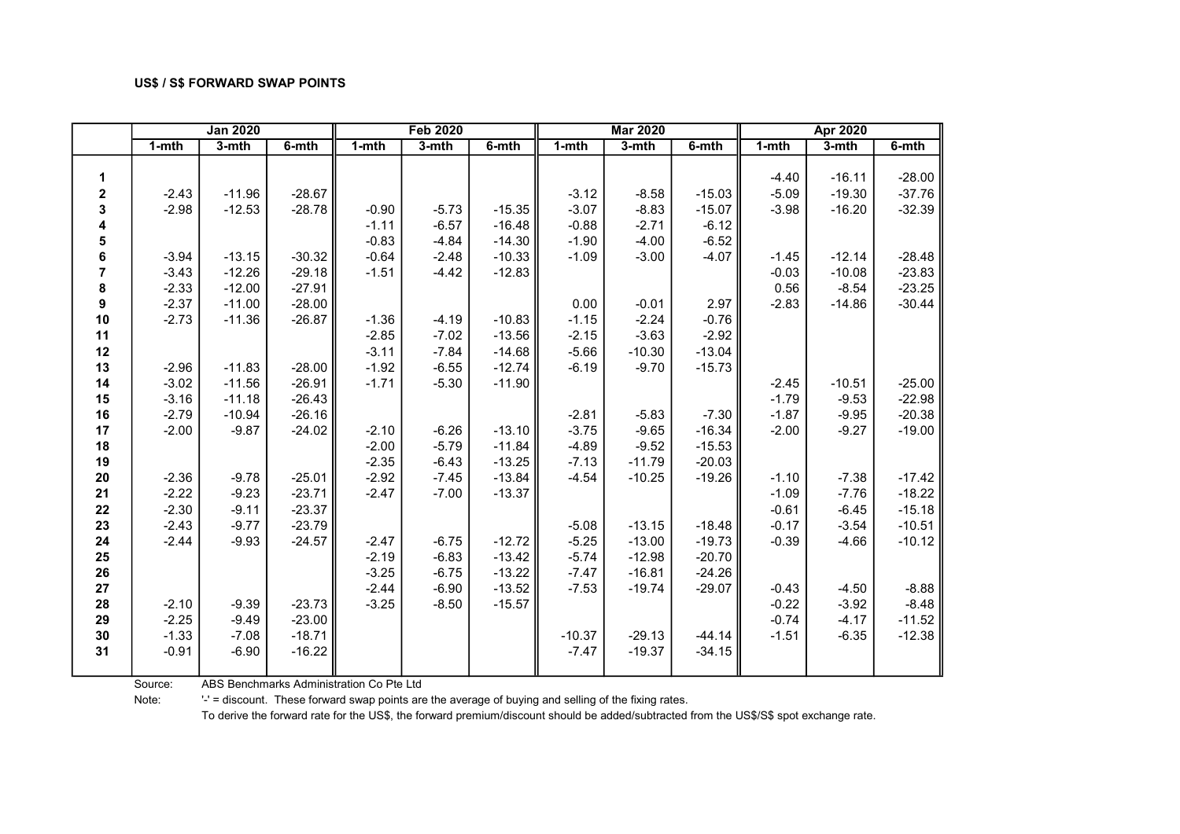**US$ / S$ FORWARD SWAP POINTS**

| | Jan 2020 | | | Feb 2020 | | | Mar 2020 | | | Apr 2020 | | |
|---|---|---|---|---|---|---|---|---|---|---|---|---|
| | 1-mth | 3-mth | 6-mth | 1-mth | 3-mth | 6-mth | 1-mth | 3-mth | 6-mth | 1-mth | 3-mth | 6-mth |
| 1 | | | | | | | | | | -4.40 | -16.11 | -28.00 |
| 2 | -2.43 | -11.96 | -28.67 | | | | -3.12 | -8.58 | -15.03 | -5.09 | -19.30 | -37.76 |
| 3 | -2.98 | -12.53 | -28.78 | -0.90 | -5.73 | -15.35 | -3.07 | -8.83 | -15.07 | -3.98 | -16.20 | -32.39 |
| 4 | | | | -1.11 | -6.57 | -16.48 | -0.88 | -2.71 | -6.12 | | | |
| 5 | | | | -0.83 | -4.84 | -14.30 | -1.90 | -4.00 | -6.52 | | | |
| 6 | -3.94 | -13.15 | -30.32 | -0.64 | -2.48 | -10.33 | -1.09 | -3.00 | -4.07 | -1.45 | -12.14 | -28.48 |
| 7 | -3.43 | -12.26 | -29.18 | -1.51 | -4.42 | -12.83 | | | | -0.03 | -10.08 | -23.83 |
| 8 | -2.33 | -12.00 | -27.91 | | | | | | | 0.56 | -8.54 | -23.25 |
| 9 | -2.37 | -11.00 | -28.00 | | | | 0.00 | -0.01 | 2.97 | -2.83 | -14.86 | -30.44 |
| 10 | -2.73 | -11.36 | -26.87 | -1.36 | -4.19 | -10.83 | -1.15 | -2.24 | -0.76 | | | |
| 11 | | | | -2.85 | -7.02 | -13.56 | -2.15 | -3.63 | -2.92 | | | |
| 12 | | | | -3.11 | -7.84 | -14.68 | -5.66 | -10.30 | -13.04 | | | |
| 13 | -2.96 | -11.83 | -28.00 | -1.92 | -6.55 | -12.74 | -6.19 | -9.70 | -15.73 | | | |
| 14 | -3.02 | -11.56 | -26.91 | -1.71 | -5.30 | -11.90 | | | | -2.45 | -10.51 | -25.00 |
| 15 | -3.16 | -11.18 | -26.43 | | | | | | | -1.79 | -9.53 | -22.98 |
| 16 | -2.79 | -10.94 | -26.16 | | | | -2.81 | -5.83 | -7.30 | -1.87 | -9.95 | -20.38 |
| 17 | -2.00 | -9.87 | -24.02 | -2.10 | -6.26 | -13.10 | -3.75 | -9.65 | -16.34 | -2.00 | -9.27 | -19.00 |
| 18 | | | | -2.00 | -5.79 | -11.84 | -4.89 | -9.52 | -15.53 | | | |
| 19 | | | | -2.35 | -6.43 | -13.25 | -7.13 | -11.79 | -20.03 | | | |
| 20 | -2.36 | -9.78 | -25.01 | -2.92 | -7.45 | -13.84 | -4.54 | -10.25 | -19.26 | -1.10 | -7.38 | -17.42 |
| 21 | -2.22 | -9.23 | -23.71 | -2.47 | -7.00 | -13.37 | | | | -1.09 | -7.76 | -18.22 |
| 22 | -2.30 | -9.11 | -23.37 | | | | | | | -0.61 | -6.45 | -15.18 |
| 23 | -2.43 | -9.77 | -23.79 | | | | -5.08 | -13.15 | -18.48 | -0.17 | -3.54 | -10.51 |
| 24 | -2.44 | -9.93 | -24.57 | -2.47 | -6.75 | -12.72 | -5.25 | -13.00 | -19.73 | -0.39 | -4.66 | -10.12 |
| 25 | | | | -2.19 | -6.83 | -13.42 | -5.74 | -12.98 | -20.70 | | | |
| 26 | | | | -3.25 | -6.75 | -13.22 | -7.47 | -16.81 | -24.26 | | | |
| 27 | | | | -2.44 | -6.90 | -13.52 | -7.53 | -19.74 | -29.07 | -0.43 | -4.50 | -8.88 |
| 28 | -2.10 | -9.39 | -23.73 | -3.25 | -8.50 | -15.57 | | | | -0.22 | -3.92 | -8.48 |
| 29 | -2.25 | -9.49 | -23.00 | | | | | | | -0.74 | -4.17 | -11.52 |
| 30 | -1.33 | -7.08 | -18.71 | | | | -10.37 | -29.13 | -44.14 | -1.51 | -6.35 | -12.38 |
| 31 | -0.91 | -6.90 | -16.22 | | | | -7.47 | -19.37 | -34.15 | | | |

Source: ABS Benchmarks Administration Co Pte Ltd

Note: '-' = discount. These forward swap points are the average of buying and selling of the fixing rates.
To derive the forward rate for the US$, the forward premium/discount should be added/subtracted from the US$/S$ spot exchange rate.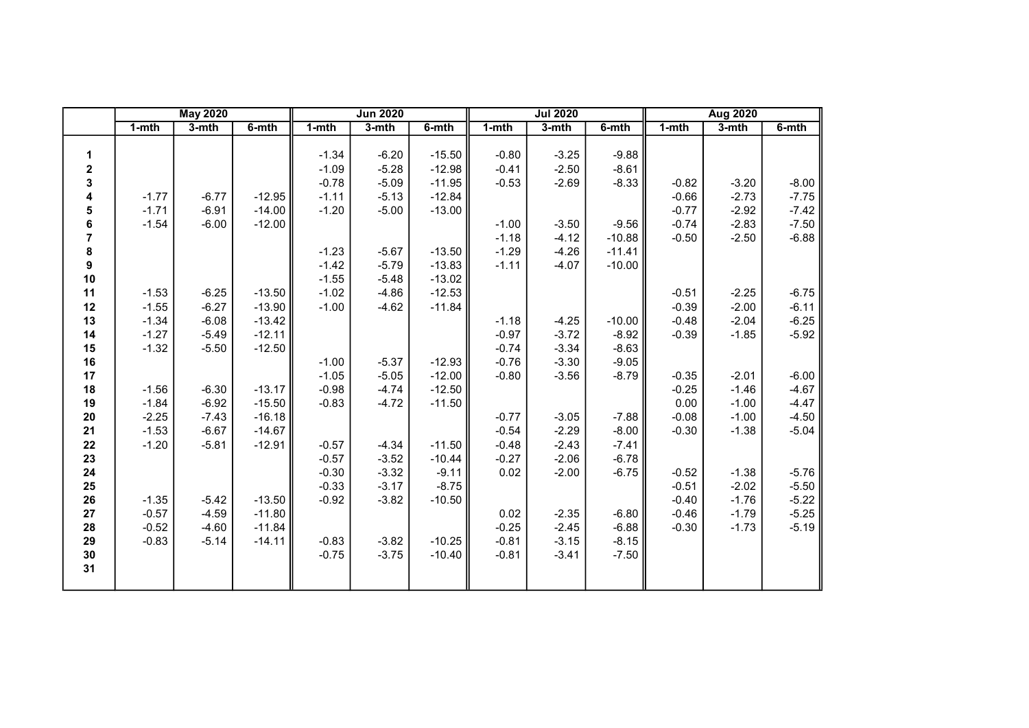| | May 2020 | | | Jun 2020 | | | Jul 2020 | | | Aug 2020 | | |
|---|---|---|---|---|---|---|---|---|---|---|---|---|
| | 1-mth | 3-mth | 6-mth | 1-mth | 3-mth | 6-mth | 1-mth | 3-mth | 6-mth | 1-mth | 3-mth | 6-mth |
| 1 | | | | -1.34 | -6.20 | -15.50 | -0.80 | -3.25 | -9.88 | | | |
| 2 | | | | -1.09 | -5.28 | -12.98 | -0.41 | -2.50 | -8.61 | | | |
| 3 | | | | -0.78 | -5.09 | -11.95 | -0.53 | -2.69 | -8.33 | -0.82 | -3.20 | -8.00 |
| 4 | -1.77 | -6.77 | -12.95 | -1.11 | -5.13 | -12.84 | | | | -0.66 | -2.73 | -7.75 |
| 5 | -1.71 | -6.91 | -14.00 | -1.20 | -5.00 | -13.00 | | | | -0.77 | -2.92 | -7.42 |
| 6 | -1.54 | -6.00 | -12.00 | | | | -1.00 | -3.50 | -9.56 | -0.74 | -2.83 | -7.50 |
| 7 | | | | | | | -1.18 | -4.12 | -10.88 | -0.50 | -2.50 | -6.88 |
| 8 | | | | -1.23 | -5.67 | -13.50 | -1.29 | -4.26 | -11.41 | | | |
| 9 | | | | -1.42 | -5.79 | -13.83 | -1.11 | -4.07 | -10.00 | | | |
| 10 | | | | -1.55 | -5.48 | -13.02 | | | | | | |
| 11 | -1.53 | -6.25 | -13.50 | -1.02 | -4.86 | -12.53 | | | | -0.51 | -2.25 | -6.75 |
| 12 | -1.55 | -6.27 | -13.90 | -1.00 | -4.62 | -11.84 | | | | -0.39 | -2.00 | -6.11 |
| 13 | -1.34 | -6.08 | -13.42 | | | | -1.18 | -4.25 | -10.00 | -0.48 | -2.04 | -6.25 |
| 14 | -1.27 | -5.49 | -12.11 | | | | -0.97 | -3.72 | -8.92 | -0.39 | -1.85 | -5.92 |
| 15 | -1.32 | -5.50 | -12.50 | | | | -0.74 | -3.34 | -8.63 | | | |
| 16 | | | | -1.00 | -5.37 | -12.93 | -0.76 | -3.30 | -9.05 | | | |
| 17 | | | | -1.05 | -5.05 | -12.00 | -0.80 | -3.56 | -8.79 | -0.35 | -2.01 | -6.00 |
| 18 | -1.56 | -6.30 | -13.17 | -0.98 | -4.74 | -12.50 | | | | -0.25 | -1.46 | -4.67 |
| 19 | -1.84 | -6.92 | -15.50 | -0.83 | -4.72 | -11.50 | | | | 0.00 | -1.00 | -4.47 |
| 20 | -2.25 | -7.43 | -16.18 | | | | -0.77 | -3.05 | -7.88 | -0.08 | -1.00 | -4.50 |
| 21 | -1.53 | -6.67 | -14.67 | | | | -0.54 | -2.29 | -8.00 | -0.30 | -1.38 | -5.04 |
| 22 | -1.20 | -5.81 | -12.91 | -0.57 | -4.34 | -11.50 | -0.48 | -2.43 | -7.41 | | | |
| 23 | | | | -0.57 | -3.52 | -10.44 | -0.27 | -2.06 | -6.78 | | | |
| 24 | | | | -0.30 | -3.32 | -9.11 | 0.02 | -2.00 | -6.75 | -0.52 | -1.38 | -5.76 |
| 25 | | | | -0.33 | -3.17 | -8.75 | | | | -0.51 | -2.02 | -5.50 |
| 26 | -1.35 | -5.42 | -13.50 | -0.92 | -3.82 | -10.50 | | | | -0.40 | -1.76 | -5.22 |
| 27 | -0.57 | -4.59 | -11.80 | | | | 0.02 | -2.35 | -6.80 | -0.46 | -1.79 | -5.25 |
| 28 | -0.52 | -4.60 | -11.84 | | | | -0.25 | -2.45 | -6.88 | -0.30 | -1.73 | -5.19 |
| 29 | -0.83 | -5.14 | -14.11 | -0.83 | -3.82 | -10.25 | -0.81 | -3.15 | -8.15 | | | |
| 30 | | | | -0.75 | -3.75 | -10.40 | -0.81 | -3.41 | -7.50 | | | |
| 31 | | | | | | | | | | | | |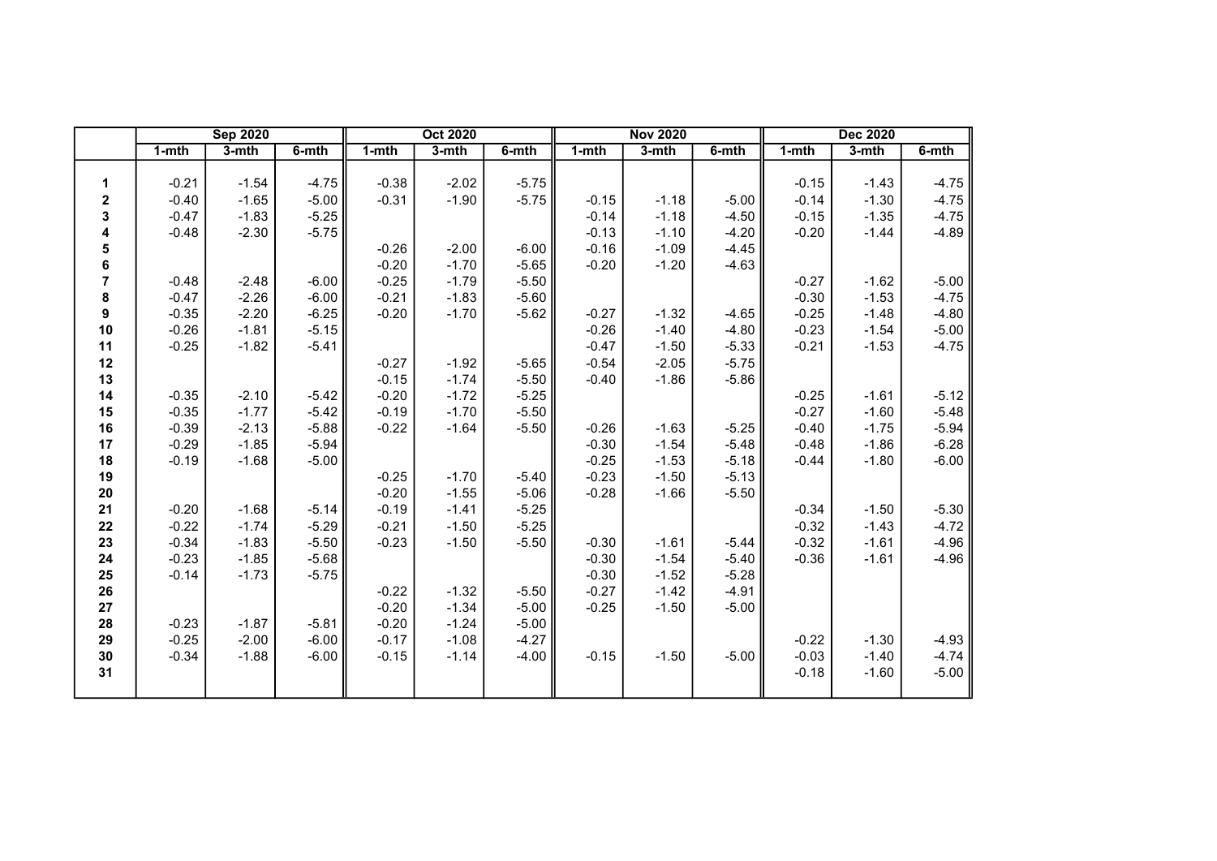| | Sep 2020 | | | Oct 2020 | | | Nov 2020 | | | Dec 2020 | | |
|---|---|---|---|---|---|---|---|---|---|---|---|---|
| | 1-mth | 3-mth | 6-mth | 1-mth | 3-mth | 6-mth | 1-mth | 3-mth | 6-mth | 1-mth | 3-mth | 6-mth |
| **1** | -0.21 | -1.54 | -4.75 | -0.38 | -2.02 | -5.75 | | | | -0.15 | -1.43 | -4.75 |
| **2** | -0.40 | -1.65 | -5.00 | -0.31 | -1.90 | -5.75 | -0.15 | -1.18 | -5.00 | -0.14 | -1.30 | -4.75 |
| **3** | -0.47 | -1.83 | -5.25 | | | | -0.14 | -1.18 | -4.50 | -0.15 | -1.35 | -4.75 |
| **4** | -0.48 | -2.30 | -5.75 | | | | -0.13 | -1.10 | -4.20 | -0.20 | -1.44 | -4.89 |
| **5** | | | | -0.26 | -2.00 | -6.00 | -0.16 | -1.09 | -4.45 | | | |
| **6** | | | | -0.20 | -1.70 | -5.65 | -0.20 | -1.20 | -4.63 | | | |
| **7** | -0.48 | -2.48 | -6.00 | -0.25 | -1.79 | -5.50 | | | | -0.27 | -1.62 | -5.00 |
| **8** | -0.47 | -2.26 | -6.00 | -0.21 | -1.83 | -5.60 | | | | -0.30 | -1.53 | -4.75 |
| **9** | -0.35 | -2.20 | -6.25 | -0.20 | -1.70 | -5.62 | -0.27 | -1.32 | -4.65 | -0.25 | -1.48 | -4.80 |
| **10** | -0.26 | -1.81 | -5.15 | | | | -0.26 | -1.40 | -4.80 | -0.23 | -1.54 | -5.00 |
| **11** | -0.25 | -1.82 | -5.41 | | | | -0.47 | -1.50 | -5.33 | -0.21 | -1.53 | -4.75 |
| **12** | | | | -0.27 | -1.92 | -5.65 | -0.54 | -2.05 | -5.75 | | | |
| **13** | | | | -0.15 | -1.74 | -5.50 | -0.40 | -1.86 | -5.86 | | | |
| **14** | -0.35 | -2.10 | -5.42 | -0.20 | -1.72 | -5.25 | | | | -0.25 | -1.61 | -5.12 |
| **15** | -0.35 | -1.77 | -5.42 | -0.19 | -1.70 | -5.50 | | | | -0.27 | -1.60 | -5.48 |
| **16** | -0.39 | -2.13 | -5.88 | -0.22 | -1.64 | -5.50 | -0.26 | -1.63 | -5.25 | -0.40 | -1.75 | -5.94 |
| **17** | -0.29 | -1.85 | -5.94 | | | | -0.30 | -1.54 | -5.48 | -0.48 | -1.86 | -6.28 |
| **18** | -0.19 | -1.68 | -5.00 | | | | -0.25 | -1.53 | -5.18 | -0.44 | -1.80 | -6.00 |
| **19** | | | | -0.25 | -1.70 | -5.40 | -0.23 | -1.50 | -5.13 | | | |
| **20** | | | | -0.20 | -1.55 | -5.06 | -0.28 | -1.66 | -5.50 | | | |
| **21** | -0.20 | -1.68 | -5.14 | -0.19 | -1.41 | -5.25 | | | | -0.34 | -1.50 | -5.30 |
| **22** | -0.22 | -1.74 | -5.29 | -0.21 | -1.50 | -5.25 | | | | -0.32 | -1.43 | -4.72 |
| **23** | -0.34 | -1.83 | -5.50 | -0.23 | -1.50 | -5.50 | -0.30 | -1.61 | -5.44 | -0.32 | -1.61 | -4.96 |
| **24** | -0.23 | -1.85 | -5.68 | | | | -0.30 | -1.54 | -5.40 | -0.36 | -1.61 | -4.96 |
| **25** | -0.14 | -1.73 | -5.75 | | | | -0.30 | -1.52 | -5.28 | | | |
| **26** | | | | -0.22 | -1.32 | -5.50 | -0.27 | -1.42 | -4.91 | | | |
| **27** | | | | -0.20 | -1.34 | -5.00 | -0.25 | -1.50 | -5.00 | | | |
| **28** | -0.23 | -1.87 | -5.81 | -0.20 | -1.24 | -5.00 | | | | | | |
| **29** | -0.25 | -2.00 | -6.00 | -0.17 | -1.08 | -4.27 | | | | -0.22 | -1.30 | -4.93 |
| **30** | -0.34 | -1.88 | -6.00 | -0.15 | -1.14 | -4.00 | -0.15 | -1.50 | -5.00 | -0.03 | -1.40 | -4.74 |
| **31** | | | | | | | | | | -0.18 | -1.60 | -5.00 |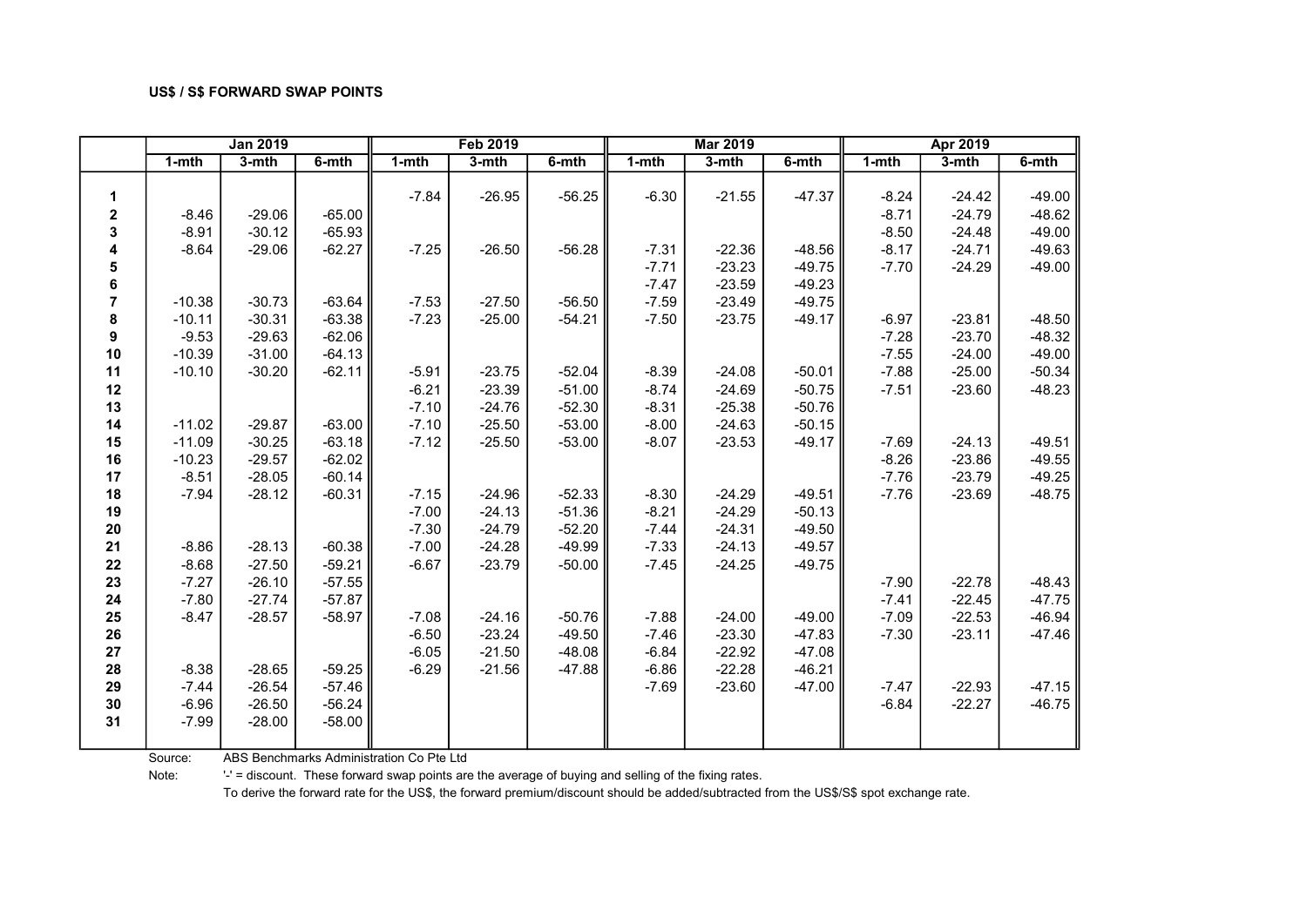**US$ / S$ FORWARD SWAP POINTS**

| | Jan 2019 | | | Feb 2019 | | | Mar 2019 | | | Apr 2019 | | |
|---|---|---|---|---|---|---|---|---|---|---|---|---|
| | 1-mth | 3-mth | 6-mth | 1-mth | 3-mth | 6-mth | 1-mth | 3-mth | 6-mth | 1-mth | 3-mth | 6-mth |
| 1 | | | | -7.84 | -26.95 | -56.25 | -6.30 | -21.55 | -47.37 | -8.24 | -24.42 | -49.00 |
| 2 | -8.46 | -29.06 | -65.00 | | | | | | | -8.71 | -24.79 | -48.62 |
| 3 | -8.91 | -30.12 | -65.93 | | | | | | | -8.50 | -24.48 | -49.00 |
| 4 | -8.64 | -29.06 | -62.27 | -7.25 | -26.50 | -56.28 | -7.31 | -22.36 | -48.56 | -8.17 | -24.71 | -49.63 |
| 5 | | | | | | | -7.71 | -23.23 | -49.75 | -7.70 | -24.29 | -49.00 |
| 6 | | | | | | | -7.47 | -23.59 | -49.23 | | | |
| 7 | -10.38 | -30.73 | -63.64 | -7.53 | -27.50 | -56.50 | -7.59 | -23.49 | -49.75 | | | |
| 8 | -10.11 | -30.31 | -63.38 | -7.23 | -25.00 | -54.21 | -7.50 | -23.75 | -49.17 | -6.97 | -23.81 | -48.50 |
| 9 | -9.53 | -29.63 | -62.06 | | | | | | | -7.28 | -23.70 | -48.32 |
| 10 | -10.39 | -31.00 | -64.13 | | | | | | | -7.55 | -24.00 | -49.00 |
| 11 | -10.10 | -30.20 | -62.11 | -5.91 | -23.75 | -52.04 | -8.39 | -24.08 | -50.01 | -7.88 | -25.00 | -50.34 |
| 12 | | | | -6.21 | -23.39 | -51.00 | -8.74 | -24.69 | -50.75 | -7.51 | -23.60 | -48.23 |
| 13 | | | | -7.10 | -24.76 | -52.30 | -8.31 | -25.38 | -50.76 | | | |
| 14 | -11.02 | -29.87 | -63.00 | -7.10 | -25.50 | -53.00 | -8.00 | -24.63 | -50.15 | | | |
| 15 | -11.09 | -30.25 | -63.18 | -7.12 | -25.50 | -53.00 | -8.07 | -23.53 | -49.17 | -7.69 | -24.13 | -49.51 |
| 16 | -10.23 | -29.57 | -62.02 | | | | | | | -8.26 | -23.86 | -49.55 |
| 17 | -8.51 | -28.05 | -60.14 | | | | | | | -7.76 | -23.79 | -49.25 |
| 18 | -7.94 | -28.12 | -60.31 | -7.15 | -24.96 | -52.33 | -8.30 | -24.29 | -49.51 | -7.76 | -23.69 | -48.75 |
| 19 | | | | -7.00 | -24.13 | -51.36 | -8.21 | -24.29 | -50.13 | | | |
| 20 | | | | -7.30 | -24.79 | -52.20 | -7.44 | -24.31 | -49.50 | | | |
| 21 | -8.86 | -28.13 | -60.38 | -7.00 | -24.28 | -49.99 | -7.33 | -24.13 | -49.57 | | | |
| 22 | -8.68 | -27.50 | -59.21 | -6.67 | -23.79 | -50.00 | -7.45 | -24.25 | -49.75 | | | |
| 23 | -7.27 | -26.10 | -57.55 | | | | | | | -7.90 | -22.78 | -48.43 |
| 24 | -7.80 | -27.74 | -57.87 | | | | | | | -7.41 | -22.45 | -47.75 |
| 25 | -8.47 | -28.57 | -58.97 | -7.08 | -24.16 | -50.76 | -7.88 | -24.00 | -49.00 | -7.09 | -22.53 | -46.94 |
| 26 | | | | -6.50 | -23.24 | -49.50 | -7.46 | -23.30 | -47.83 | -7.30 | -23.11 | -47.46 |
| 27 | | | | -6.05 | -21.50 | -48.08 | -6.84 | -22.92 | -47.08 | | | |
| 28 | -8.38 | -28.65 | -59.25 | -6.29 | -21.56 | -47.88 | -6.86 | -22.28 | -46.21 | | | |
| 29 | -7.44 | -26.54 | -57.46 | | | | -7.69 | -23.60 | -47.00 | -7.47 | -22.93 | -47.15 |
| 30 | -6.96 | -26.50 | -56.24 | | | | | | | -6.84 | -22.27 | -46.75 |
| 31 | -7.99 | -28.00 | -58.00 | | | | | | | | | |

Source: ABS Benchmarks Administration Co Pte Ltd

Note: '-' = discount. These forward swap points are the average of buying and selling of the fixing rates.
To derive the forward rate for the US$, the forward premium/discount should be added/subtracted from the US$/S$ spot exchange rate.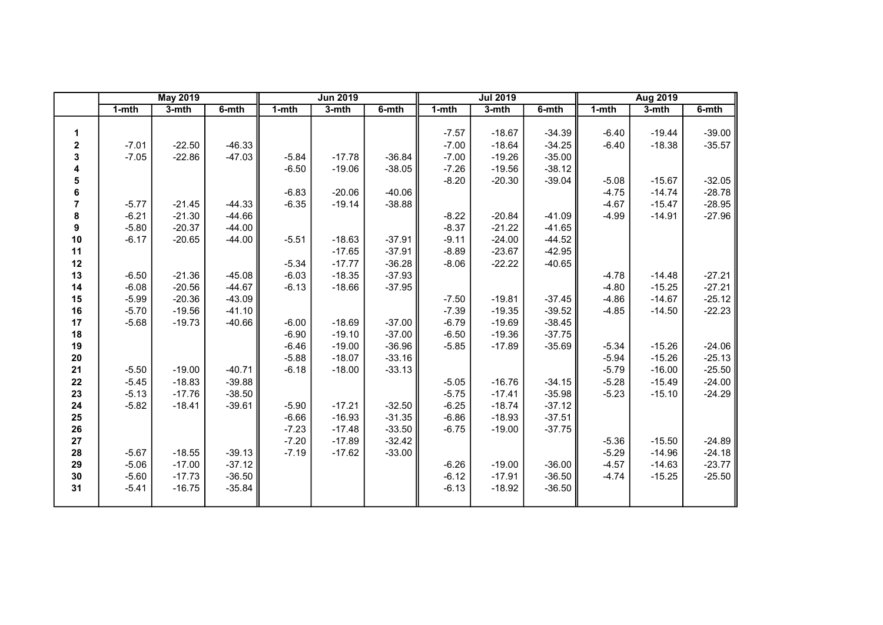| | May 2019 | | | Jun 2019 | | | Jul 2019 | | | Aug 2019 | | |
|---|---|---|---|---|---|---|---|---|---|---|---|---|
| | 1-mth | 3-mth | 6-mth | 1-mth | 3-mth | 6-mth | 1-mth | 3-mth | 6-mth | 1-mth | 3-mth | 6-mth |
| 1 | | | | | | | -7.57 | -18.67 | -34.39 | -6.40 | -19.44 | -39.00 |
| 2 | -7.01 | -22.50 | -46.33 | | | | -7.00 | -18.64 | -34.25 | -6.40 | -18.38 | -35.57 |
| 3 | -7.05 | -22.86 | -47.03 | -5.84 | -17.78 | -36.84 | -7.00 | -19.26 | -35.00 | | | |
| 4 | | | | -6.50 | -19.06 | -38.05 | -7.26 | -19.56 | -38.12 | | | |
| 5 | | | | | | | -8.20 | -20.30 | -39.04 | -5.08 | -15.67 | -32.05 |
| 6 | | | | -6.83 | -20.06 | -40.06 | | | | -4.75 | -14.74 | -28.78 |
| 7 | -5.77 | -21.45 | -44.33 | -6.35 | -19.14 | -38.88 | | | | -4.67 | -15.47 | -28.95 |
| 8 | -6.21 | -21.30 | -44.66 | | | | -8.22 | -20.84 | -41.09 | -4.99 | -14.91 | -27.96 |
| 9 | -5.80 | -20.37 | -44.00 | | | | -8.37 | -21.22 | -41.65 | | | |
| 10 | -6.17 | -20.65 | -44.00 | -5.51 | -18.63 | -37.91 | -9.11 | -24.00 | -44.52 | | | |
| 11 | | | | | -17.65 | -37.91 | -8.89 | -23.67 | -42.95 | | | |
| 12 | | | | -5.34 | -17.77 | -36.28 | -8.06 | -22.22 | -40.65 | | | |
| 13 | -6.50 | -21.36 | -45.08 | -6.03 | -18.35 | -37.93 | | | | -4.78 | -14.48 | -27.21 |
| 14 | -6.08 | -20.56 | -44.67 | -6.13 | -18.66 | -37.95 | | | | -4.80 | -15.25 | -27.21 |
| 15 | -5.99 | -20.36 | -43.09 | | | | -7.50 | -19.81 | -37.45 | -4.86 | -14.67 | -25.12 |
| 16 | -5.70 | -19.56 | -41.10 | | | | -7.39 | -19.35 | -39.52 | -4.85 | -14.50 | -22.23 |
| 17 | -5.68 | -19.73 | -40.66 | -6.00 | -18.69 | -37.00 | -6.79 | -19.69 | -38.45 | | | |
| 18 | | | | -6.90 | -19.10 | -37.00 | -6.50 | -19.36 | -37.75 | | | |
| 19 | | | | -6.46 | -19.00 | -36.96 | -5.85 | -17.89 | -35.69 | -5.34 | -15.26 | -24.06 |
| 20 | | | | -5.88 | -18.07 | -33.16 | | | | -5.94 | -15.26 | -25.13 |
| 21 | -5.50 | -19.00 | -40.71 | -6.18 | -18.00 | -33.13 | | | | -5.79 | -16.00 | -25.50 |
| 22 | -5.45 | -18.83 | -39.88 | | | | -5.05 | -16.76 | -34.15 | -5.28 | -15.49 | -24.00 |
| 23 | -5.13 | -17.76 | -38.50 | | | | -5.75 | -17.41 | -35.98 | -5.23 | -15.10 | -24.29 |
| 24 | -5.82 | -18.41 | -39.61 | -5.90 | -17.21 | -32.50 | -6.25 | -18.74 | -37.12 | | | |
| 25 | | | | -6.66 | -16.93 | -31.35 | -6.86 | -18.93 | -37.51 | | | |
| 26 | | | | -7.23 | -17.48 | -33.50 | -6.75 | -19.00 | -37.75 | | | |
| 27 | | | | -7.20 | -17.89 | -32.42 | | | | -5.36 | -15.50 | -24.89 |
| 28 | -5.67 | -18.55 | -39.13 | -7.19 | -17.62 | -33.00 | | | | -5.29 | -14.96 | -24.18 |
| 29 | -5.06 | -17.00 | -37.12 | | | | -6.26 | -19.00 | -36.00 | -4.57 | -14.63 | -23.77 |
| 30 | -5.60 | -17.73 | -36.50 | | | | -6.12 | -17.91 | -36.50 | -4.74 | -15.25 | -25.50 |
| 31 | -5.41 | -16.75 | -35.84 | | | | -6.13 | -18.92 | -36.50 | | | |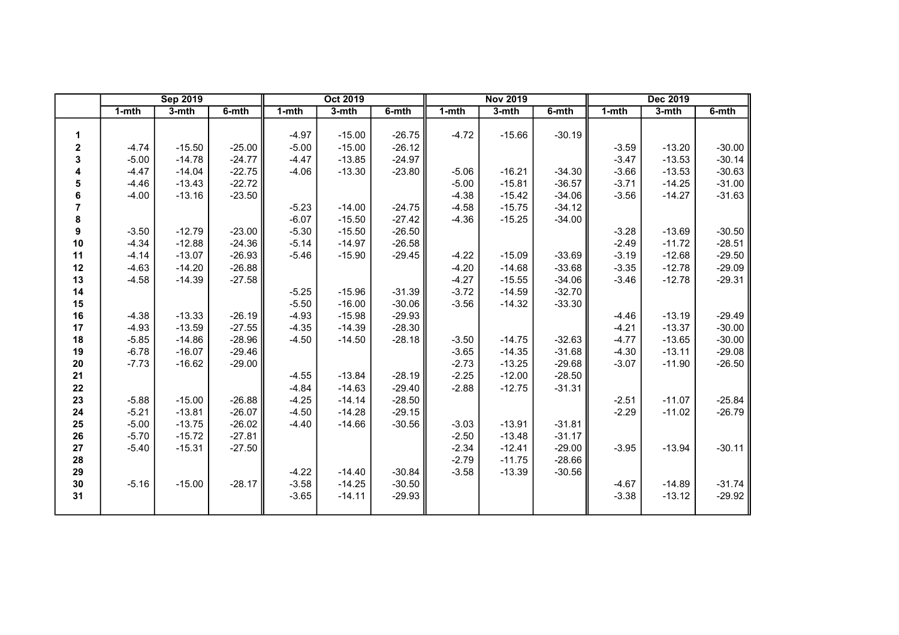| | Sep 2019 | | | Oct 2019 | | | Nov 2019 | | | Dec 2019 | | |
|---|---|---|---|---|---|---|---|---|---|---|---|---|
| | 1-mth | 3-mth | 6-mth | 1-mth | 3-mth | 6-mth | 1-mth | 3-mth | 6-mth | 1-mth | 3-mth | 6-mth |
| 1 | | | | -4.97 | -15.00 | -26.75 | -4.72 | -15.66 | -30.19 | | | |
| 2 | -4.74 | -15.50 | -25.00 | -5.00 | -15.00 | -26.12 | | | | -3.59 | -13.20 | -30.00 |
| 3 | -5.00 | -14.78 | -24.77 | -4.47 | -13.85 | -24.97 | | | | -3.47 | -13.53 | -30.14 |
| 4 | -4.47 | -14.04 | -22.75 | -4.06 | -13.30 | -23.80 | -5.06 | -16.21 | -34.30 | -3.66 | -13.53 | -30.63 |
| 5 | -4.46 | -13.43 | -22.72 | | | | -5.00 | -15.81 | -36.57 | -3.71 | -14.25 | -31.00 |
| 6 | -4.00 | -13.16 | -23.50 | | | | -4.38 | -15.42 | -34.06 | -3.56 | -14.27 | -31.63 |
| 7 | | | | -5.23 | -14.00 | -24.75 | -4.58 | -15.75 | -34.12 | | | |
| 8 | | | | -6.07 | -15.50 | -27.42 | -4.36 | -15.25 | -34.00 | | | |
| 9 | -3.50 | -12.79 | -23.00 | -5.30 | -15.50 | -26.50 | | | | -3.28 | -13.69 | -30.50 |
| 10 | -4.34 | -12.88 | -24.36 | -5.14 | -14.97 | -26.58 | | | | -2.49 | -11.72 | -28.51 |
| 11 | -4.14 | -13.07 | -26.93 | -5.46 | -15.90 | -29.45 | -4.22 | -15.09 | -33.69 | -3.19 | -12.68 | -29.50 |
| 12 | -4.63 | -14.20 | -26.88 | | | | -4.20 | -14.68 | -33.68 | -3.35 | -12.78 | -29.09 |
| 13 | -4.58 | -14.39 | -27.58 | | | | -4.27 | -15.55 | -34.06 | -3.46 | -12.78 | -29.31 |
| 14 | | | | -5.25 | -15.96 | -31.39 | -3.72 | -14.59 | -32.70 | | | |
| 15 | | | | -5.50 | -16.00 | -30.06 | -3.56 | -14.32 | -33.30 | | | |
| 16 | -4.38 | -13.33 | -26.19 | -4.93 | -15.98 | -29.93 | | | | -4.46 | -13.19 | -29.49 |
| 17 | -4.93 | -13.59 | -27.55 | -4.35 | -14.39 | -28.30 | | | | -4.21 | -13.37 | -30.00 |
| 18 | -5.85 | -14.86 | -28.96 | -4.50 | -14.50 | -28.18 | -3.50 | -14.75 | -32.63 | -4.77 | -13.65 | -30.00 |
| 19 | -6.78 | -16.07 | -29.46 | | | | -3.65 | -14.35 | -31.68 | -4.30 | -13.11 | -29.08 |
| 20 | -7.73 | -16.62 | -29.00 | | | | -2.73 | -13.25 | -29.68 | -3.07 | -11.90 | -26.50 |
| 21 | | | | -4.55 | -13.84 | -28.19 | -2.25 | -12.00 | -28.50 | | | |
| 22 | | | | -4.84 | -14.63 | -29.40 | -2.88 | -12.75 | -31.31 | | | |
| 23 | -5.88 | -15.00 | -26.88 | -4.25 | -14.14 | -28.50 | | | | -2.51 | -11.07 | -25.84 |
| 24 | -5.21 | -13.81 | -26.07 | -4.50 | -14.28 | -29.15 | | | | -2.29 | -11.02 | -26.79 |
| 25 | -5.00 | -13.75 | -26.02 | -4.40 | -14.66 | -30.56 | -3.03 | -13.91 | -31.81 | | | |
| 26 | -5.70 | -15.72 | -27.81 | | | | -2.50 | -13.48 | -31.17 | | | |
| 27 | -5.40 | -15.31 | -27.50 | | | | -2.34 | -12.41 | -29.00 | -3.95 | -13.94 | -30.11 |
| 28 | | | | | | | -2.79 | -11.75 | -28.66 | | | |
| 29 | | | | -4.22 | -14.40 | -30.84 | -3.58 | -13.39 | -30.56 | | | |
| 30 | -5.16 | -15.00 | -28.17 | -3.58 | -14.25 | -30.50 | | | | -4.67 | -14.89 | -31.74 |
| 31 | | | | -3.65 | -14.11 | -29.93 | | | | -3.38 | -13.12 | -29.92 |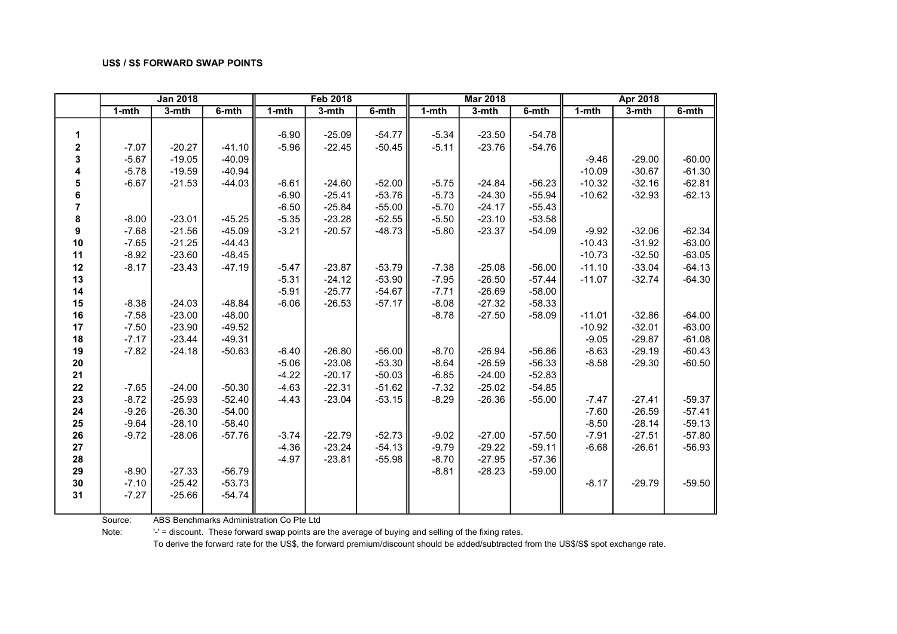**US$ / S$ FORWARD SWAP POINTS**

| | Jan 2018 | | | Feb 2018 | | | Mar 2018 | | | Apr 2018 | | |
|---|---|---|---|---|---|---|---|---|---|---|---|---|
| | 1-mth | 3-mth | 6-mth | 1-mth | 3-mth | 6-mth | 1-mth | 3-mth | 6-mth | 1-mth | 3-mth | 6-mth |
| 1 | | | | -6.90 | -25.09 | -54.77 | -5.34 | -23.50 | -54.78 | | | |
| 2 | -7.07 | -20.27 | -41.10 | -5.96 | -22.45 | -50.45 | -5.11 | -23.76 | -54.76 | | | |
| 3 | -5.67 | -19.05 | -40.09 | | | | | | | -9.46 | -29.00 | -60.00 |
| 4 | -5.78 | -19.59 | -40.94 | | | | | | | -10.09 | -30.67 | -61.30 |
| 5 | -6.67 | -21.53 | -44.03 | -6.61 | -24.60 | -52.00 | -5.75 | -24.84 | -56.23 | -10.32 | -32.16 | -62.81 |
| 6 | | | | -6.90 | -25.41 | -53.76 | -5.73 | -24.30 | -55.94 | -10.62 | -32.93 | -62.13 |
| 7 | | | | -6.50 | -25.84 | -55.00 | -5.70 | -24.17 | -55.43 | | | |
| 8 | -8.00 | -23.01 | -45.25 | -5.35 | -23.28 | -52.55 | -5.50 | -23.10 | -53.58 | | | |
| 9 | -7.68 | -21.56 | -45.09 | -3.21 | -20.57 | -48.73 | -5.80 | -23.37 | -54.09 | -9.92 | -32.06 | -62.34 |
| 10 | -7.65 | -21.25 | -44.43 | | | | | | | -10.43 | -31.92 | -63.00 |
| 11 | -8.92 | -23.60 | -48.45 | | | | | | | -10.73 | -32.50 | -63.05 |
| 12 | -8.17 | -23.43 | -47.19 | -5.47 | -23.87 | -53.79 | -7.38 | -25.08 | -56.00 | -11.10 | -33.04 | -64.13 |
| 13 | | | | -5.31 | -24.12 | -53.90 | -7.95 | -26.50 | -57.44 | -11.07 | -32.74 | -64.30 |
| 14 | | | | -5.91 | -25.77 | -54.67 | -7.71 | -26.69 | -58.00 | | | |
| 15 | -8.38 | -24.03 | -48.84 | -6.06 | -26.53 | -57.17 | -8.08 | -27.32 | -58.33 | | | |
| 16 | -7.58 | -23.00 | -48.00 | | | | -8.78 | -27.50 | -58.09 | -11.01 | -32.86 | -64.00 |
| 17 | -7.50 | -23.90 | -49.52 | | | | | | | -10.92 | -32.01 | -63.00 |
| 18 | -7.17 | -23.44 | -49.31 | | | | | | | -9.05 | -29.87 | -61.08 |
| 19 | -7.82 | -24.18 | -50.63 | -6.40 | -26.80 | -56.00 | -8.70 | -26.94 | -56.86 | -8.63 | -29.19 | -60.43 |
| 20 | | | | -5.06 | -23.08 | -53.30 | -8.64 | -26.59 | -56.33 | -8.58 | -29.30 | -60.50 |
| 21 | | | | -4.22 | -20.17 | -50.03 | -6.85 | -24.00 | -52.83 | | | |
| 22 | -7.65 | -24.00 | -50.30 | -4.63 | -22.31 | -51.62 | -7.32 | -25.02 | -54.85 | | | |
| 23 | -8.72 | -25.93 | -52.40 | -4.43 | -23.04 | -53.15 | -8.29 | -26.36 | -55.00 | -7.47 | -27.41 | -59.37 |
| 24 | -9.26 | -26.30 | -54.00 | | | | | | | -7.60 | -26.59 | -57.41 |
| 25 | -9.64 | -28.10 | -58.40 | | | | | | | -8.50 | -28.14 | -59.13 |
| 26 | -9.72 | -28.06 | -57.76 | -3.74 | -22.79 | -52.73 | -9.02 | -27.00 | -57.50 | -7.91 | -27.51 | -57.80 |
| 27 | | | | -4.36 | -23.24 | -54.13 | -9.79 | -29.22 | -59.11 | -6.68 | -26.61 | -56.93 |
| 28 | | | | -4.97 | -23.81 | -55.98 | -8.70 | -27.95 | -57.36 | | | |
| 29 | -8.90 | -27.33 | -56.79 | | | | -8.81 | -28.23 | -59.00 | | | |
| 30 | -7.10 | -25.42 | -53.73 | | | | | | | -8.17 | -29.79 | -59.50 |
| 31 | -7.27 | -25.66 | -54.74 | | | | | | | | | |

Source: ABS Benchmarks Administration Co Pte Ltd

Note: '-' = discount. These forward swap points are the average of buying and selling of the fixing rates.
To derive the forward rate for the US$, the forward premium/discount should be added/subtracted from the US$/S$ spot exchange rate.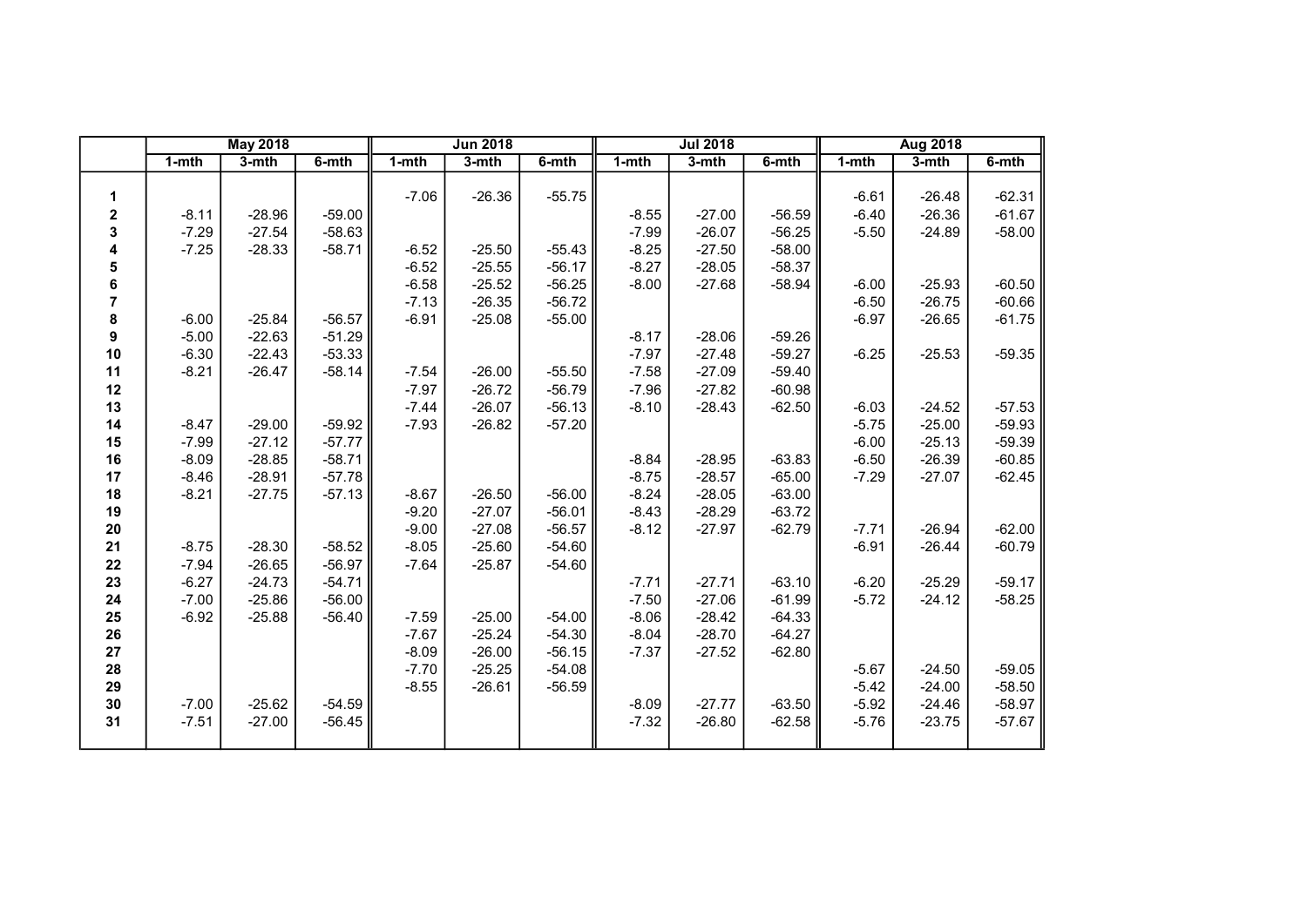| | May 2018 | | | Jun 2018 | | | Jul 2018 | | | Aug 2018 | | |
|---|---|---|---|---|---|---|---|---|---|---|---|---|
| | 1-mth | 3-mth | 6-mth | 1-mth | 3-mth | 6-mth | 1-mth | 3-mth | 6-mth | 1-mth | 3-mth | 6-mth |
| **1** | | | | -7.06 | -26.36 | -55.75 | | | | -6.61 | -26.48 | -62.31 |
| **2** | -8.11 | -28.96 | -59.00 | | | | -8.55 | -27.00 | -56.59 | -6.40 | -26.36 | -61.67 |
| **3** | -7.29 | -27.54 | -58.63 | | | | -7.99 | -26.07 | -56.25 | -5.50 | -24.89 | -58.00 |
| **4** | -7.25 | -28.33 | -58.71 | -6.52 | -25.50 | -55.43 | -8.25 | -27.50 | -58.00 | | | |
| **5** | | | | -6.52 | -25.55 | -56.17 | -8.27 | -28.05 | -58.37 | | | |
| **6** | | | | -6.58 | -25.52 | -56.25 | -8.00 | -27.68 | -58.94 | -6.00 | -25.93 | -60.50 |
| **7** | | | | -7.13 | -26.35 | -56.72 | | | | -6.50 | -26.75 | -60.66 |
| **8** | -6.00 | -25.84 | -56.57 | -6.91 | -25.08 | -55.00 | | | | -6.97 | -26.65 | -61.75 |
| **9** | -5.00 | -22.63 | -51.29 | | | | -8.17 | -28.06 | -59.26 | | | |
| **10** | -6.30 | -22.43 | -53.33 | | | | -7.97 | -27.48 | -59.27 | -6.25 | -25.53 | -59.35 |
| **11** | -8.21 | -26.47 | -58.14 | -7.54 | -26.00 | -55.50 | -7.58 | -27.09 | -59.40 | | | |
| **12** | | | | -7.97 | -26.72 | -56.79 | -7.96 | -27.82 | -60.98 | | | |
| **13** | | | | -7.44 | -26.07 | -56.13 | -8.10 | -28.43 | -62.50 | -6.03 | -24.52 | -57.53 |
| **14** | -8.47 | -29.00 | -59.92 | -7.93 | -26.82 | -57.20 | | | | -5.75 | -25.00 | -59.93 |
| **15** | -7.99 | -27.12 | -57.77 | | | | | | | -6.00 | -25.13 | -59.39 |
| **16** | -8.09 | -28.85 | -58.71 | | | | -8.84 | -28.95 | -63.83 | -6.50 | -26.39 | -60.85 |
| **17** | -8.46 | -28.91 | -57.78 | | | | -8.75 | -28.57 | -65.00 | -7.29 | -27.07 | -62.45 |
| **18** | -8.21 | -27.75 | -57.13 | -8.67 | -26.50 | -56.00 | -8.24 | -28.05 | -63.00 | | | |
| **19** | | | | -9.20 | -27.07 | -56.01 | -8.43 | -28.29 | -63.72 | | | |
| **20** | | | | -9.00 | -27.08 | -56.57 | -8.12 | -27.97 | -62.79 | -7.71 | -26.94 | -62.00 |
| **21** | -8.75 | -28.30 | -58.52 | -8.05 | -25.60 | -54.60 | | | | -6.91 | -26.44 | -60.79 |
| **22** | -7.94 | -26.65 | -56.97 | -7.64 | -25.87 | -54.60 | | | | | | |
| **23** | -6.27 | -24.73 | -54.71 | | | | -7.71 | -27.71 | -63.10 | -6.20 | -25.29 | -59.17 |
| **24** | -7.00 | -25.86 | -56.00 | | | | -7.50 | -27.06 | -61.99 | -5.72 | -24.12 | -58.25 |
| **25** | -6.92 | -25.88 | -56.40 | -7.59 | -25.00 | -54.00 | -8.06 | -28.42 | -64.33 | | | |
| **26** | | | | -7.67 | -25.24 | -54.30 | -8.04 | -28.70 | -64.27 | | | |
| **27** | | | | -8.09 | -26.00 | -56.15 | -7.37 | -27.52 | -62.80 | | | |
| **28** | | | | -7.70 | -25.25 | -54.08 | | | | -5.67 | -24.50 | -59.05 |
| **29** | | | | -8.55 | -26.61 | -56.59 | | | | -5.42 | -24.00 | -58.50 |
| **30** | -7.00 | -25.62 | -54.59 | | | | -8.09 | -27.77 | -63.50 | -5.92 | -24.46 | -58.97 |
| **31** | -7.51 | -27.00 | -56.45 | | | | -7.32 | -26.80 | -62.58 | -5.76 | -23.75 | -57.67 |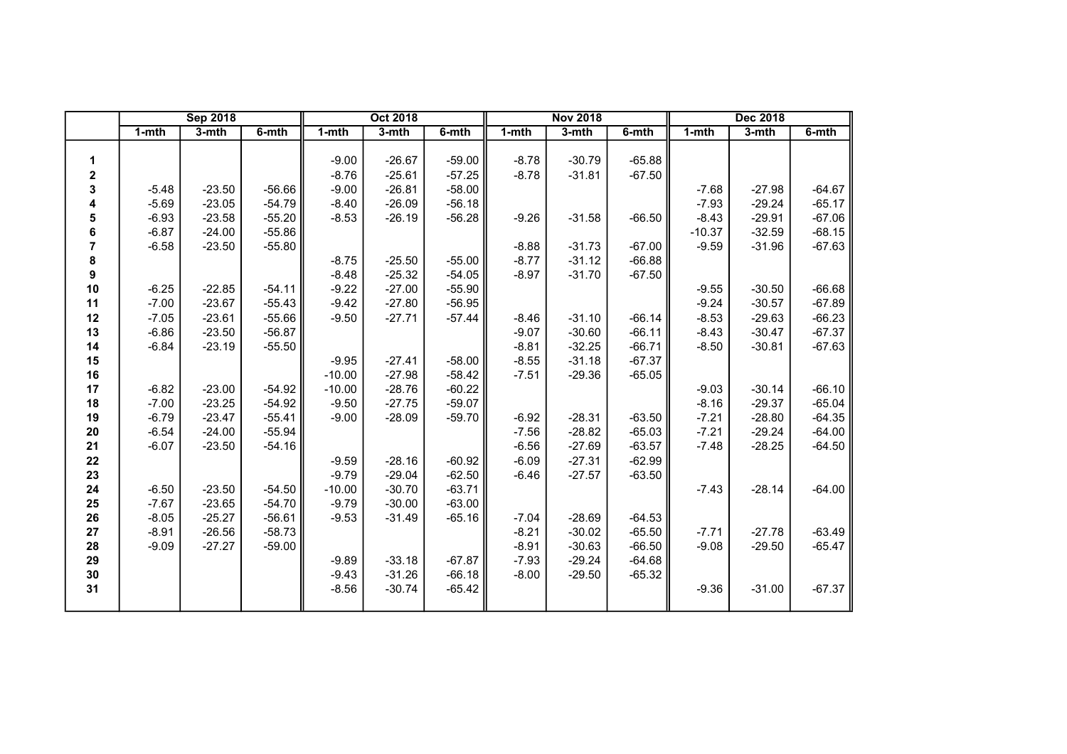| | Sep 2018 | | | Oct 2018 | | | Nov 2018 | | | Dec 2018 | | |
|---|---|---|---|---|---|---|---|---|---|---|---|---|
| | 1-mth | 3-mth | 6-mth | 1-mth | 3-mth | 6-mth | 1-mth | 3-mth | 6-mth | 1-mth | 3-mth | 6-mth |
| 1 | | | | -9.00 | -26.67 | -59.00 | -8.78 | -30.79 | -65.88 | | | |
| 2 | | | | -8.76 | -25.61 | -57.25 | -8.78 | -31.81 | -67.50 | | | |
| 3 | -5.48 | -23.50 | -56.66 | -9.00 | -26.81 | -58.00 | | | | -7.68 | -27.98 | -64.67 |
| 4 | -5.69 | -23.05 | -54.79 | -8.40 | -26.09 | -56.18 | | | | -7.93 | -29.24 | -65.17 |
| 5 | -6.93 | -23.58 | -55.20 | -8.53 | -26.19 | -56.28 | -9.26 | -31.58 | -66.50 | -8.43 | -29.91 | -67.06 |
| 6 | -6.87 | -24.00 | -55.86 | | | | | | | -10.37 | -32.59 | -68.15 |
| 7 | -6.58 | -23.50 | -55.80 | | | | -8.88 | -31.73 | -67.00 | -9.59 | -31.96 | -67.63 |
| 8 | | | | -8.75 | -25.50 | -55.00 | -8.77 | -31.12 | -66.88 | | | |
| 9 | | | | -8.48 | -25.32 | -54.05 | -8.97 | -31.70 | -67.50 | | | |
| 10 | -6.25 | -22.85 | -54.11 | -9.22 | -27.00 | -55.90 | | | | -9.55 | -30.50 | -66.68 |
| 11 | -7.00 | -23.67 | -55.43 | -9.42 | -27.80 | -56.95 | | | | -9.24 | -30.57 | -67.89 |
| 12 | -7.05 | -23.61 | -55.66 | -9.50 | -27.71 | -57.44 | -8.46 | -31.10 | -66.14 | -8.53 | -29.63 | -66.23 |
| 13 | -6.86 | -23.50 | -56.87 | | | | -9.07 | -30.60 | -66.11 | -8.43 | -30.47 | -67.37 |
| 14 | -6.84 | -23.19 | -55.50 | | | | -8.81 | -32.25 | -66.71 | -8.50 | -30.81 | -67.63 |
| 15 | | | | -9.95 | -27.41 | -58.00 | -8.55 | -31.18 | -67.37 | | | |
| 16 | | | | -10.00 | -27.98 | -58.42 | -7.51 | -29.36 | -65.05 | | | |
| 17 | -6.82 | -23.00 | -54.92 | -10.00 | -28.76 | -60.22 | | | | -9.03 | -30.14 | -66.10 |
| 18 | -7.00 | -23.25 | -54.92 | -9.50 | -27.75 | -59.07 | | | | -8.16 | -29.37 | -65.04 |
| 19 | -6.79 | -23.47 | -55.41 | -9.00 | -28.09 | -59.70 | -6.92 | -28.31 | -63.50 | -7.21 | -28.80 | -64.35 |
| 20 | -6.54 | -24.00 | -55.94 | | | | -7.56 | -28.82 | -65.03 | -7.21 | -29.24 | -64.00 |
| 21 | -6.07 | -23.50 | -54.16 | | | | -6.56 | -27.69 | -63.57 | -7.48 | -28.25 | -64.50 |
| 22 | | | | -9.59 | -28.16 | -60.92 | -6.09 | -27.31 | -62.99 | | | |
| 23 | | | | -9.79 | -29.04 | -62.50 | -6.46 | -27.57 | -63.50 | | | |
| 24 | -6.50 | -23.50 | -54.50 | -10.00 | -30.70 | -63.71 | | | | -7.43 | -28.14 | -64.00 |
| 25 | -7.67 | -23.65 | -54.70 | -9.79 | -30.00 | -63.00 | | | | | | |
| 26 | -8.05 | -25.27 | -56.61 | -9.53 | -31.49 | -65.16 | -7.04 | -28.69 | -64.53 | | | |
| 27 | -8.91 | -26.56 | -58.73 | | | | -8.21 | -30.02 | -65.50 | -7.71 | -27.78 | -63.49 |
| 28 | -9.09 | -27.27 | -59.00 | | | | -8.91 | -30.63 | -66.50 | -9.08 | -29.50 | -65.47 |
| 29 | | | | -9.89 | -33.18 | -67.87 | -7.93 | -29.24 | -64.68 | | | |
| 30 | | | | -9.43 | -31.26 | -66.18 | -8.00 | -29.50 | -65.32 | | | |
| 31 | | | | -8.56 | -30.74 | -65.42 | | | | -9.36 | -31.00 | -67.37 |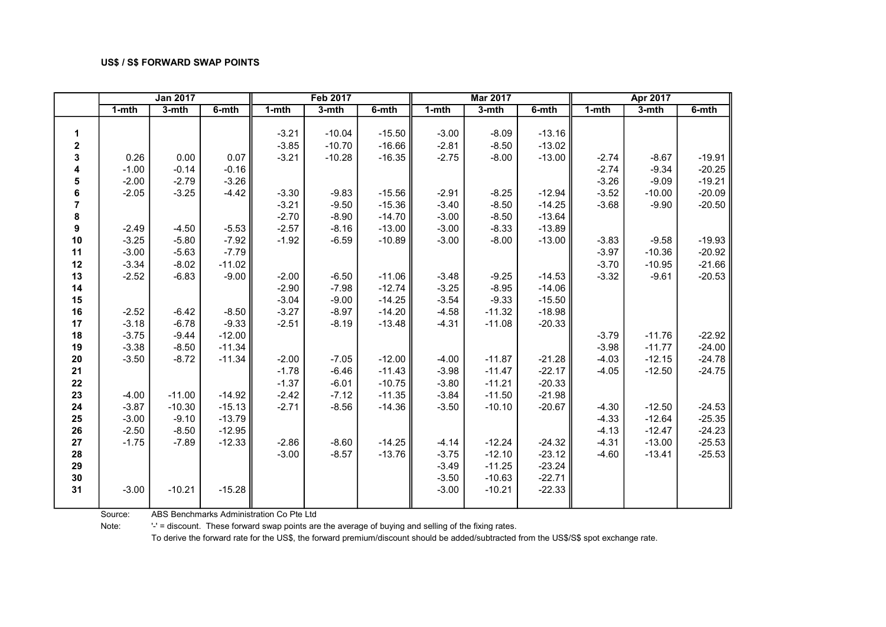**US$ / S$ FORWARD SWAP POINTS**

| | Jan 2017 | | | Feb 2017 | | | Mar 2017 | | | Apr 2017 | | |
|---|---|---|---|---|---|---|---|---|---|---|---|---|
| | 1-mth | 3-mth | 6-mth | 1-mth | 3-mth | 6-mth | 1-mth | 3-mth | 6-mth | 1-mth | 3-mth | 6-mth |
| 1 | | | | -3.21 | -10.04 | -15.50 | -3.00 | -8.09 | -13.16 | | | |
| 2 | | | | -3.85 | -10.70 | -16.66 | -2.81 | -8.50 | -13.02 | | | |
| 3 | 0.26 | 0.00 | 0.07 | -3.21 | -10.28 | -16.35 | -2.75 | -8.00 | -13.00 | -2.74 | -8.67 | -19.91 |
| 4 | -1.00 | -0.14 | -0.16 | | | | | | | -2.74 | -9.34 | -20.25 |
| 5 | -2.00 | -2.79 | -3.26 | | | | | | | -3.26 | -9.09 | -19.21 |
| 6 | -2.05 | -3.25 | -4.42 | -3.30 | -9.83 | -15.56 | -2.91 | -8.25 | -12.94 | -3.52 | -10.00 | -20.09 |
| 7 | | | | -3.21 | -9.50 | -15.36 | -3.40 | -8.50 | -14.25 | -3.68 | -9.90 | -20.50 |
| 8 | | | | -2.70 | -8.90 | -14.70 | -3.00 | -8.50 | -13.64 | | | |
| 9 | -2.49 | -4.50 | -5.53 | -2.57 | -8.16 | -13.00 | -3.00 | -8.33 | -13.89 | | | |
| 10 | -3.25 | -5.80 | -7.92 | -1.92 | -6.59 | -10.89 | -3.00 | -8.00 | -13.00 | -3.83 | -9.58 | -19.93 |
| 11 | -3.00 | -5.63 | -7.79 | | | | | | | -3.97 | -10.36 | -20.92 |
| 12 | -3.34 | -8.02 | -11.02 | | | | | | | -3.70 | -10.95 | -21.66 |
| 13 | -2.52 | -6.83 | -9.00 | -2.00 | -6.50 | -11.06 | -3.48 | -9.25 | -14.53 | -3.32 | -9.61 | -20.53 |
| 14 | | | | -2.90 | -7.98 | -12.74 | -3.25 | -8.95 | -14.06 | | | |
| 15 | | | | -3.04 | -9.00 | -14.25 | -3.54 | -9.33 | -15.50 | | | |
| 16 | -2.52 | -6.42 | -8.50 | -3.27 | -8.97 | -14.20 | -4.58 | -11.32 | -18.98 | | | |
| 17 | -3.18 | -6.78 | -9.33 | -2.51 | -8.19 | -13.48 | -4.31 | -11.08 | -20.33 | | | |
| 18 | -3.75 | -9.44 | -12.00 | | | | | | | -3.79 | -11.76 | -22.92 |
| 19 | -3.38 | -8.50 | -11.34 | | | | | | | -3.98 | -11.77 | -24.00 |
| 20 | -3.50 | -8.72 | -11.34 | -2.00 | -7.05 | -12.00 | -4.00 | -11.87 | -21.28 | -4.03 | -12.15 | -24.78 |
| 21 | | | | -1.78 | -6.46 | -11.43 | -3.98 | -11.47 | -22.17 | -4.05 | -12.50 | -24.75 |
| 22 | | | | -1.37 | -6.01 | -10.75 | -3.80 | -11.21 | -20.33 | | | |
| 23 | -4.00 | -11.00 | -14.92 | -2.42 | -7.12 | -11.35 | -3.84 | -11.50 | -21.98 | | | |
| 24 | -3.87 | -10.30 | -15.13 | -2.71 | -8.56 | -14.36 | -3.50 | -10.10 | -20.67 | -4.30 | -12.50 | -24.53 |
| 25 | -3.00 | -9.10 | -13.79 | | | | | | | -4.33 | -12.64 | -25.35 |
| 26 | -2.50 | -8.50 | -12.95 | | | | | | | -4.13 | -12.47 | -24.23 |
| 27 | -1.75 | -7.89 | -12.33 | -2.86 | -8.60 | -14.25 | -4.14 | -12.24 | -24.32 | -4.31 | -13.00 | -25.53 |
| 28 | | | | -3.00 | -8.57 | -13.76 | -3.75 | -12.10 | -23.12 | -4.60 | -13.41 | -25.53 |
| 29 | | | | | | | -3.49 | -11.25 | -23.24 | | | |
| 30 | | | | | | | -3.50 | -10.63 | -22.71 | | | |
| 31 | -3.00 | -10.21 | -15.28 | | | | -3.00 | -10.21 | -22.33 | | | |

Source: ABS Benchmarks Administration Co Pte Ltd

Note: '-' = discount. These forward swap points are the average of buying and selling of the fixing rates.

To derive the forward rate for the US$, the forward premium/discount should be added/subtracted from the US$/S$ spot exchange rate.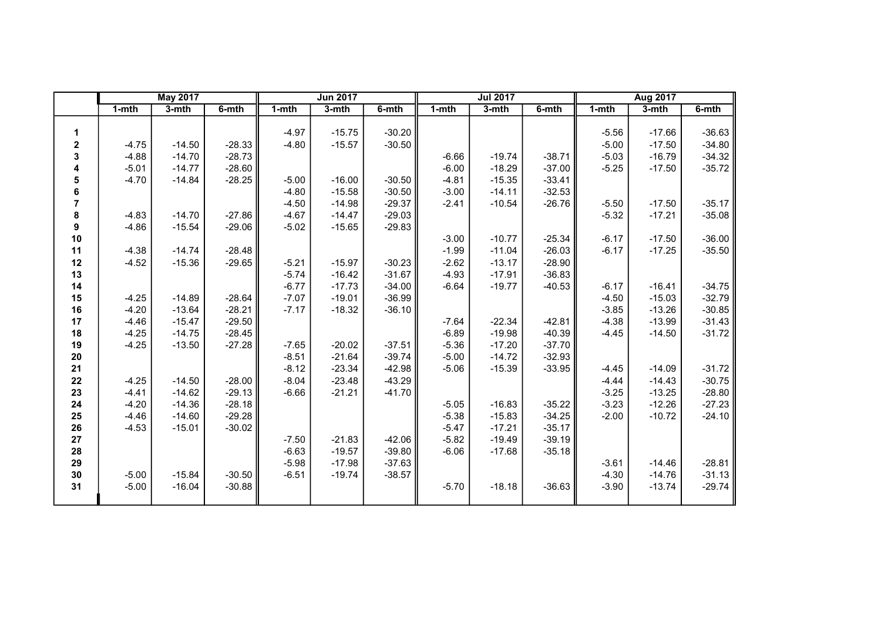| | May 2017 | | | Jun 2017 | | | Jul 2017 | | | Aug 2017 | | |
|---|---|---|---|---|---|---|---|---|---|---|---|---|
| | 1-mth | 3-mth | 6-mth | 1-mth | 3-mth | 6-mth | 1-mth | 3-mth | 6-mth | 1-mth | 3-mth | 6-mth |
| 1 | | | | -4.97 | -15.75 | -30.20 | | | | -5.56 | -17.66 | -36.63 |
| 2 | -4.75 | -14.50 | -28.33 | -4.80 | -15.57 | -30.50 | | | | -5.00 | -17.50 | -34.80 |
| 3 | -4.88 | -14.70 | -28.73 | | | | -6.66 | -19.74 | -38.71 | -5.03 | -16.79 | -34.32 |
| 4 | -5.01 | -14.77 | -28.60 | | | | -6.00 | -18.29 | -37.00 | -5.25 | -17.50 | -35.72 |
| 5 | -4.70 | -14.84 | -28.25 | -5.00 | -16.00 | -30.50 | -4.81 | -15.35 | -33.41 | | | |
| 6 | | | | -4.80 | -15.58 | -30.50 | -3.00 | -14.11 | -32.53 | | | |
| 7 | | | | -4.50 | -14.98 | -29.37 | -2.41 | -10.54 | -26.76 | -5.50 | -17.50 | -35.17 |
| 8 | -4.83 | -14.70 | -27.86 | -4.67 | -14.47 | -29.03 | | | | -5.32 | -17.21 | -35.08 |
| 9 | -4.86 | -15.54 | -29.06 | -5.02 | -15.65 | -29.83 | | | | | | |
| 10 | | | | | | | -3.00 | -10.77 | -25.34 | -6.17 | -17.50 | -36.00 |
| 11 | -4.38 | -14.74 | -28.48 | | | | -1.99 | -11.04 | -26.03 | -6.17 | -17.25 | -35.50 |
| 12 | -4.52 | -15.36 | -29.65 | -5.21 | -15.97 | -30.23 | -2.62 | -13.17 | -28.90 | | | |
| 13 | | | | -5.74 | -16.42 | -31.67 | -4.93 | -17.91 | -36.83 | | | |
| 14 | | | | -6.77 | -17.73 | -34.00 | -6.64 | -19.77 | -40.53 | -6.17 | -16.41 | -34.75 |
| 15 | -4.25 | -14.89 | -28.64 | -7.07 | -19.01 | -36.99 | | | | -4.50 | -15.03 | -32.79 |
| 16 | -4.20 | -13.64 | -28.21 | -7.17 | -18.32 | -36.10 | | | | -3.85 | -13.26 | -30.85 |
| 17 | -4.46 | -15.47 | -29.50 | | | | -7.64 | -22.34 | -42.81 | -4.38 | -13.99 | -31.43 |
| 18 | -4.25 | -14.75 | -28.45 | | | | -6.89 | -19.98 | -40.39 | -4.45 | -14.50 | -31.72 |
| 19 | -4.25 | -13.50 | -27.28 | -7.65 | -20.02 | -37.51 | -5.36 | -17.20 | -37.70 | | | |
| 20 | | | | -8.51 | -21.64 | -39.74 | -5.00 | -14.72 | -32.93 | | | |
| 21 | | | | -8.12 | -23.34 | -42.98 | -5.06 | -15.39 | -33.95 | -4.45 | -14.09 | -31.72 |
| 22 | -4.25 | -14.50 | -28.00 | -8.04 | -23.48 | -43.29 | | | | -4.44 | -14.43 | -30.75 |
| 23 | -4.41 | -14.62 | -29.13 | -6.66 | -21.21 | -41.70 | | | | -3.25 | -13.25 | -28.80 |
| 24 | -4.20 | -14.36 | -28.18 | | | | -5.05 | -16.83 | -35.22 | -3.23 | -12.26 | -27.23 |
| 25 | -4.46 | -14.60 | -29.28 | | | | -5.38 | -15.83 | -34.25 | -2.00 | -10.72 | -24.10 |
| 26 | -4.53 | -15.01 | -30.02 | | | | -5.47 | -17.21 | -35.17 | | | |
| 27 | | | | -7.50 | -21.83 | -42.06 | -5.82 | -19.49 | -39.19 | | | |
| 28 | | | | -6.63 | -19.57 | -39.80 | -6.06 | -17.68 | -35.18 | | | |
| 29 | | | | -5.98 | -17.98 | -37.63 | | | | -3.61 | -14.46 | -28.81 |
| 30 | -5.00 | -15.84 | -30.50 | -6.51 | -19.74 | -38.57 | | | | -4.30 | -14.76 | -31.13 |
| 31 | -5.00 | -16.04 | -30.88 | | | | -5.70 | -18.18 | -36.63 | -3.90 | -13.74 | -29.74 |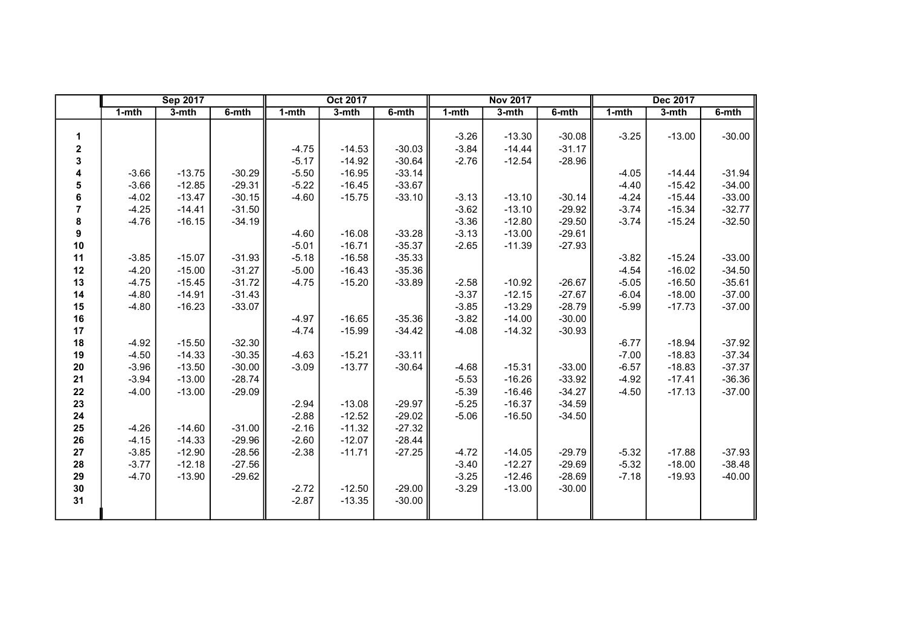| | Sep 2017 | | | Oct 2017 | | | Nov 2017 | | | Dec 2017 | | |
|---|---|---|---|---|---|---|---|---|---|---|---|---|
| | 1-mth | 3-mth | 6-mth | 1-mth | 3-mth | 6-mth | 1-mth | 3-mth | 6-mth | 1-mth | 3-mth | 6-mth |
| 1 | | | | | | | -3.26 | -13.30 | -30.08 | -3.25 | -13.00 | -30.00 |
| 2 | | | | -4.75 | -14.53 | -30.03 | -3.84 | -14.44 | -31.17 | | | |
| 3 | | | | -5.17 | -14.92 | -30.64 | -2.76 | -12.54 | -28.96 | | | |
| 4 | -3.66 | -13.75 | -30.29 | -5.50 | -16.95 | -33.14 | | | | -4.05 | -14.44 | -31.94 |
| 5 | -3.66 | -12.85 | -29.31 | -5.22 | -16.45 | -33.67 | | | | -4.40 | -15.42 | -34.00 |
| 6 | -4.02 | -13.47 | -30.15 | -4.60 | -15.75 | -33.10 | -3.13 | -13.10 | -30.14 | -4.24 | -15.44 | -33.00 |
| 7 | -4.25 | -14.41 | -31.50 | | | | -3.62 | -13.10 | -29.92 | -3.74 | -15.34 | -32.77 |
| 8 | -4.76 | -16.15 | -34.19 | | | | -3.36 | -12.80 | -29.50 | -3.74 | -15.24 | -32.50 |
| 9 | | | | -4.60 | -16.08 | -33.28 | -3.13 | -13.00 | -29.61 | | | |
| 10 | | | | -5.01 | -16.71 | -35.37 | -2.65 | -11.39 | -27.93 | | | |
| 11 | -3.85 | -15.07 | -31.93 | -5.18 | -16.58 | -35.33 | | | | -3.82 | -15.24 | -33.00 |
| 12 | -4.20 | -15.00 | -31.27 | -5.00 | -16.43 | -35.36 | | | | -4.54 | -16.02 | -34.50 |
| 13 | -4.75 | -15.45 | -31.72 | -4.75 | -15.20 | -33.89 | -2.58 | -10.92 | -26.67 | -5.05 | -16.50 | -35.61 |
| 14 | -4.80 | -14.91 | -31.43 | | | | -3.37 | -12.15 | -27.67 | -6.04 | -18.00 | -37.00 |
| 15 | -4.80 | -16.23 | -33.07 | | | | -3.85 | -13.29 | -28.79 | -5.99 | -17.73 | -37.00 |
| 16 | | | | -4.97 | -16.65 | -35.36 | -3.82 | -14.00 | -30.00 | | | |
| 17 | | | | -4.74 | -15.99 | -34.42 | -4.08 | -14.32 | -30.93 | | | |
| 18 | -4.92 | -15.50 | -32.30 | | | | | | | -6.77 | -18.94 | -37.92 |
| 19 | -4.50 | -14.33 | -30.35 | -4.63 | -15.21 | -33.11 | | | | -7.00 | -18.83 | -37.34 |
| 20 | -3.96 | -13.50 | -30.00 | -3.09 | -13.77 | -30.64 | -4.68 | -15.31 | -33.00 | -6.57 | -18.83 | -37.37 |
| 21 | -3.94 | -13.00 | -28.74 | | | | -5.53 | -16.26 | -33.92 | -4.92 | -17.41 | -36.36 |
| 22 | -4.00 | -13.00 | -29.09 | | | | -5.39 | -16.46 | -34.27 | -4.50 | -17.13 | -37.00 |
| 23 | | | | -2.94 | -13.08 | -29.97 | -5.25 | -16.37 | -34.59 | | | |
| 24 | | | | -2.88 | -12.52 | -29.02 | -5.06 | -16.50 | -34.50 | | | |
| 25 | -4.26 | -14.60 | -31.00 | -2.16 | -11.32 | -27.32 | | | | | | |
| 26 | -4.15 | -14.33 | -29.96 | -2.60 | -12.07 | -28.44 | | | | | | |
| 27 | -3.85 | -12.90 | -28.56 | -2.38 | -11.71 | -27.25 | -4.72 | -14.05 | -29.79 | -5.32 | -17.88 | -37.93 |
| 28 | -3.77 | -12.18 | -27.56 | | | | -3.40 | -12.27 | -29.69 | -5.32 | -18.00 | -38.48 |
| 29 | -4.70 | -13.90 | -29.62 | | | | -3.25 | -12.46 | -28.69 | -7.18 | -19.93 | -40.00 |
| 30 | | | | -2.72 | -12.50 | -29.00 | -3.29 | -13.00 | -30.00 | | | |
| 31 | | | | -2.87 | -13.35 | -30.00 | | | | | | |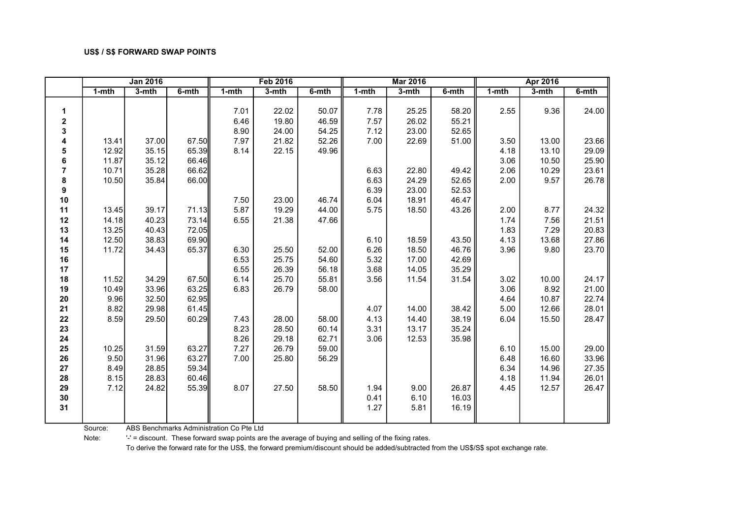**US$ / S$ FORWARD SWAP POINTS**

| | Jan 2016 | | | Feb 2016 | | | Mar 2016 | | | Apr 2016 | | |
|---|---|---|---|---|---|---|---|---|---|---|---|---|
| | 1-mth | 3-mth | 6-mth | 1-mth | 3-mth | 6-mth | 1-mth | 3-mth | 6-mth | 1-mth | 3-mth | 6-mth |
| 1 | | | | 7.01 | 22.02 | 50.07 | 7.78 | 25.25 | 58.20 | 2.55 | 9.36 | 24.00 |
| 2 | | | | 6.46 | 19.80 | 46.59 | 7.57 | 26.02 | 55.21 | | | |
| 3 | | | | 8.90 | 24.00 | 54.25 | 7.12 | 23.00 | 52.65 | | | |
| 4 | 13.41 | 37.00 | 67.50 | 7.97 | 21.82 | 52.26 | 7.00 | 22.69 | 51.00 | 3.50 | 13.00 | 23.66 |
| 5 | 12.92 | 35.15 | 65.39 | 8.14 | 22.15 | 49.96 | | | | 4.18 | 13.10 | 29.09 |
| 6 | 11.87 | 35.12 | 66.46 | | | | | | | 3.06 | 10.50 | 25.90 |
| 7 | 10.71 | 35.28 | 66.62 | | | | 6.63 | 22.80 | 49.42 | 2.06 | 10.29 | 23.61 |
| 8 | 10.50 | 35.84 | 66.00 | | | | 6.63 | 24.29 | 52.65 | 2.00 | 9.57 | 26.78 |
| 9 | | | | | | | 6.39 | 23.00 | 52.53 | | | |
| 10 | | | | 7.50 | 23.00 | 46.74 | 6.04 | 18.91 | 46.47 | | | |
| 11 | 13.45 | 39.17 | 71.13 | 5.87 | 19.29 | 44.00 | 5.75 | 18.50 | 43.26 | 2.00 | 8.77 | 24.32 |
| 12 | 14.18 | 40.23 | 73.14 | 6.55 | 21.38 | 47.66 | | | | 1.74 | 7.56 | 21.51 |
| 13 | 13.25 | 40.43 | 72.05 | | | | | | | 1.83 | 7.29 | 20.83 |
| 14 | 12.50 | 38.83 | 69.90 | | | | 6.10 | 18.59 | 43.50 | 4.13 | 13.68 | 27.86 |
| 15 | 11.72 | 34.43 | 65.37 | 6.30 | 25.50 | 52.00 | 6.26 | 18.50 | 46.76 | 3.96 | 9.80 | 23.70 |
| 16 | | | | 6.53 | 25.75 | 54.60 | 5.32 | 17.00 | 42.69 | | | |
| 17 | | | | 6.55 | 26.39 | 56.18 | 3.68 | 14.05 | 35.29 | | | |
| 18 | 11.52 | 34.29 | 67.50 | 6.14 | 25.70 | 55.81 | 3.56 | 11.54 | 31.54 | 3.02 | 10.00 | 24.17 |
| 19 | 10.49 | 33.96 | 63.25 | 6.83 | 26.79 | 58.00 | | | | 3.06 | 8.92 | 21.00 |
| 20 | 9.96 | 32.50 | 62.95 | | | | | | | 4.64 | 10.87 | 22.74 |
| 21 | 8.82 | 29.98 | 61.45 | | | | 4.07 | 14.00 | 38.42 | 5.00 | 12.66 | 28.01 |
| 22 | 8.59 | 29.50 | 60.29 | 7.43 | 28.00 | 58.00 | 4.13 | 14.40 | 38.19 | 6.04 | 15.50 | 28.47 |
| 23 | | | | 8.23 | 28.50 | 60.14 | 3.31 | 13.17 | 35.24 | | | |
| 24 | | | | 8.26 | 29.18 | 62.71 | 3.06 | 12.53 | 35.98 | | | |
| 25 | 10.25 | 31.59 | 63.27 | 7.27 | 26.79 | 59.00 | | | | 6.10 | 15.00 | 29.00 |
| 26 | 9.50 | 31.96 | 63.27 | 7.00 | 25.80 | 56.29 | | | | 6.48 | 16.60 | 33.96 |
| 27 | 8.49 | 28.85 | 59.34 | | | | | | | 6.34 | 14.96 | 27.35 |
| 28 | 8.15 | 28.83 | 60.46 | | | | | | | 4.18 | 11.94 | 26.01 |
| 29 | 7.12 | 24.82 | 55.39 | 8.07 | 27.50 | 58.50 | 1.94 | 9.00 | 26.87 | 4.45 | 12.57 | 26.47 |
| 30 | | | | | | | 0.41 | 6.10 | 16.03 | | | |
| 31 | | | | | | | 1.27 | 5.81 | 16.19 | | | |

Source: ABS Benchmarks Administration Co Pte Ltd

Note: '-' = discount. These forward swap points are the average of buying and selling of the fixing rates.

To derive the forward rate for the US$, the forward premium/discount should be added/subtracted from the US$/S$ spot exchange rate.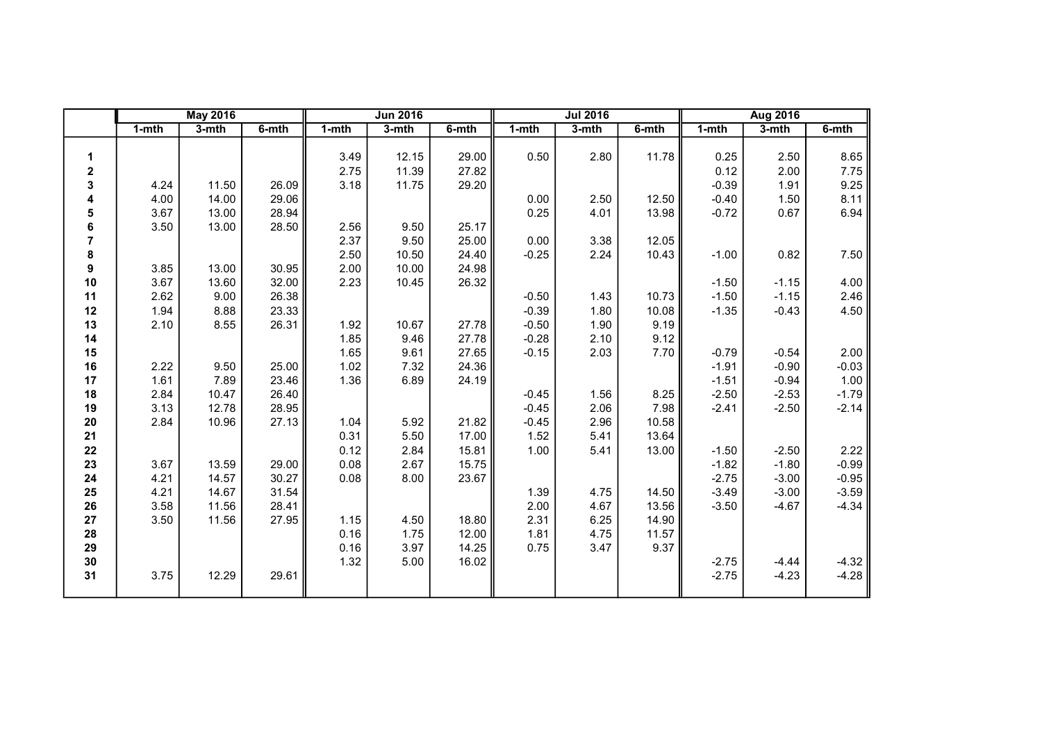| | May 2016 | | | Jun 2016 | | | Jul 2016 | | | Aug 2016 | | |
|---|---|---|---|---|---|---|---|---|---|---|---|---|
| | 1-mth | 3-mth | 6-mth | 1-mth | 3-mth | 6-mth | 1-mth | 3-mth | 6-mth | 1-mth | 3-mth | 6-mth |
| **1** | | | | 3.49 | 12.15 | 29.00 | 0.50 | 2.80 | 11.78 | 0.25 | 2.50 | 8.65 |
| **2** | | | | 2.75 | 11.39 | 27.82 | | | | 0.12 | 2.00 | 7.75 |
| **3** | 4.24 | 11.50 | 26.09 | 3.18 | 11.75 | 29.20 | | | | -0.39 | 1.91 | 9.25 |
| **4** | 4.00 | 14.00 | 29.06 | | | | 0.00 | 2.50 | 12.50 | -0.40 | 1.50 | 8.11 |
| **5** | 3.67 | 13.00 | 28.94 | | | | 0.25 | 4.01 | 13.98 | -0.72 | 0.67 | 6.94 |
| **6** | 3.50 | 13.00 | 28.50 | 2.56 | 9.50 | 25.17 | | | | | | |
| **7** | | | | 2.37 | 9.50 | 25.00 | 0.00 | 3.38 | 12.05 | | | |
| **8** | | | | 2.50 | 10.50 | 24.40 | -0.25 | 2.24 | 10.43 | -1.00 | 0.82 | 7.50 |
| **9** | 3.85 | 13.00 | 30.95 | 2.00 | 10.00 | 24.98 | | | | | | |
| **10** | 3.67 | 13.60 | 32.00 | 2.23 | 10.45 | 26.32 | | | | -1.50 | -1.15 | 4.00 |
| **11** | 2.62 | 9.00 | 26.38 | | | | -0.50 | 1.43 | 10.73 | -1.50 | -1.15 | 2.46 |
| **12** | 1.94 | 8.88 | 23.33 | | | | -0.39 | 1.80 | 10.08 | -1.35 | -0.43 | 4.50 |
| **13** | 2.10 | 8.55 | 26.31 | 1.92 | 10.67 | 27.78 | -0.50 | 1.90 | 9.19 | | | |
| **14** | | | | 1.85 | 9.46 | 27.78 | -0.28 | 2.10 | 9.12 | | | |
| **15** | | | | 1.65 | 9.61 | 27.65 | -0.15 | 2.03 | 7.70 | -0.79 | -0.54 | 2.00 |
| **16** | 2.22 | 9.50 | 25.00 | 1.02 | 7.32 | 24.36 | | | | -1.91 | -0.90 | -0.03 |
| **17** | 1.61 | 7.89 | 23.46 | 1.36 | 6.89 | 24.19 | | | | -1.51 | -0.94 | 1.00 |
| **18** | 2.84 | 10.47 | 26.40 | | | | -0.45 | 1.56 | 8.25 | -2.50 | -2.53 | -1.79 |
| **19** | 3.13 | 12.78 | 28.95 | | | | -0.45 | 2.06 | 7.98 | -2.41 | -2.50 | -2.14 |
| **20** | 2.84 | 10.96 | 27.13 | 1.04 | 5.92 | 21.82 | -0.45 | 2.96 | 10.58 | | | |
| **21** | | | | 0.31 | 5.50 | 17.00 | 1.52 | 5.41 | 13.64 | | | |
| **22** | | | | 0.12 | 2.84 | 15.81 | 1.00 | 5.41 | 13.00 | -1.50 | -2.50 | 2.22 |
| **23** | 3.67 | 13.59 | 29.00 | 0.08 | 2.67 | 15.75 | | | | -1.82 | -1.80 | -0.99 |
| **24** | 4.21 | 14.57 | 30.27 | 0.08 | 8.00 | 23.67 | | | | -2.75 | -3.00 | -0.95 |
| **25** | 4.21 | 14.67 | 31.54 | | | | 1.39 | 4.75 | 14.50 | -3.49 | -3.00 | -3.59 |
| **26** | 3.58 | 11.56 | 28.41 | | | | 2.00 | 4.67 | 13.56 | -3.50 | -4.67 | -4.34 |
| **27** | 3.50 | 11.56 | 27.95 | 1.15 | 4.50 | 18.80 | 2.31 | 6.25 | 14.90 | | | |
| **28** | | | | 0.16 | 1.75 | 12.00 | 1.81 | 4.75 | 11.57 | | | |
| **29** | | | | 0.16 | 3.97 | 14.25 | 0.75 | 3.47 | 9.37 | | | |
| **30** | | | | 1.32 | 5.00 | 16.02 | | | | -2.75 | -4.44 | -4.32 |
| **31** | 3.75 | 12.29 | 29.61 | | | | | | | -2.75 | -4.23 | -4.28 |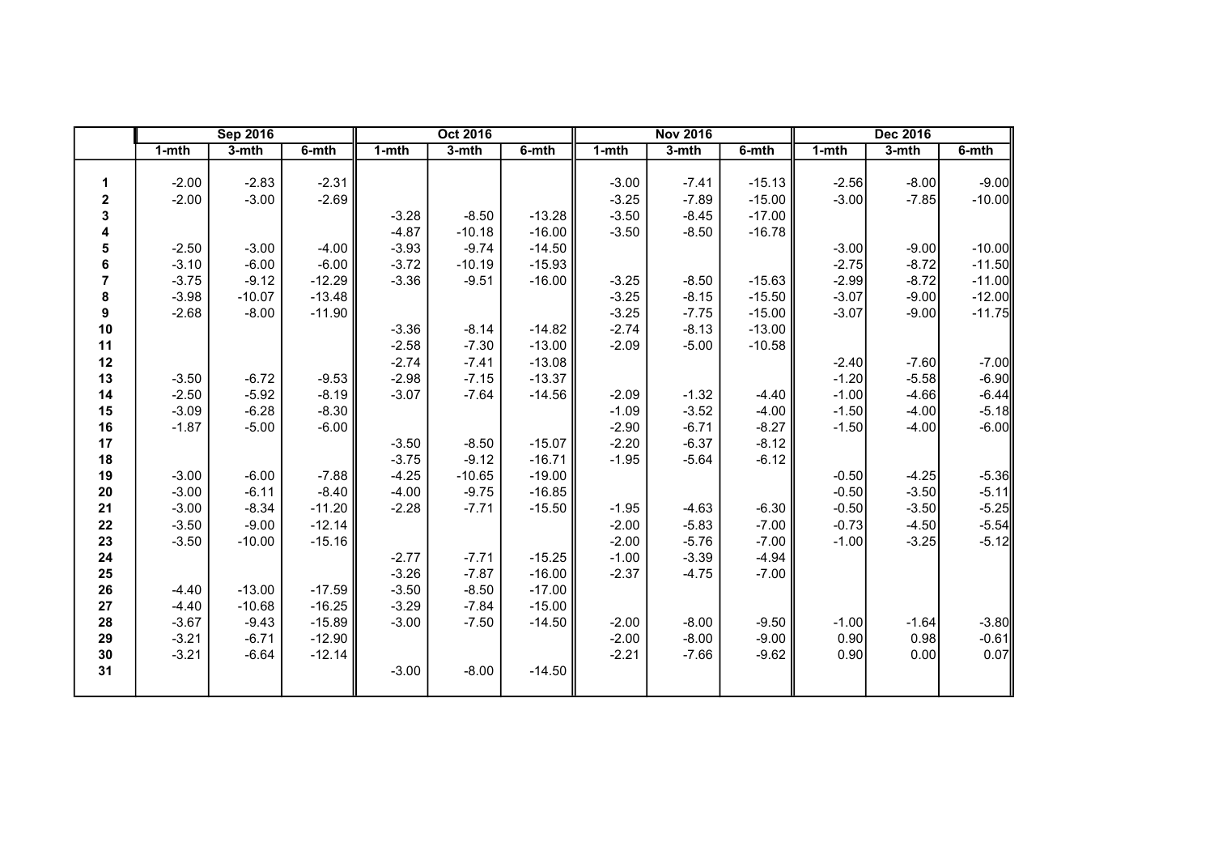| | Sep 2016 | | | Oct 2016 | | | Nov 2016 | | | Dec 2016 | | |
|---|---|---|---|---|---|---|---|---|---|---|---|---|
| | 1-mth | 3-mth | 6-mth | 1-mth | 3-mth | 6-mth | 1-mth | 3-mth | 6-mth | 1-mth | 3-mth | 6-mth |
| 1 | -2.00 | -2.83 | -2.31 | | | | -3.00 | -7.41 | -15.13 | -2.56 | -8.00 | -9.00 |
| 2 | -2.00 | -3.00 | -2.69 | | | | -3.25 | -7.89 | -15.00 | -3.00 | -7.85 | -10.00 |
| 3 | | | | -3.28 | -8.50 | -13.28 | -3.50 | -8.45 | -17.00 | | | |
| 4 | | | | -4.87 | -10.18 | -16.00 | -3.50 | -8.50 | -16.78 | | | |
| 5 | -2.50 | -3.00 | -4.00 | -3.93 | -9.74 | -14.50 | | | | -3.00 | -9.00 | -10.00 |
| 6 | -3.10 | -6.00 | -6.00 | -3.72 | -10.19 | -15.93 | | | | -2.75 | -8.72 | -11.50 |
| 7 | -3.75 | -9.12 | -12.29 | -3.36 | -9.51 | -16.00 | -3.25 | -8.50 | -15.63 | -2.99 | -8.72 | -11.00 |
| 8 | -3.98 | -10.07 | -13.48 | | | | -3.25 | -8.15 | -15.50 | -3.07 | -9.00 | -12.00 |
| 9 | -2.68 | -8.00 | -11.90 | | | | -3.25 | -7.75 | -15.00 | -3.07 | -9.00 | -11.75 |
| 10 | | | | -3.36 | -8.14 | -14.82 | -2.74 | -8.13 | -13.00 | | | |
| 11 | | | | -2.58 | -7.30 | -13.00 | -2.09 | -5.00 | -10.58 | | | |
| 12 | | | | -2.74 | -7.41 | -13.08 | | | | -2.40 | -7.60 | -7.00 |
| 13 | -3.50 | -6.72 | -9.53 | -2.98 | -7.15 | -13.37 | | | | -1.20 | -5.58 | -6.90 |
| 14 | -2.50 | -5.92 | -8.19 | -3.07 | -7.64 | -14.56 | -2.09 | -1.32 | -4.40 | -1.00 | -4.66 | -6.44 |
| 15 | -3.09 | -6.28 | -8.30 | | | | -1.09 | -3.52 | -4.00 | -1.50 | -4.00 | -5.18 |
| 16 | -1.87 | -5.00 | -6.00 | | | | -2.90 | -6.71 | -8.27 | -1.50 | -4.00 | -6.00 |
| 17 | | | | -3.50 | -8.50 | -15.07 | -2.20 | -6.37 | -8.12 | | | |
| 18 | | | | -3.75 | -9.12 | -16.71 | -1.95 | -5.64 | -6.12 | | | |
| 19 | -3.00 | -6.00 | -7.88 | -4.25 | -10.65 | -19.00 | | | | -0.50 | -4.25 | -5.36 |
| 20 | -3.00 | -6.11 | -8.40 | -4.00 | -9.75 | -16.85 | | | | -0.50 | -3.50 | -5.11 |
| 21 | -3.00 | -8.34 | -11.20 | -2.28 | -7.71 | -15.50 | -1.95 | -4.63 | -6.30 | -0.50 | -3.50 | -5.25 |
| 22 | -3.50 | -9.00 | -12.14 | | | | -2.00 | -5.83 | -7.00 | -0.73 | -4.50 | -5.54 |
| 23 | -3.50 | -10.00 | -15.16 | | | | -2.00 | -5.76 | -7.00 | -1.00 | -3.25 | -5.12 |
| 24 | | | | -2.77 | -7.71 | -15.25 | -1.00 | -3.39 | -4.94 | | | |
| 25 | | | | -3.26 | -7.87 | -16.00 | -2.37 | -4.75 | -7.00 | | | |
| 26 | -4.40 | -13.00 | -17.59 | -3.50 | -8.50 | -17.00 | | | | | | |
| 27 | -4.40 | -10.68 | -16.25 | -3.29 | -7.84 | -15.00 | | | | | | |
| 28 | -3.67 | -9.43 | -15.89 | -3.00 | -7.50 | -14.50 | -2.00 | -8.00 | -9.50 | -1.00 | -1.64 | -3.80 |
| 29 | -3.21 | -6.71 | -12.90 | | | | -2.00 | -8.00 | -9.00 | 0.90 | 0.98 | -0.61 |
| 30 | -3.21 | -6.64 | -12.14 | | | | -2.21 | -7.66 | -9.62 | 0.90 | 0.00 | 0.07 |
| 31 | | | | -3.00 | -8.00 | -14.50 | | | | | | |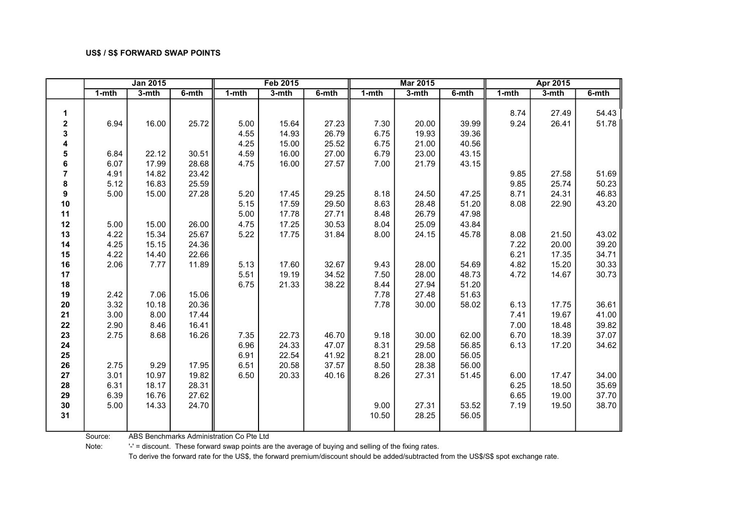**US$ / S$ FORWARD SWAP POINTS**

| | Jan 2015 | | | Feb 2015 | | | Mar 2015 | | | Apr 2015 | | |
|---|---|---|---|---|---|---|---|---|---|---|---|---|
| | 1-mth | 3-mth | 6-mth | 1-mth | 3-mth | 6-mth | 1-mth | 3-mth | 6-mth | 1-mth | 3-mth | 6-mth |
| 1 | | | | | | | | | | 8.74 | 27.49 | 54.43 |
| 2 | 6.94 | 16.00 | 25.72 | 5.00 | 15.64 | 27.23 | 7.30 | 20.00 | 39.99 | 9.24 | 26.41 | 51.78 |
| 3 | | | | 4.55 | 14.93 | 26.79 | 6.75 | 19.93 | 39.36 | | | |
| 4 | | | | 4.25 | 15.00 | 25.52 | 6.75 | 21.00 | 40.56 | | | |
| 5 | 6.84 | 22.12 | 30.51 | 4.59 | 16.00 | 27.00 | 6.79 | 23.00 | 43.15 | | | |
| 6 | 6.07 | 17.99 | 28.68 | 4.75 | 16.00 | 27.57 | 7.00 | 21.79 | 43.15 | | | |
| 7 | 4.91 | 14.82 | 23.42 | | | | | | | 9.85 | 27.58 | 51.69 |
| 8 | 5.12 | 16.83 | 25.59 | | | | | | | 9.85 | 25.74 | 50.23 |
| 9 | 5.00 | 15.00 | 27.28 | 5.20 | 17.45 | 29.25 | 8.18 | 24.50 | 47.25 | 8.71 | 24.31 | 46.83 |
| 10 | | | | 5.15 | 17.59 | 29.50 | 8.63 | 28.48 | 51.20 | 8.08 | 22.90 | 43.20 |
| 11 | | | | 5.00 | 17.78 | 27.71 | 8.48 | 26.79 | 47.98 | | | |
| 12 | 5.00 | 15.00 | 26.00 | 4.75 | 17.25 | 30.53 | 8.04 | 25.09 | 43.84 | | | |
| 13 | 4.22 | 15.34 | 25.67 | 5.22 | 17.75 | 31.84 | 8.00 | 24.15 | 45.78 | 8.08 | 21.50 | 43.02 |
| 14 | 4.25 | 15.15 | 24.36 | | | | | | | 7.22 | 20.00 | 39.20 |
| 15 | 4.22 | 14.40 | 22.66 | | | | | | | 6.21 | 17.35 | 34.71 |
| 16 | 2.06 | 7.77 | 11.89 | 5.13 | 17.60 | 32.67 | 9.43 | 28.00 | 54.69 | 4.82 | 15.20 | 30.33 |
| 17 | | | | 5.51 | 19.19 | 34.52 | 7.50 | 28.00 | 48.73 | 4.72 | 14.67 | 30.73 |
| 18 | | | | 6.75 | 21.33 | 38.22 | 8.44 | 27.94 | 51.20 | | | |
| 19 | 2.42 | 7.06 | 15.06 | | | | 7.78 | 27.48 | 51.63 | | | |
| 20 | 3.32 | 10.18 | 20.36 | | | | 7.78 | 30.00 | 58.02 | 6.13 | 17.75 | 36.61 |
| 21 | 3.00 | 8.00 | 17.44 | | | | | | | 7.41 | 19.67 | 41.00 |
| 22 | 2.90 | 8.46 | 16.41 | | | | | | | 7.00 | 18.48 | 39.82 |
| 23 | 2.75 | 8.68 | 16.26 | 7.35 | 22.73 | 46.70 | 9.18 | 30.00 | 62.00 | 6.70 | 18.39 | 37.07 |
| 24 | | | | 6.96 | 24.33 | 47.07 | 8.31 | 29.58 | 56.85 | 6.13 | 17.20 | 34.62 |
| 25 | | | | 6.91 | 22.54 | 41.92 | 8.21 | 28.00 | 56.05 | | | |
| 26 | 2.75 | 9.29 | 17.95 | 6.51 | 20.58 | 37.57 | 8.50 | 28.38 | 56.00 | | | |
| 27 | 3.01 | 10.97 | 19.82 | 6.50 | 20.33 | 40.16 | 8.26 | 27.31 | 51.45 | 6.00 | 17.47 | 34.00 |
| 28 | 6.31 | 18.17 | 28.31 | | | | | | | 6.25 | 18.50 | 35.69 |
| 29 | 6.39 | 16.76 | 27.62 | | | | | | | 6.65 | 19.00 | 37.70 |
| 30 | 5.00 | 14.33 | 24.70 | | | | 9.00 | 27.31 | 53.52 | 7.19 | 19.50 | 38.70 |
| 31 | | | | | | | 10.50 | 28.25 | 56.05 | | | |

Source: ABS Benchmarks Administration Co Pte Ltd

Note: '-' = discount. These forward swap points are the average of buying and selling of the fixing rates.
To derive the forward rate for the US$, the forward premium/discount should be added/subtracted from the US$/S$ spot exchange rate.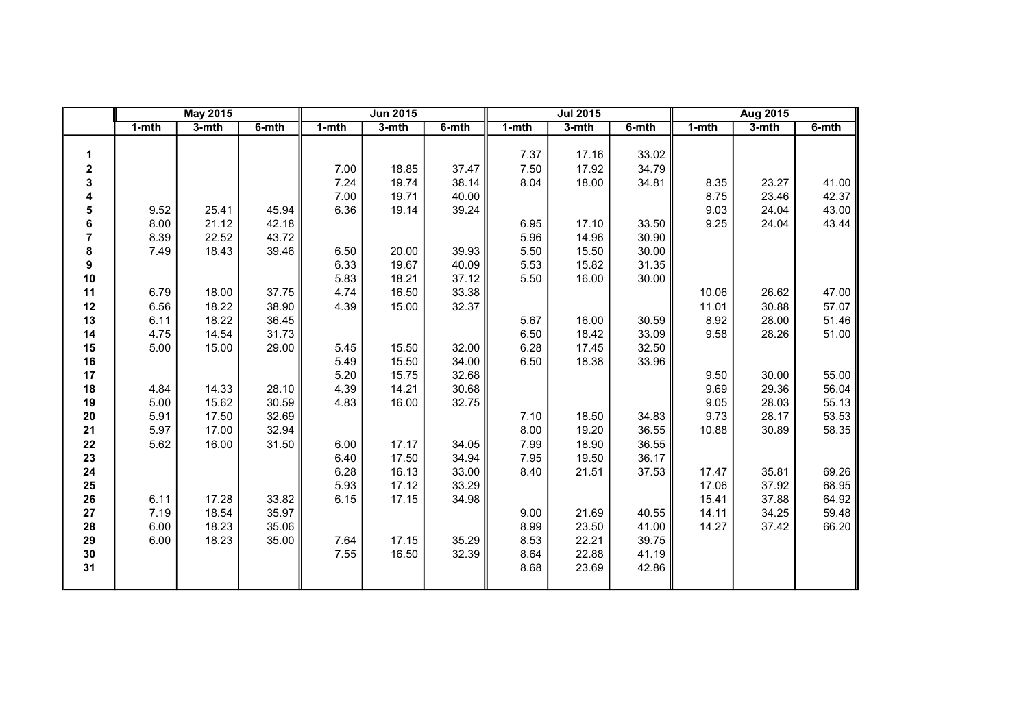| | May 2015 | | | Jun 2015 | | | Jul 2015 | | | Aug 2015 | | |
|---|---|---|---|---|---|---|---|---|---|---|---|---|
| | 1-mth | 3-mth | 6-mth | 1-mth | 3-mth | 6-mth | 1-mth | 3-mth | 6-mth | 1-mth | 3-mth | 6-mth |
| **1** | | | | | | | 7.37 | 17.16 | 33.02 | | | |
| **2** | | | | 7.00 | 18.85 | 37.47 | 7.50 | 17.92 | 34.79 | | | |
| **3** | | | | 7.24 | 19.74 | 38.14 | 8.04 | 18.00 | 34.81 | 8.35 | 23.27 | 41.00 |
| **4** | | | | 7.00 | 19.71 | 40.00 | | | | 8.75 | 23.46 | 42.37 |
| **5** | 9.52 | 25.41 | 45.94 | 6.36 | 19.14 | 39.24 | | | | 9.03 | 24.04 | 43.00 |
| **6** | 8.00 | 21.12 | 42.18 | | | | 6.95 | 17.10 | 33.50 | 9.25 | 24.04 | 43.44 |
| **7** | 8.39 | 22.52 | 43.72 | | | | 5.96 | 14.96 | 30.90 | | | |
| **8** | 7.49 | 18.43 | 39.46 | 6.50 | 20.00 | 39.93 | 5.50 | 15.50 | 30.00 | | | |
| **9** | | | | 6.33 | 19.67 | 40.09 | 5.53 | 15.82 | 31.35 | | | |
| **10** | | | | 5.83 | 18.21 | 37.12 | 5.50 | 16.00 | 30.00 | | | |
| **11** | 6.79 | 18.00 | 37.75 | 4.74 | 16.50 | 33.38 | | | | 10.06 | 26.62 | 47.00 |
| **12** | 6.56 | 18.22 | 38.90 | 4.39 | 15.00 | 32.37 | | | | 11.01 | 30.88 | 57.07 |
| **13** | 6.11 | 18.22 | 36.45 | | | | 5.67 | 16.00 | 30.59 | 8.92 | 28.00 | 51.46 |
| **14** | 4.75 | 14.54 | 31.73 | | | | 6.50 | 18.42 | 33.09 | 9.58 | 28.26 | 51.00 |
| **15** | 5.00 | 15.00 | 29.00 | 5.45 | 15.50 | 32.00 | 6.28 | 17.45 | 32.50 | | | |
| **16** | | | | 5.49 | 15.50 | 34.00 | 6.50 | 18.38 | 33.96 | | | |
| **17** | | | | 5.20 | 15.75 | 32.68 | | | | 9.50 | 30.00 | 55.00 |
| **18** | 4.84 | 14.33 | 28.10 | 4.39 | 14.21 | 30.68 | | | | 9.69 | 29.36 | 56.04 |
| **19** | 5.00 | 15.62 | 30.59 | 4.83 | 16.00 | 32.75 | | | | 9.05 | 28.03 | 55.13 |
| **20** | 5.91 | 17.50 | 32.69 | | | | 7.10 | 18.50 | 34.83 | 9.73 | 28.17 | 53.53 |
| **21** | 5.97 | 17.00 | 32.94 | | | | 8.00 | 19.20 | 36.55 | 10.88 | 30.89 | 58.35 |
| **22** | 5.62 | 16.00 | 31.50 | 6.00 | 17.17 | 34.05 | 7.99 | 18.90 | 36.55 | | | |
| **23** | | | | 6.40 | 17.50 | 34.94 | 7.95 | 19.50 | 36.17 | | | |
| **24** | | | | 6.28 | 16.13 | 33.00 | 8.40 | 21.51 | 37.53 | 17.47 | 35.81 | 69.26 |
| **25** | | | | 5.93 | 17.12 | 33.29 | | | | 17.06 | 37.92 | 68.95 |
| **26** | 6.11 | 17.28 | 33.82 | 6.15 | 17.15 | 34.98 | | | | 15.41 | 37.88 | 64.92 |
| **27** | 7.19 | 18.54 | 35.97 | | | | 9.00 | 21.69 | 40.55 | 14.11 | 34.25 | 59.48 |
| **28** | 6.00 | 18.23 | 35.06 | | | | 8.99 | 23.50 | 41.00 | 14.27 | 37.42 | 66.20 |
| **29** | 6.00 | 18.23 | 35.00 | 7.64 | 17.15 | 35.29 | 8.53 | 22.21 | 39.75 | | | |
| **30** | | | | 7.55 | 16.50 | 32.39 | 8.64 | 22.88 | 41.19 | | | |
| **31** | | | | | | | 8.68 | 23.69 | 42.86 | | | |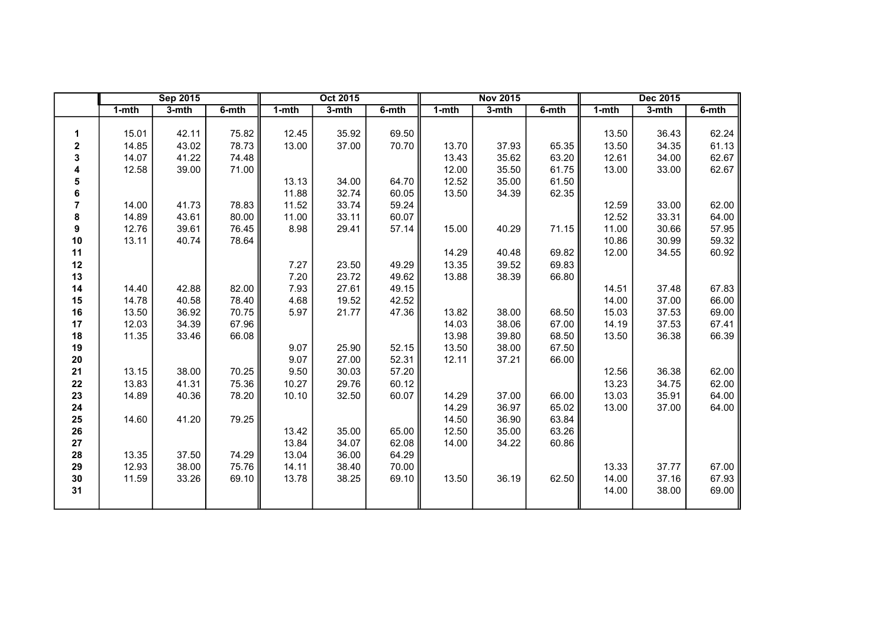| | Sep 2015 | | | Oct 2015 | | | Nov 2015 | | | Dec 2015 | | |
|---|---|---|---|---|---|---|---|---|---|---|---|---|
| | 1-mth | 3-mth | 6-mth | 1-mth | 3-mth | 6-mth | 1-mth | 3-mth | 6-mth | 1-mth | 3-mth | 6-mth |
| **1** | 15.01 | 42.11 | 75.82 | 12.45 | 35.92 | 69.50 | | | | 13.50 | 36.43 | 62.24 |
| **2** | 14.85 | 43.02 | 78.73 | 13.00 | 37.00 | 70.70 | 13.70 | 37.93 | 65.35 | 13.50 | 34.35 | 61.13 |
| **3** | 14.07 | 41.22 | 74.48 | | | | 13.43 | 35.62 | 63.20 | 12.61 | 34.00 | 62.67 |
| **4** | 12.58 | 39.00 | 71.00 | | | | 12.00 | 35.50 | 61.75 | 13.00 | 33.00 | 62.67 |
| **5** | | | | 13.13 | 34.00 | 64.70 | 12.52 | 35.00 | 61.50 | | | |
| **6** | | | | 11.88 | 32.74 | 60.05 | 13.50 | 34.39 | 62.35 | | | |
| **7** | 14.00 | 41.73 | 78.83 | 11.52 | 33.74 | 59.24 | | | | 12.59 | 33.00 | 62.00 |
| **8** | 14.89 | 43.61 | 80.00 | 11.00 | 33.11 | 60.07 | | | | 12.52 | 33.31 | 64.00 |
| **9** | 12.76 | 39.61 | 76.45 | 8.98 | 29.41 | 57.14 | 15.00 | 40.29 | 71.15 | 11.00 | 30.66 | 57.95 |
| **10** | 13.11 | 40.74 | 78.64 | | | | | | | 10.86 | 30.99 | 59.32 |
| **11** | | | | | | | 14.29 | 40.48 | 69.82 | 12.00 | 34.55 | 60.92 |
| **12** | | | | 7.27 | 23.50 | 49.29 | 13.35 | 39.52 | 69.83 | | | |
| **13** | | | | 7.20 | 23.72 | 49.62 | 13.88 | 38.39 | 66.80 | | | |
| **14** | 14.40 | 42.88 | 82.00 | 7.93 | 27.61 | 49.15 | | | | 14.51 | 37.48 | 67.83 |
| **15** | 14.78 | 40.58 | 78.40 | 4.68 | 19.52 | 42.52 | | | | 14.00 | 37.00 | 66.00 |
| **16** | 13.50 | 36.92 | 70.75 | 5.97 | 21.77 | 47.36 | 13.82 | 38.00 | 68.50 | 15.03 | 37.53 | 69.00 |
| **17** | 12.03 | 34.39 | 67.96 | | | | 14.03 | 38.06 | 67.00 | 14.19 | 37.53 | 67.41 |
| **18** | 11.35 | 33.46 | 66.08 | | | | 13.98 | 39.80 | 68.50 | 13.50 | 36.38 | 66.39 |
| **19** | | | | 9.07 | 25.90 | 52.15 | 13.50 | 38.00 | 67.50 | | | |
| **20** | | | | 9.07 | 27.00 | 52.31 | 12.11 | 37.21 | 66.00 | | | |
| **21** | 13.15 | 38.00 | 70.25 | 9.50 | 30.03 | 57.20 | | | | 12.56 | 36.38 | 62.00 |
| **22** | 13.83 | 41.31 | 75.36 | 10.27 | 29.76 | 60.12 | | | | 13.23 | 34.75 | 62.00 |
| **23** | 14.89 | 40.36 | 78.20 | 10.10 | 32.50 | 60.07 | 14.29 | 37.00 | 66.00 | 13.03 | 35.91 | 64.00 |
| **24** | | | | | | | 14.29 | 36.97 | 65.02 | 13.00 | 37.00 | 64.00 |
| **25** | 14.60 | 41.20 | 79.25 | | | | 14.50 | 36.90 | 63.84 | | | |
| **26** | | | | 13.42 | 35.00 | 65.00 | 12.50 | 35.00 | 63.26 | | | |
| **27** | | | | 13.84 | 34.07 | 62.08 | 14.00 | 34.22 | 60.86 | | | |
| **28** | 13.35 | 37.50 | 74.29 | 13.04 | 36.00 | 64.29 | | | | | | |
| **29** | 12.93 | 38.00 | 75.76 | 14.11 | 38.40 | 70.00 | | | | 13.33 | 37.77 | 67.00 |
| **30** | 11.59 | 33.26 | 69.10 | 13.78 | 38.25 | 69.10 | 13.50 | 36.19 | 62.50 | 14.00 | 37.16 | 67.93 |
| **31** | | | | | | | | | | 14.00 | 38.00 | 69.00 |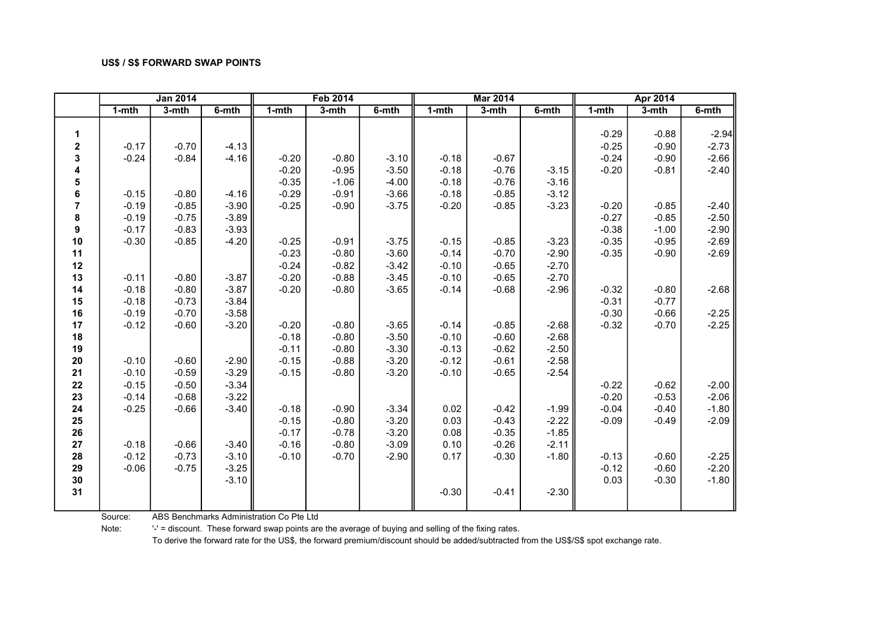**US$ / S$ FORWARD SWAP POINTS**

| | Jan 2014 | | | Feb 2014 | | | Mar 2014 | | | Apr 2014 | | |
|---|---|---|---|---|---|---|---|---|---|---|---|---|
| | 1-mth | 3-mth | 6-mth | 1-mth | 3-mth | 6-mth | 1-mth | 3-mth | 6-mth | 1-mth | 3-mth | 6-mth |
| **1** | | | | | | | | | | -0.29 | -0.88 | -2.94 |
| **2** | -0.17 | -0.70 | -4.13 | | | | | | | -0.25 | -0.90 | -2.73 |
| **3** | -0.24 | -0.84 | -4.16 | -0.20 | -0.80 | -3.10 | -0.18 | -0.67 | | -0.24 | -0.90 | -2.66 |
| **4** | | | | -0.20 | -0.95 | -3.50 | -0.18 | -0.76 | -3.15 | -0.20 | -0.81 | -2.40 |
| **5** | | | | -0.35 | -1.06 | -4.00 | -0.18 | -0.76 | -3.16 | | | |
| **6** | -0.15 | -0.80 | -4.16 | -0.29 | -0.91 | -3.66 | -0.18 | -0.85 | -3.12 | | | |
| **7** | -0.19 | -0.85 | -3.90 | -0.25 | -0.90 | -3.75 | -0.20 | -0.85 | -3.23 | -0.20 | -0.85 | -2.40 |
| **8** | -0.19 | -0.75 | -3.89 | | | | | | | -0.27 | -0.85 | -2.50 |
| **9** | -0.17 | -0.83 | -3.93 | | | | | | | -0.38 | -1.00 | -2.90 |
| **10** | -0.30 | -0.85 | -4.20 | -0.25 | -0.91 | -3.75 | -0.15 | -0.85 | -3.23 | -0.35 | -0.95 | -2.69 |
| **11** | | | | -0.23 | -0.80 | -3.60 | -0.14 | -0.70 | -2.90 | -0.35 | -0.90 | -2.69 |
| **12** | | | | -0.24 | -0.82 | -3.42 | -0.10 | -0.65 | -2.70 | | | |
| **13** | -0.11 | -0.80 | -3.87 | -0.20 | -0.88 | -3.45 | -0.10 | -0.65 | -2.70 | | | |
| **14** | -0.18 | -0.80 | -3.87 | -0.20 | -0.80 | -3.65 | -0.14 | -0.68 | -2.96 | -0.32 | -0.80 | -2.68 |
| **15** | -0.18 | -0.73 | -3.84 | | | | | | | -0.31 | -0.77 | |
| **16** | -0.19 | -0.70 | -3.58 | | | | | | | -0.30 | -0.66 | -2.25 |
| **17** | -0.12 | -0.60 | -3.20 | -0.20 | -0.80 | -3.65 | -0.14 | -0.85 | -2.68 | -0.32 | -0.70 | -2.25 |
| **18** | | | | -0.18 | -0.80 | -3.50 | -0.10 | -0.60 | -2.68 | | | |
| **19** | | | | -0.11 | -0.80 | -3.30 | -0.13 | -0.62 | -2.50 | | | |
| **20** | -0.10 | -0.60 | -2.90 | -0.15 | -0.88 | -3.20 | -0.12 | -0.61 | -2.58 | | | |
| **21** | -0.10 | -0.59 | -3.29 | -0.15 | -0.80 | -3.20 | -0.10 | -0.65 | -2.54 | | | |
| **22** | -0.15 | -0.50 | -3.34 | | | | | | | -0.22 | -0.62 | -2.00 |
| **23** | -0.14 | -0.68 | -3.22 | | | | | | | -0.20 | -0.53 | -2.06 |
| **24** | -0.25 | -0.66 | -3.40 | -0.18 | -0.90 | -3.34 | 0.02 | -0.42 | -1.99 | -0.04 | -0.40 | -1.80 |
| **25** | | | | -0.15 | -0.80 | -3.20 | 0.03 | -0.43 | -2.22 | -0.09 | -0.49 | -2.09 |
| **26** | | | | -0.17 | -0.78 | -3.20 | 0.08 | -0.35 | -1.85 | | | |
| **27** | -0.18 | -0.66 | -3.40 | -0.16 | -0.80 | -3.09 | 0.10 | -0.26 | -2.11 | | | |
| **28** | -0.12 | -0.73 | -3.10 | -0.10 | -0.70 | -2.90 | 0.17 | -0.30 | -1.80 | -0.13 | -0.60 | -2.25 |
| **29** | -0.06 | -0.75 | -3.25 | | | | | | | -0.12 | -0.60 | -2.20 |
| **30** | | | -3.10 | | | | | | | 0.03 | -0.30 | -1.80 |
| **31** | | | | | | | -0.30 | -0.41 | -2.30 | | | |

Source: ABS Benchmarks Administration Co Pte Ltd

Note: '-' = discount. These forward swap points are the average of buying and selling of the fixing rates.
To derive the forward rate for the US$, the forward premium/discount should be added/subtracted from the US$/S$ spot exchange rate.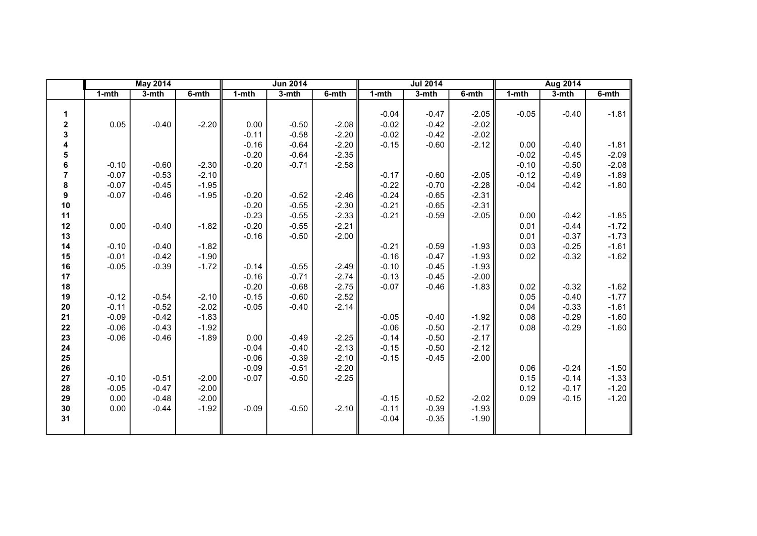| | May 2014 | | | Jun 2014 | | | Jul 2014 | | | Aug 2014 | | |
|---|---|---|---|---|---|---|---|---|---|---|---|---|
| | 1-mth | 3-mth | 6-mth | 1-mth | 3-mth | 6-mth | 1-mth | 3-mth | 6-mth | 1-mth | 3-mth | 6-mth |
| 1 | | | | | | | -0.04 | -0.47 | -2.05 | -0.05 | -0.40 | -1.81 |
| 2 | 0.05 | -0.40 | -2.20 | 0.00 | -0.50 | -2.08 | -0.02 | -0.42 | -2.02 | | | |
| 3 | | | | -0.11 | -0.58 | -2.20 | -0.02 | -0.42 | -2.02 | | | |
| 4 | | | | -0.16 | -0.64 | -2.20 | -0.15 | -0.60 | -2.12 | 0.00 | -0.40 | -1.81 |
| 5 | | | | -0.20 | -0.64 | -2.35 | | | | -0.02 | -0.45 | -2.09 |
| 6 | -0.10 | -0.60 | -2.30 | -0.20 | -0.71 | -2.58 | | | | -0.10 | -0.50 | -2.08 |
| 7 | -0.07 | -0.53 | -2.10 | | | | -0.17 | -0.60 | -2.05 | -0.12 | -0.49 | -1.89 |
| 8 | -0.07 | -0.45 | -1.95 | | | | -0.22 | -0.70 | -2.28 | -0.04 | -0.42 | -1.80 |
| 9 | -0.07 | -0.46 | -1.95 | -0.20 | -0.52 | -2.46 | -0.24 | -0.65 | -2.31 | | | |
| 10 | | | | -0.20 | -0.55 | -2.30 | -0.21 | -0.65 | -2.31 | | | |
| 11 | | | | -0.23 | -0.55 | -2.33 | -0.21 | -0.59 | -2.05 | 0.00 | -0.42 | -1.85 |
| 12 | 0.00 | -0.40 | -1.82 | -0.20 | -0.55 | -2.21 | | | | 0.01 | -0.44 | -1.72 |
| 13 | | | | -0.16 | -0.50 | -2.00 | | | | 0.01 | -0.37 | -1.73 |
| 14 | -0.10 | -0.40 | -1.82 | | | | -0.21 | -0.59 | -1.93 | 0.03 | -0.25 | -1.61 |
| 15 | -0.01 | -0.42 | -1.90 | | | | -0.16 | -0.47 | -1.93 | 0.02 | -0.32 | -1.62 |
| 16 | -0.05 | -0.39 | -1.72 | -0.14 | -0.55 | -2.49 | -0.10 | -0.45 | -1.93 | | | |
| 17 | | | | -0.16 | -0.71 | -2.74 | -0.13 | -0.45 | -2.00 | | | |
| 18 | | | | -0.20 | -0.68 | -2.75 | -0.07 | -0.46 | -1.83 | 0.02 | -0.32 | -1.62 |
| 19 | -0.12 | -0.54 | -2.10 | -0.15 | -0.60 | -2.52 | | | | 0.05 | -0.40 | -1.77 |
| 20 | -0.11 | -0.52 | -2.02 | -0.05 | -0.40 | -2.14 | | | | 0.04 | -0.33 | -1.61 |
| 21 | -0.09 | -0.42 | -1.83 | | | | -0.05 | -0.40 | -1.92 | 0.08 | -0.29 | -1.60 |
| 22 | -0.06 | -0.43 | -1.92 | | | | -0.06 | -0.50 | -2.17 | 0.08 | -0.29 | -1.60 |
| 23 | -0.06 | -0.46 | -1.89 | 0.00 | -0.49 | -2.25 | -0.14 | -0.50 | -2.17 | | | |
| 24 | | | | -0.04 | -0.40 | -2.13 | -0.15 | -0.50 | -2.12 | | | |
| 25 | | | | -0.06 | -0.39 | -2.10 | -0.15 | -0.45 | -2.00 | | | |
| 26 | | | | -0.09 | -0.51 | -2.20 | | | | 0.06 | -0.24 | -1.50 |
| 27 | -0.10 | -0.51 | -2.00 | -0.07 | -0.50 | -2.25 | | | | 0.15 | -0.14 | -1.33 |
| 28 | -0.05 | -0.47 | -2.00 | | | | | | | 0.12 | -0.17 | -1.20 |
| 29 | 0.00 | -0.48 | -2.00 | | | | -0.15 | -0.52 | -2.02 | 0.09 | -0.15 | -1.20 |
| 30 | 0.00 | -0.44 | -1.92 | -0.09 | -0.50 | -2.10 | -0.11 | -0.39 | -1.93 | | | |
| 31 | | | | | | | -0.04 | -0.35 | -1.90 | | | |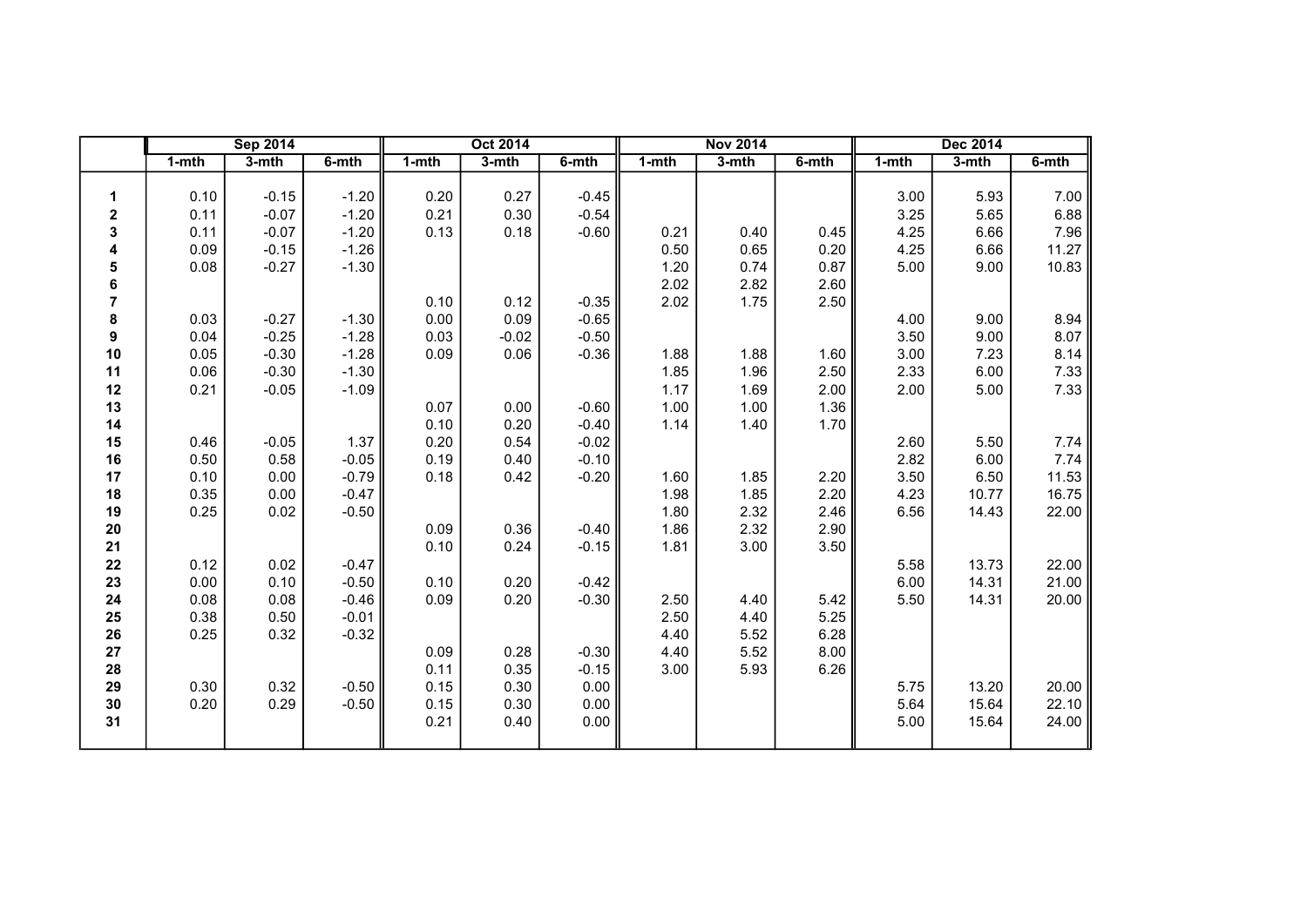| | Sep 2014 | | | Oct 2014 | | | Nov 2014 | | | Dec 2014 | | |
|---|---|---|---|---|---|---|---|---|---|---|---|---|
| | 1-mth | 3-mth | 6-mth | 1-mth | 3-mth | 6-mth | 1-mth | 3-mth | 6-mth | 1-mth | 3-mth | 6-mth |
| 1 | 0.10 | -0.15 | -1.20 | 0.20 | 0.27 | -0.45 | | | | 3.00 | 5.93 | 7.00 |
| 2 | 0.11 | -0.07 | -1.20 | 0.21 | 0.30 | -0.54 | | | | 3.25 | 5.65 | 6.88 |
| 3 | 0.11 | -0.07 | -1.20 | 0.13 | 0.18 | -0.60 | 0.21 | 0.40 | 0.45 | 4.25 | 6.66 | 7.96 |
| 4 | 0.09 | -0.15 | -1.26 | | | | 0.50 | 0.65 | 0.20 | 4.25 | 6.66 | 11.27 |
| 5 | 0.08 | -0.27 | -1.30 | | | | 1.20 | 0.74 | 0.87 | 5.00 | 9.00 | 10.83 |
| 6 | | | | | | | 2.02 | 2.82 | 2.60 | | | |
| 7 | | | | 0.10 | 0.12 | -0.35 | 2.02 | 1.75 | 2.50 | | | |
| 8 | 0.03 | -0.27 | -1.30 | 0.00 | 0.09 | -0.65 | | | | 4.00 | 9.00 | 8.94 |
| 9 | 0.04 | -0.25 | -1.28 | 0.03 | -0.02 | -0.50 | | | | 3.50 | 9.00 | 8.07 |
| 10 | 0.05 | -0.30 | -1.28 | 0.09 | 0.06 | -0.36 | 1.88 | 1.88 | 1.60 | 3.00 | 7.23 | 8.14 |
| 11 | 0.06 | -0.30 | -1.30 | | | | 1.85 | 1.96 | 2.50 | 2.33 | 6.00 | 7.33 |
| 12 | 0.21 | -0.05 | -1.09 | | | | 1.17 | 1.69 | 2.00 | 2.00 | 5.00 | 7.33 |
| 13 | | | | 0.07 | 0.00 | -0.60 | 1.00 | 1.00 | 1.36 | | | |
| 14 | | | | 0.10 | 0.20 | -0.40 | 1.14 | 1.40 | 1.70 | | | |
| 15 | 0.46 | -0.05 | 1.37 | 0.20 | 0.54 | -0.02 | | | | 2.60 | 5.50 | 7.74 |
| 16 | 0.50 | 0.58 | -0.05 | 0.19 | 0.40 | -0.10 | | | | 2.82 | 6.00 | 7.74 |
| 17 | 0.10 | 0.00 | -0.79 | 0.18 | 0.42 | -0.20 | 1.60 | 1.85 | 2.20 | 3.50 | 6.50 | 11.53 |
| 18 | 0.35 | 0.00 | -0.47 | | | | 1.98 | 1.85 | 2.20 | 4.23 | 10.77 | 16.75 |
| 19 | 0.25 | 0.02 | -0.50 | | | | 1.80 | 2.32 | 2.46 | 6.56 | 14.43 | 22.00 |
| 20 | | | | 0.09 | 0.36 | -0.40 | 1.86 | 2.32 | 2.90 | | | |
| 21 | | | | 0.10 | 0.24 | -0.15 | 1.81 | 3.00 | 3.50 | | | |
| 22 | 0.12 | 0.02 | -0.47 | | | | | | | 5.58 | 13.73 | 22.00 |
| 23 | 0.00 | 0.10 | -0.50 | 0.10 | 0.20 | -0.42 | | | | 6.00 | 14.31 | 21.00 |
| 24 | 0.08 | 0.08 | -0.46 | 0.09 | 0.20 | -0.30 | 2.50 | 4.40 | 5.42 | 5.50 | 14.31 | 20.00 |
| 25 | 0.38 | 0.50 | -0.01 | | | | 2.50 | 4.40 | 5.25 | | | |
| 26 | 0.25 | 0.32 | -0.32 | | | | 4.40 | 5.52 | 6.28 | | | |
| 27 | | | | 0.09 | 0.28 | -0.30 | 4.40 | 5.52 | 8.00 | | | |
| 28 | | | | 0.11 | 0.35 | -0.15 | 3.00 | 5.93 | 6.26 | | | |
| 29 | 0.30 | 0.32 | -0.50 | 0.15 | 0.30 | 0.00 | | | | 5.75 | 13.20 | 20.00 |
| 30 | 0.20 | 0.29 | -0.50 | 0.15 | 0.30 | 0.00 | | | | 5.64 | 15.64 | 22.10 |
| 31 | | | | 0.21 | 0.40 | 0.00 | | | | 5.00 | 15.64 | 24.00 |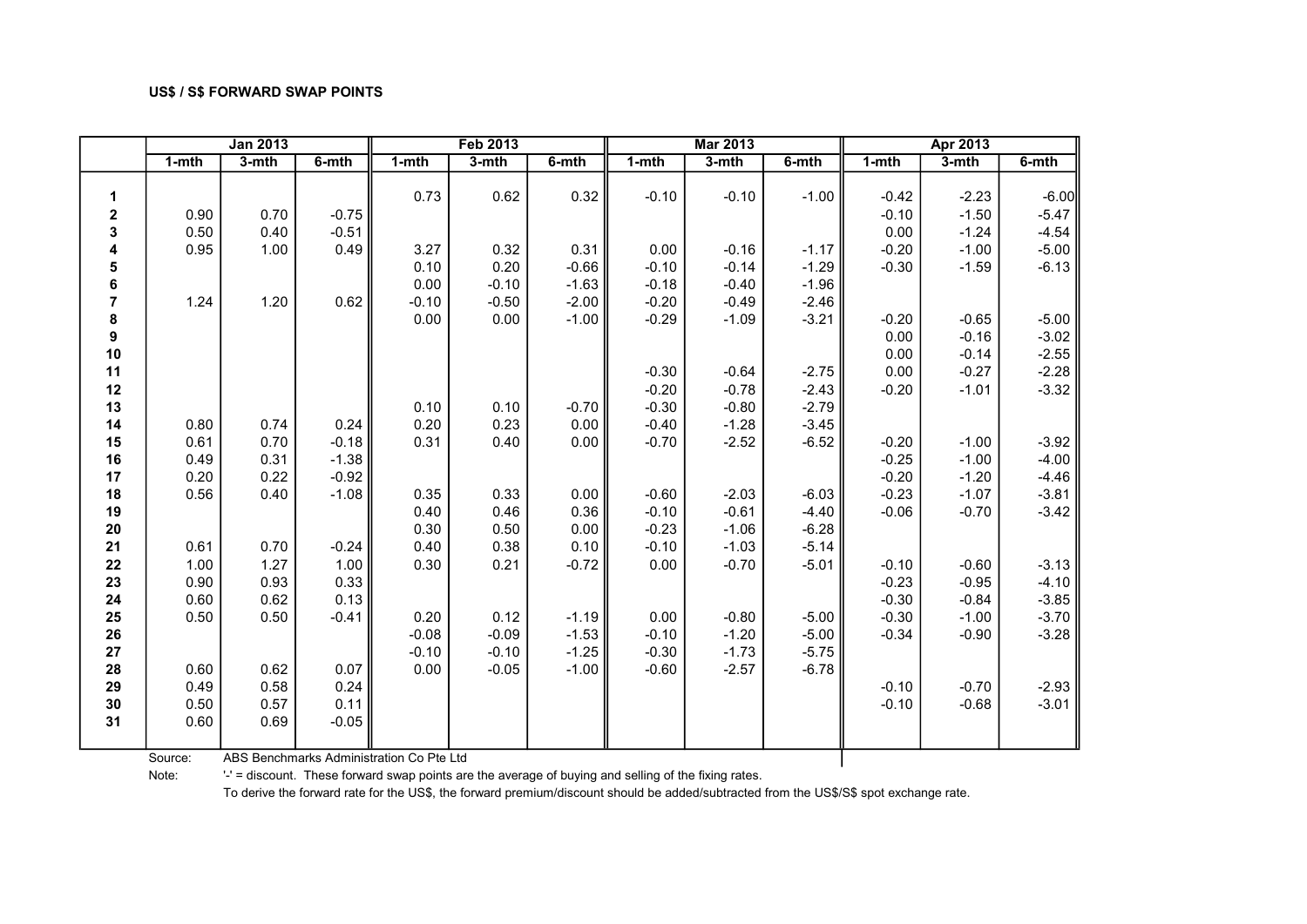**US$ / S$ FORWARD SWAP POINTS**

| | Jan 2013 | | | Feb 2013 | | | Mar 2013 | | | Apr 2013 | | |
|---|---|---|---|---|---|---|---|---|---|---|---|---|
| | 1-mth | 3-mth | 6-mth | 1-mth | 3-mth | 6-mth | 1-mth | 3-mth | 6-mth | 1-mth | 3-mth | 6-mth |
| 1 | | | | 0.73 | 0.62 | 0.32 | -0.10 | -0.10 | -1.00 | -0.42 | -2.23 | -6.00 |
| 2 | 0.90 | 0.70 | -0.75 | | | | | | | -0.10 | -1.50 | -5.47 |
| 3 | 0.50 | 0.40 | -0.51 | | | | | | | 0.00 | -1.24 | -4.54 |
| 4 | 0.95 | 1.00 | 0.49 | 3.27 | 0.32 | 0.31 | 0.00 | -0.16 | -1.17 | -0.20 | -1.00 | -5.00 |
| 5 | | | | 0.10 | 0.20 | -0.66 | -0.10 | -0.14 | -1.29 | -0.30 | -1.59 | -6.13 |
| 6 | | | | 0.00 | -0.10 | -1.63 | -0.18 | -0.40 | -1.96 | | | |
| 7 | 1.24 | 1.20 | 0.62 | -0.10 | -0.50 | -2.00 | -0.20 | -0.49 | -2.46 | | | |
| 8 | | | | 0.00 | 0.00 | -1.00 | -0.29 | -1.09 | -3.21 | -0.20 | -0.65 | -5.00 |
| 9 | | | | | | | | | | 0.00 | -0.16 | -3.02 |
| 10 | | | | | | | | | | 0.00 | -0.14 | -2.55 |
| 11 | | | | | | | -0.30 | -0.64 | -2.75 | 0.00 | -0.27 | -2.28 |
| 12 | | | | | | | -0.20 | -0.78 | -2.43 | -0.20 | -1.01 | -3.32 |
| 13 | | | | 0.10 | 0.10 | -0.70 | -0.30 | -0.80 | -2.79 | | | |
| 14 | 0.80 | 0.74 | 0.24 | 0.20 | 0.23 | 0.00 | -0.40 | -1.28 | -3.45 | | | |
| 15 | 0.61 | 0.70 | -0.18 | 0.31 | 0.40 | 0.00 | -0.70 | -2.52 | -6.52 | -0.20 | -1.00 | -3.92 |
| 16 | 0.49 | 0.31 | -1.38 | | | | | | | -0.25 | -1.00 | -4.00 |
| 17 | 0.20 | 0.22 | -0.92 | | | | | | | -0.20 | -1.20 | -4.46 |
| 18 | 0.56 | 0.40 | -1.08 | 0.35 | 0.33 | 0.00 | -0.60 | -2.03 | -6.03 | -0.23 | -1.07 | -3.81 |
| 19 | | | | 0.40 | 0.46 | 0.36 | -0.10 | -0.61 | -4.40 | -0.06 | -0.70 | -3.42 |
| 20 | | | | 0.30 | 0.50 | 0.00 | -0.23 | -1.06 | -6.28 | | | |
| 21 | 0.61 | 0.70 | -0.24 | 0.40 | 0.38 | 0.10 | -0.10 | -1.03 | -5.14 | | | |
| 22 | 1.00 | 1.27 | 1.00 | 0.30 | 0.21 | -0.72 | 0.00 | -0.70 | -5.01 | -0.10 | -0.60 | -3.13 |
| 23 | 0.90 | 0.93 | 0.33 | | | | | | | -0.23 | -0.95 | -4.10 |
| 24 | 0.60 | 0.62 | 0.13 | | | | | | | -0.30 | -0.84 | -3.85 |
| 25 | 0.50 | 0.50 | -0.41 | 0.20 | 0.12 | -1.19 | 0.00 | -0.80 | -5.00 | -0.30 | -1.00 | -3.70 |
| 26 | | | | -0.08 | -0.09 | -1.53 | -0.10 | -1.20 | -5.00 | -0.34 | -0.90 | -3.28 |
| 27 | | | | -0.10 | -0.10 | -1.25 | -0.30 | -1.73 | -5.75 | | | |
| 28 | 0.60 | 0.62 | 0.07 | 0.00 | -0.05 | -1.00 | -0.60 | -2.57 | -6.78 | | | |
| 29 | 0.49 | 0.58 | 0.24 | | | | | | | -0.10 | -0.70 | -2.93 |
| 30 | 0.50 | 0.57 | 0.11 | | | | | | | -0.10 | -0.68 | -3.01 |
| 31 | 0.60 | 0.69 | -0.05 | | | | | | | | | |

Source: ABS Benchmarks Administration Co Pte Ltd

Note: '-' = discount. These forward swap points are the average of buying and selling of the fixing rates.
To derive the forward rate for the US$, the forward premium/discount should be added/subtracted from the US$/S$ spot exchange rate.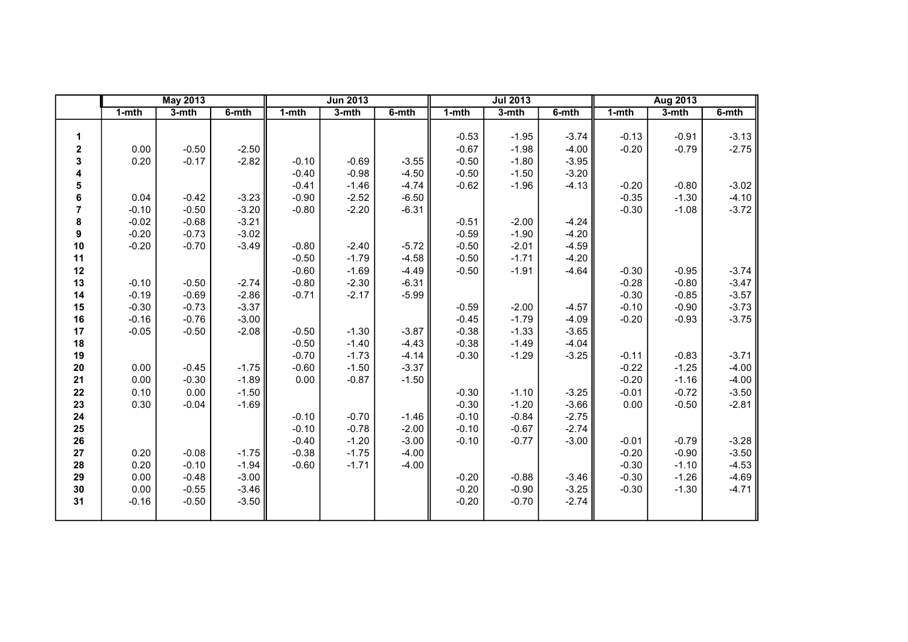| | May 2013 | | | Jun 2013 | | | Jul 2013 | | | Aug 2013 | | |
|---|---|---|---|---|---|---|---|---|---|---|---|---|
| | 1-mth | 3-mth | 6-mth | 1-mth | 3-mth | 6-mth | 1-mth | 3-mth | 6-mth | 1-mth | 3-mth | 6-mth |
| **1** | | | | | | | -0.53 | -1.95 | -3.74 | -0.13 | -0.91 | -3.13 |
| **2** | 0.00 | -0.50 | -2.50 | | | | -0.67 | -1.98 | -4.00 | -0.20 | -0.79 | -2.75 |
| **3** | 0.20 | -0.17 | -2.82 | -0.10 | -0.69 | -3.55 | -0.50 | -1.80 | -3.95 | | | |
| **4** | | | | -0.40 | -0.98 | -4.50 | -0.50 | -1.50 | -3.20 | | | |
| **5** | | | | -0.41 | -1.46 | -4.74 | -0.62 | -1.96 | -4.13 | -0.20 | -0.80 | -3.02 |
| **6** | 0.04 | -0.42 | -3.23 | -0.90 | -2.52 | -6.50 | | | | -0.35 | -1.30 | -4.10 |
| **7** | -0.10 | -0.50 | -3.20 | -0.80 | -2.20 | -6.31 | | | | -0.30 | -1.08 | -3.72 |
| **8** | -0.02 | -0.68 | -3.21 | | | | -0.51 | -2.00 | -4.24 | | | |
| **9** | -0.20 | -0.73 | -3.02 | | | | -0.59 | -1.90 | -4.20 | | | |
| **10** | -0.20 | -0.70 | -3.49 | -0.80 | -2.40 | -5.72 | -0.50 | -2.01 | -4.59 | | | |
| **11** | | | | -0.50 | -1.79 | -4.58 | -0.50 | -1.71 | -4.20 | | | |
| **12** | | | | -0.60 | -1.69 | -4.49 | -0.50 | -1.91 | -4.64 | -0.30 | -0.95 | -3.74 |
| **13** | -0.10 | -0.50 | -2.74 | -0.80 | -2.30 | -6.31 | | | | -0.28 | -0.80 | -3.47 |
| **14** | -0.19 | -0.69 | -2.86 | -0.71 | -2.17 | -5.99 | | | | -0.30 | -0.85 | -3.57 |
| **15** | -0.30 | -0.73 | -3.37 | | | | -0.59 | -2.00 | -4.57 | -0.10 | -0.90 | -3.73 |
| **16** | -0.16 | -0.76 | -3.00 | | | | -0.45 | -1.79 | -4.09 | -0.20 | -0.93 | -3.75 |
| **17** | -0.05 | -0.50 | -2.08 | -0.50 | -1.30 | -3.87 | -0.38 | -1.33 | -3.65 | | | |
| **18** | | | | -0.50 | -1.40 | -4.43 | -0.38 | -1.49 | -4.04 | | | |
| **19** | | | | -0.70 | -1.73 | -4.14 | -0.30 | -1.29 | -3.25 | -0.11 | -0.83 | -3.71 |
| **20** | 0.00 | -0.45 | -1.75 | -0.60 | -1.50 | -3.37 | | | | -0.22 | -1.25 | -4.00 |
| **21** | 0.00 | -0.30 | -1.89 | 0.00 | -0.87 | -1.50 | | | | -0.20 | -1.16 | -4.00 |
| **22** | 0.10 | 0.00 | -1.50 | | | | -0.30 | -1.10 | -3.25 | -0.01 | -0.72 | -3.50 |
| **23** | 0.30 | -0.04 | -1.69 | | | | -0.30 | -1.20 | -3.66 | 0.00 | -0.50 | -2.81 |
| **24** | | | | -0.10 | -0.70 | -1.46 | -0.10 | -0.84 | -2.75 | | | |
| **25** | | | | -0.10 | -0.78 | -2.00 | -0.10 | -0.67 | -2.74 | | | |
| **26** | | | | -0.40 | -1.20 | -3.00 | -0.10 | -0.77 | -3.00 | -0.01 | -0.79 | -3.28 |
| **27** | 0.20 | -0.08 | -1.75 | -0.38 | -1.75 | -4.00 | | | | -0.20 | -0.90 | -3.50 |
| **28** | 0.20 | -0.10 | -1.94 | -0.60 | -1.71 | -4.00 | | | | -0.30 | -1.10 | -4.53 |
| **29** | 0.00 | -0.48 | -3.00 | | | | -0.20 | -0.88 | -3.46 | -0.30 | -1.26 | -4.69 |
| **30** | 0.00 | -0.55 | -3.46 | | | | -0.20 | -0.90 | -3.25 | -0.30 | -1.30 | -4.71 |
| **31** | -0.16 | -0.50 | -3.50 | | | | -0.20 | -0.70 | -2.74 | | | |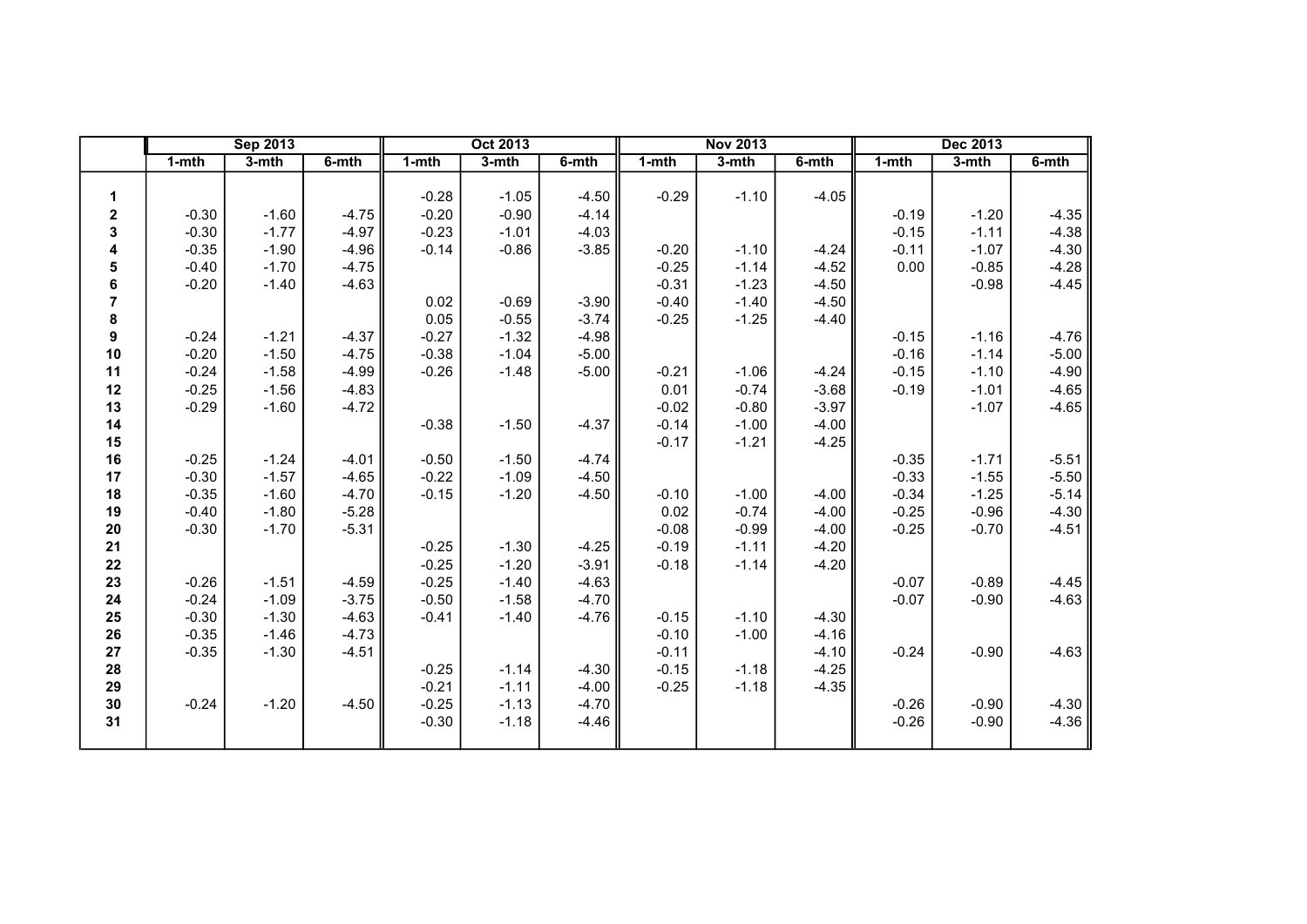| | Sep 2013 | | | Oct 2013 | | | Nov 2013 | | | Dec 2013 | | |
|---|---|---|---|---|---|---|---|---|---|---|---|---|
| | 1-mth | 3-mth | 6-mth | 1-mth | 3-mth | 6-mth | 1-mth | 3-mth | 6-mth | 1-mth | 3-mth | 6-mth |
| 1 | | | | -0.28 | -1.05 | -4.50 | -0.29 | -1.10 | -4.05 | | | |
| 2 | -0.30 | -1.60 | -4.75 | -0.20 | -0.90 | -4.14 | | | | -0.19 | -1.20 | -4.35 |
| 3 | -0.30 | -1.77 | -4.97 | -0.23 | -1.01 | -4.03 | | | | -0.15 | -1.11 | -4.38 |
| 4 | -0.35 | -1.90 | -4.96 | -0.14 | -0.86 | -3.85 | -0.20 | -1.10 | -4.24 | -0.11 | -1.07 | -4.30 |
| 5 | -0.40 | -1.70 | -4.75 | | | | -0.25 | -1.14 | -4.52 | 0.00 | -0.85 | -4.28 |
| 6 | -0.20 | -1.40 | -4.63 | | | | -0.31 | -1.23 | -4.50 | | -0.98 | -4.45 |
| 7 | | | | 0.02 | -0.69 | -3.90 | -0.40 | -1.40 | -4.50 | | | |
| 8 | | | | 0.05 | -0.55 | -3.74 | -0.25 | -1.25 | -4.40 | | | |
| 9 | -0.24 | -1.21 | -4.37 | -0.27 | -1.32 | -4.98 | | | | -0.15 | -1.16 | -4.76 |
| 10 | -0.20 | -1.50 | -4.75 | -0.38 | -1.04 | -5.00 | | | | -0.16 | -1.14 | -5.00 |
| 11 | -0.24 | -1.58 | -4.99 | -0.26 | -1.48 | -5.00 | -0.21 | -1.06 | -4.24 | -0.15 | -1.10 | -4.90 |
| 12 | -0.25 | -1.56 | -4.83 | | | | 0.01 | -0.74 | -3.68 | -0.19 | -1.01 | -4.65 |
| 13 | -0.29 | -1.60 | -4.72 | | | | -0.02 | -0.80 | -3.97 | | -1.07 | -4.65 |
| 14 | | | | -0.38 | -1.50 | -4.37 | -0.14 | -1.00 | -4.00 | | | |
| 15 | | | | | | | -0.17 | -1.21 | -4.25 | | | |
| 16 | -0.25 | -1.24 | -4.01 | -0.50 | -1.50 | -4.74 | | | | -0.35 | -1.71 | -5.51 |
| 17 | -0.30 | -1.57 | -4.65 | -0.22 | -1.09 | -4.50 | | | | -0.33 | -1.55 | -5.50 |
| 18 | -0.35 | -1.60 | -4.70 | -0.15 | -1.20 | -4.50 | -0.10 | -1.00 | -4.00 | -0.34 | -1.25 | -5.14 |
| 19 | -0.40 | -1.80 | -5.28 | | | | 0.02 | -0.74 | -4.00 | -0.25 | -0.96 | -4.30 |
| 20 | -0.30 | -1.70 | -5.31 | | | | -0.08 | -0.99 | -4.00 | -0.25 | -0.70 | -4.51 |
| 21 | | | | -0.25 | -1.30 | -4.25 | -0.19 | -1.11 | -4.20 | | | |
| 22 | | | | -0.25 | -1.20 | -3.91 | -0.18 | -1.14 | -4.20 | | | |
| 23 | -0.26 | -1.51 | -4.59 | -0.25 | -1.40 | -4.63 | | | | -0.07 | -0.89 | -4.45 |
| 24 | -0.24 | -1.09 | -3.75 | -0.50 | -1.58 | -4.70 | | | | -0.07 | -0.90 | -4.63 |
| 25 | -0.30 | -1.30 | -4.63 | -0.41 | -1.40 | -4.76 | -0.15 | -1.10 | -4.30 | | | |
| 26 | -0.35 | -1.46 | -4.73 | | | | -0.10 | -1.00 | -4.16 | | | |
| 27 | -0.35 | -1.30 | -4.51 | | | | -0.11 | | -4.10 | -0.24 | -0.90 | -4.63 |
| 28 | | | | -0.25 | -1.14 | -4.30 | -0.15 | -1.18 | -4.25 | | | |
| 29 | | | | -0.21 | -1.11 | -4.00 | -0.25 | -1.18 | -4.35 | | | |
| 30 | -0.24 | -1.20 | -4.50 | -0.25 | -1.13 | -4.70 | | | | -0.26 | -0.90 | -4.30 |
| 31 | | | | -0.30 | -1.18 | -4.46 | | | | -0.26 | -0.90 | -4.36 |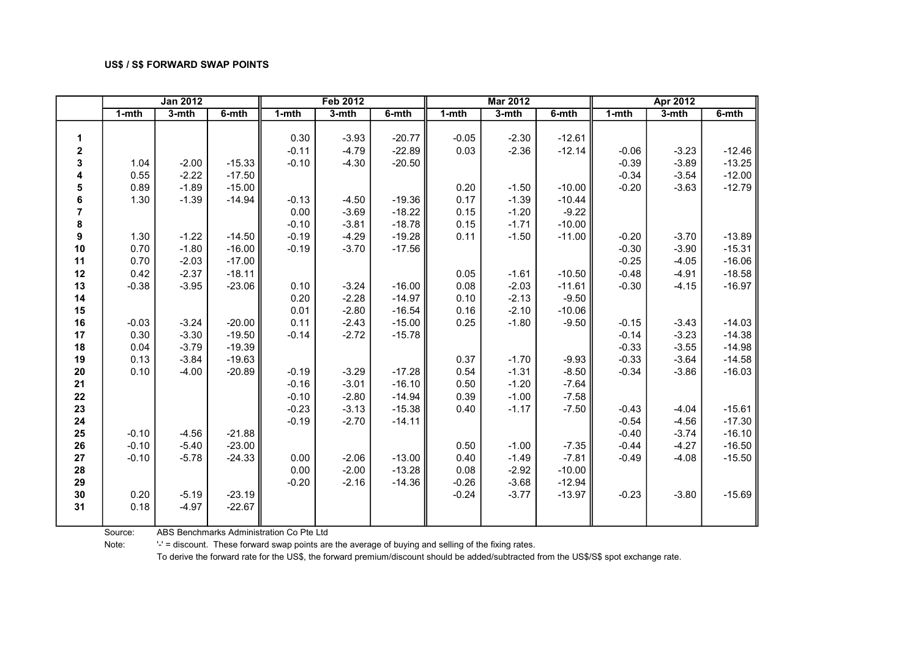**US$ / S$ FORWARD SWAP POINTS**

| | Jan 2012 | | | Feb 2012 | | | Mar 2012 | | | Apr 2012 | | |
|---|---|---|---|---|---|---|---|---|---|---|---|---|
| | 1-mth | 3-mth | 6-mth | 1-mth | 3-mth | 6-mth | 1-mth | 3-mth | 6-mth | 1-mth | 3-mth | 6-mth |
| **1** | | | | 0.30 | -3.93 | -20.77 | -0.05 | -2.30 | -12.61 | | | |
| **2** | | | | -0.11 | -4.79 | -22.89 | 0.03 | -2.36 | -12.14 | -0.06 | -3.23 | -12.46 |
| **3** | 1.04 | -2.00 | -15.33 | -0.10 | -4.30 | -20.50 | | | | -0.39 | -3.89 | -13.25 |
| **4** | 0.55 | -2.22 | -17.50 | | | | | | | -0.34 | -3.54 | -12.00 |
| **5** | 0.89 | -1.89 | -15.00 | | | | 0.20 | -1.50 | -10.00 | -0.20 | -3.63 | -12.79 |
| **6** | 1.30 | -1.39 | -14.94 | -0.13 | -4.50 | -19.36 | 0.17 | -1.39 | -10.44 | | | |
| **7** | | | | 0.00 | -3.69 | -18.22 | 0.15 | -1.20 | -9.22 | | | |
| **8** | | | | -0.10 | -3.81 | -18.78 | 0.15 | -1.71 | -10.00 | | | |
| **9** | 1.30 | -1.22 | -14.50 | -0.19 | -4.29 | -19.28 | 0.11 | -1.50 | -11.00 | -0.20 | -3.70 | -13.89 |
| **10** | 0.70 | -1.80 | -16.00 | -0.19 | -3.70 | -17.56 | | | | -0.30 | -3.90 | -15.31 |
| **11** | 0.70 | -2.03 | -17.00 | | | | | | | -0.25 | -4.05 | -16.06 |
| **12** | 0.42 | -2.37 | -18.11 | | | | 0.05 | -1.61 | -10.50 | -0.48 | -4.91 | -18.58 |
| **13** | -0.38 | -3.95 | -23.06 | 0.10 | -3.24 | -16.00 | 0.08 | -2.03 | -11.61 | -0.30 | -4.15 | -16.97 |
| **14** | | | | 0.20 | -2.28 | -14.97 | 0.10 | -2.13 | -9.50 | | | |
| **15** | | | | 0.01 | -2.80 | -16.54 | 0.16 | -2.10 | -10.06 | | | |
| **16** | -0.03 | -3.24 | -20.00 | 0.11 | -2.43 | -15.00 | 0.25 | -1.80 | -9.50 | -0.15 | -3.43 | -14.03 |
| **17** | 0.30 | -3.30 | -19.50 | -0.14 | -2.72 | -15.78 | | | | -0.14 | -3.23 | -14.38 |
| **18** | 0.04 | -3.79 | -19.39 | | | | | | | -0.33 | -3.55 | -14.98 |
| **19** | 0.13 | -3.84 | -19.63 | | | | 0.37 | -1.70 | -9.93 | -0.33 | -3.64 | -14.58 |
| **20** | 0.10 | -4.00 | -20.89 | -0.19 | -3.29 | -17.28 | 0.54 | -1.31 | -8.50 | -0.34 | -3.86 | -16.03 |
| **21** | | | | -0.16 | -3.01 | -16.10 | 0.50 | -1.20 | -7.64 | | | |
| **22** | | | | -0.10 | -2.80 | -14.94 | 0.39 | -1.00 | -7.58 | | | |
| **23** | | | | -0.23 | -3.13 | -15.38 | 0.40 | -1.17 | -7.50 | -0.43 | -4.04 | -15.61 |
| **24** | | | | -0.19 | -2.70 | -14.11 | | | | -0.54 | -4.56 | -17.30 |
| **25** | -0.10 | -4.56 | -21.88 | | | | | | | -0.40 | -3.74 | -16.10 |
| **26** | -0.10 | -5.40 | -23.00 | | | | 0.50 | -1.00 | -7.35 | -0.44 | -4.27 | -16.50 |
| **27** | -0.10 | -5.78 | -24.33 | 0.00 | -2.06 | -13.00 | 0.40 | -1.49 | -7.81 | -0.49 | -4.08 | -15.50 |
| **28** | | | | 0.00 | -2.00 | -13.28 | 0.08 | -2.92 | -10.00 | | | |
| **29** | | | | -0.20 | -2.16 | -14.36 | -0.26 | -3.68 | -12.94 | | | |
| **30** | 0.20 | -5.19 | -23.19 | | | | -0.24 | -3.77 | -13.97 | -0.23 | -3.80 | -15.69 |
| **31** | 0.18 | -4.97 | -22.67 | | | | | | | | | |

Source: ABS Benchmarks Administration Co Pte Ltd

Note: '-' = discount. These forward swap points are the average of buying and selling of the fixing rates.

To derive the forward rate for the US$, the forward premium/discount should be added/subtracted from the US$/S$ spot exchange rate.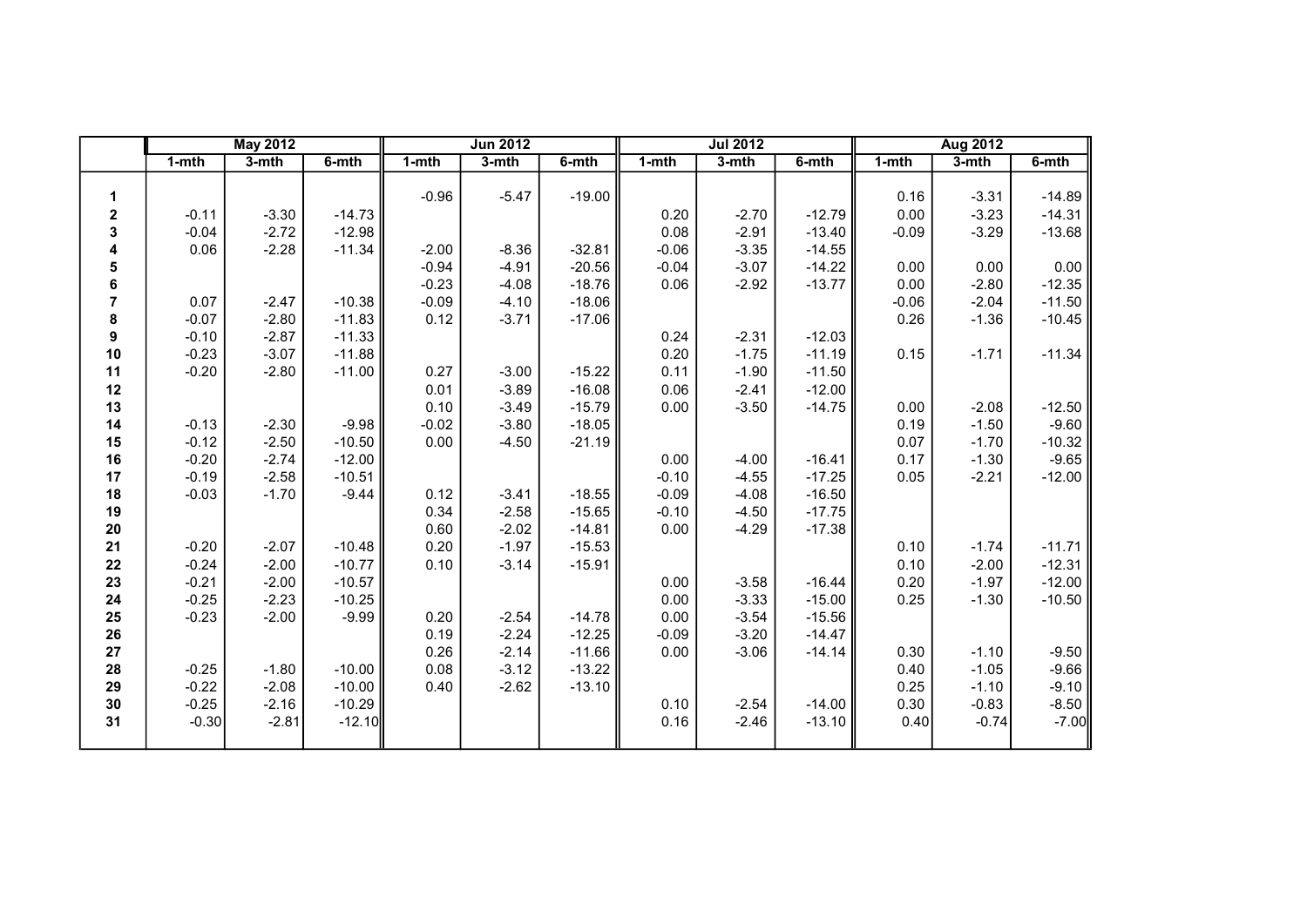| | May 2012 | | | Jun 2012 | | | Jul 2012 | | | Aug 2012 | | |
|---|---|---|---|---|---|---|---|---|---|---|---|---|
| | 1-mth | 3-mth | 6-mth | 1-mth | 3-mth | 6-mth | 1-mth | 3-mth | 6-mth | 1-mth | 3-mth | 6-mth |
| 1 | | | | -0.96 | -5.47 | -19.00 | | | | 0.16 | -3.31 | -14.89 |
| 2 | -0.11 | -3.30 | -14.73 | | | | 0.20 | -2.70 | -12.79 | 0.00 | -3.23 | -14.31 |
| 3 | -0.04 | -2.72 | -12.98 | | | | 0.08 | -2.91 | -13.40 | -0.09 | -3.29 | -13.68 |
| 4 | 0.06 | -2.28 | -11.34 | -2.00 | -8.36 | -32.81 | -0.06 | -3.35 | -14.55 | | | |
| 5 | | | | -0.94 | -4.91 | -20.56 | -0.04 | -3.07 | -14.22 | 0.00 | 0.00 | 0.00 |
| 6 | | | | -0.23 | -4.08 | -18.76 | 0.06 | -2.92 | -13.77 | 0.00 | -2.80 | -12.35 |
| 7 | 0.07 | -2.47 | -10.38 | -0.09 | -4.10 | -18.06 | | | | -0.06 | -2.04 | -11.50 |
| 8 | -0.07 | -2.80 | -11.83 | 0.12 | -3.71 | -17.06 | | | | 0.26 | -1.36 | -10.45 |
| 9 | -0.10 | -2.87 | -11.33 | | | | 0.24 | -2.31 | -12.03 | | | |
| 10 | -0.23 | -3.07 | -11.88 | | | | 0.20 | -1.75 | -11.19 | 0.15 | -1.71 | -11.34 |
| 11 | -0.20 | -2.80 | -11.00 | 0.27 | -3.00 | -15.22 | 0.11 | -1.90 | -11.50 | | | |
| 12 | | | | 0.01 | -3.89 | -16.08 | 0.06 | -2.41 | -12.00 | | | |
| 13 | | | | 0.10 | -3.49 | -15.79 | 0.00 | -3.50 | -14.75 | 0.00 | -2.08 | -12.50 |
| 14 | -0.13 | -2.30 | -9.98 | -0.02 | -3.80 | -18.05 | | | | 0.19 | -1.50 | -9.60 |
| 15 | -0.12 | -2.50 | -10.50 | 0.00 | -4.50 | -21.19 | | | | 0.07 | -1.70 | -10.32 |
| 16 | -0.20 | -2.74 | -12.00 | | | | 0.00 | -4.00 | -16.41 | 0.17 | -1.30 | -9.65 |
| 17 | -0.19 | -2.58 | -10.51 | | | | -0.10 | -4.55 | -17.25 | 0.05 | -2.21 | -12.00 |
| 18 | -0.03 | -1.70 | -9.44 | 0.12 | -3.41 | -18.55 | -0.09 | -4.08 | -16.50 | | | |
| 19 | | | | 0.34 | -2.58 | -15.65 | -0.10 | -4.50 | -17.75 | | | |
| 20 | | | | 0.60 | -2.02 | -14.81 | 0.00 | -4.29 | -17.38 | | | |
| 21 | -0.20 | -2.07 | -10.48 | 0.20 | -1.97 | -15.53 | | | | 0.10 | -1.74 | -11.71 |
| 22 | -0.24 | -2.00 | -10.77 | 0.10 | -3.14 | -15.91 | | | | 0.10 | -2.00 | -12.31 |
| 23 | -0.21 | -2.00 | -10.57 | | | | 0.00 | -3.58 | -16.44 | 0.20 | -1.97 | -12.00 |
| 24 | -0.25 | -2.23 | -10.25 | | | | 0.00 | -3.33 | -15.00 | 0.25 | -1.30 | -10.50 |
| 25 | -0.23 | -2.00 | -9.99 | 0.20 | -2.54 | -14.78 | 0.00 | -3.54 | -15.56 | | | |
| 26 | | | | 0.19 | -2.24 | -12.25 | -0.09 | -3.20 | -14.47 | | | |
| 27 | | | | 0.26 | -2.14 | -11.66 | 0.00 | -3.06 | -14.14 | 0.30 | -1.10 | -9.50 |
| 28 | -0.25 | -1.80 | -10.00 | 0.08 | -3.12 | -13.22 | | | | 0.40 | -1.05 | -9.66 |
| 29 | -0.22 | -2.08 | -10.00 | 0.40 | -2.62 | -13.10 | | | | 0.25 | -1.10 | -9.10 |
| 30 | -0.25 | -2.16 | -10.29 | | | | 0.10 | -2.54 | -14.00 | 0.30 | -0.83 | -8.50 |
| 31 | -0.30 | -2.81 | -12.10 | | | | 0.16 | -2.46 | -13.10 | 0.40 | -0.74 | -7.00 |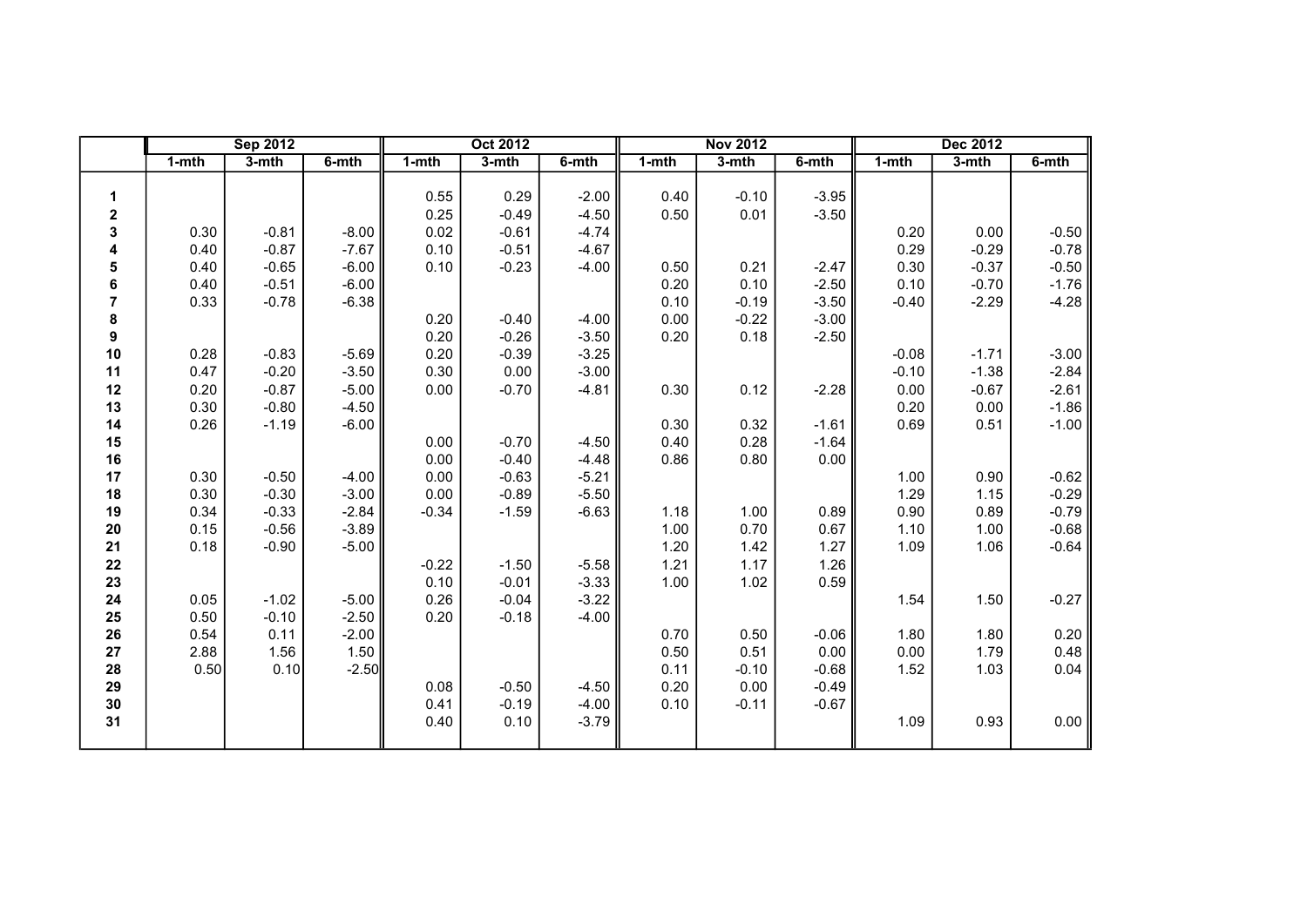| | Sep 2012 | | | Oct 2012 | | | Nov 2012 | | | Dec 2012 | | |
|---|---|---|---|---|---|---|---|---|---|---|---|---|
| | 1-mth | 3-mth | 6-mth | 1-mth | 3-mth | 6-mth | 1-mth | 3-mth | 6-mth | 1-mth | 3-mth | 6-mth |
| **1** | | | | 0.55 | 0.29 | -2.00 | 0.40 | -0.10 | -3.95 | | | |
| **2** | | | | 0.25 | -0.49 | -4.50 | 0.50 | 0.01 | -3.50 | | | |
| **3** | 0.30 | -0.81 | -8.00 | 0.02 | -0.61 | -4.74 | | | | 0.20 | 0.00 | -0.50 |
| **4** | 0.40 | -0.87 | -7.67 | 0.10 | -0.51 | -4.67 | | | | 0.29 | -0.29 | -0.78 |
| **5** | 0.40 | -0.65 | -6.00 | 0.10 | -0.23 | -4.00 | 0.50 | 0.21 | -2.47 | 0.30 | -0.37 | -0.50 |
| **6** | 0.40 | -0.51 | -6.00 | | | | 0.20 | 0.10 | -2.50 | 0.10 | -0.70 | -1.76 |
| **7** | 0.33 | -0.78 | -6.38 | | | | 0.10 | -0.19 | -3.50 | -0.40 | -2.29 | -4.28 |
| **8** | | | | 0.20 | -0.40 | -4.00 | 0.00 | -0.22 | -3.00 | | | |
| **9** | | | | 0.20 | -0.26 | -3.50 | 0.20 | 0.18 | -2.50 | | | |
| **10** | 0.28 | -0.83 | -5.69 | 0.20 | -0.39 | -3.25 | | | | -0.08 | -1.71 | -3.00 |
| **11** | 0.47 | -0.20 | -3.50 | 0.30 | 0.00 | -3.00 | | | | -0.10 | -1.38 | -2.84 |
| **12** | 0.20 | -0.87 | -5.00 | 0.00 | -0.70 | -4.81 | 0.30 | 0.12 | -2.28 | 0.00 | -0.67 | -2.61 |
| **13** | 0.30 | -0.80 | -4.50 | | | | | | | 0.20 | 0.00 | -1.86 |
| **14** | 0.26 | -1.19 | -6.00 | | | | 0.30 | 0.32 | -1.61 | 0.69 | 0.51 | -1.00 |
| **15** | | | | 0.00 | -0.70 | -4.50 | 0.40 | 0.28 | -1.64 | | | |
| **16** | | | | 0.00 | -0.40 | -4.48 | 0.86 | 0.80 | 0.00 | | | |
| **17** | 0.30 | -0.50 | -4.00 | 0.00 | -0.63 | -5.21 | | | | 1.00 | 0.90 | -0.62 |
| **18** | 0.30 | -0.30 | -3.00 | 0.00 | -0.89 | -5.50 | | | | 1.29 | 1.15 | -0.29 |
| **19** | 0.34 | -0.33 | -2.84 | -0.34 | -1.59 | -6.63 | 1.18 | 1.00 | 0.89 | 0.90 | 0.89 | -0.79 |
| **20** | 0.15 | -0.56 | -3.89 | | | | 1.00 | 0.70 | 0.67 | 1.10 | 1.00 | -0.68 |
| **21** | 0.18 | -0.90 | -5.00 | | | | 1.20 | 1.42 | 1.27 | 1.09 | 1.06 | -0.64 |
| **22** | | | | -0.22 | -1.50 | -5.58 | 1.21 | 1.17 | 1.26 | | | |
| **23** | | | | 0.10 | -0.01 | -3.33 | 1.00 | 1.02 | 0.59 | | | |
| **24** | 0.05 | -1.02 | -5.00 | 0.26 | -0.04 | -3.22 | | | | 1.54 | 1.50 | -0.27 |
| **25** | 0.50 | -0.10 | -2.50 | 0.20 | -0.18 | -4.00 | | | | | | |
| **26** | 0.54 | 0.11 | -2.00 | | | | 0.70 | 0.50 | -0.06 | 1.80 | 1.80 | 0.20 |
| **27** | 2.88 | 1.56 | 1.50 | | | | 0.50 | 0.51 | 0.00 | 0.00 | 1.79 | 0.48 |
| **28** | 0.50 | 0.10 | -2.50 | | | | 0.11 | -0.10 | -0.68 | 1.52 | 1.03 | 0.04 |
| **29** | | | | 0.08 | -0.50 | -4.50 | 0.20 | 0.00 | -0.49 | | | |
| **30** | | | | 0.41 | -0.19 | -4.00 | 0.10 | -0.11 | -0.67 | | | |
| **31** | | | | 0.40 | 0.10 | -3.79 | | | | 1.09 | 0.93 | 0.00 |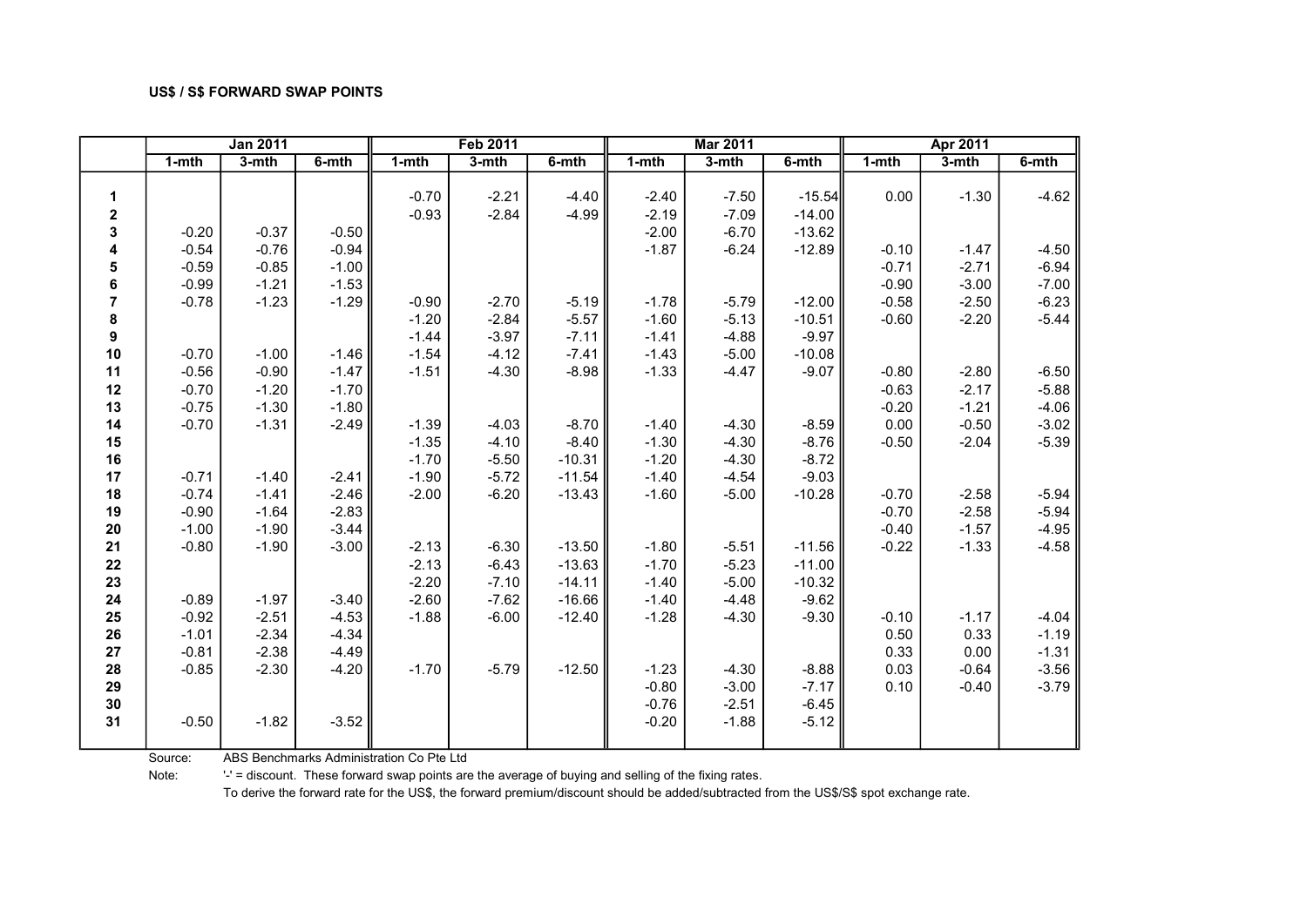**US$ / S$ FORWARD SWAP POINTS**

| | Jan 2011 | | | Feb 2011 | | | Mar 2011 | | | Apr 2011 | | |
|---|---|---|---|---|---|---|---|---|---|---|---|---|
| | 1-mth | 3-mth | 6-mth | 1-mth | 3-mth | 6-mth | 1-mth | 3-mth | 6-mth | 1-mth | 3-mth | 6-mth |
| **1** | | | | -0.70 | -2.21 | -4.40 | -2.40 | -7.50 | -15.54 | 0.00 | -1.30 | -4.62 |
| **2** | | | | -0.93 | -2.84 | -4.99 | -2.19 | -7.09 | -14.00 | | | |
| **3** | -0.20 | -0.37 | -0.50 | | | | -2.00 | -6.70 | -13.62 | | | |
| **4** | -0.54 | -0.76 | -0.94 | | | | -1.87 | -6.24 | -12.89 | -0.10 | -1.47 | -4.50 |
| **5** | -0.59 | -0.85 | -1.00 | | | | | | | -0.71 | -2.71 | -6.94 |
| **6** | -0.99 | -1.21 | -1.53 | | | | | | | -0.90 | -3.00 | -7.00 |
| **7** | -0.78 | -1.23 | -1.29 | -0.90 | -2.70 | -5.19 | -1.78 | -5.79 | -12.00 | -0.58 | -2.50 | -6.23 |
| **8** | | | | -1.20 | -2.84 | -5.57 | -1.60 | -5.13 | -10.51 | -0.60 | -2.20 | -5.44 |
| **9** | | | | -1.44 | -3.97 | -7.11 | -1.41 | -4.88 | -9.97 | | | |
| **10** | -0.70 | -1.00 | -1.46 | -1.54 | -4.12 | -7.41 | -1.43 | -5.00 | -10.08 | | | |
| **11** | -0.56 | -0.90 | -1.47 | -1.51 | -4.30 | -8.98 | -1.33 | -4.47 | -9.07 | -0.80 | -2.80 | -6.50 |
| **12** | -0.70 | -1.20 | -1.70 | | | | | | | -0.63 | -2.17 | -5.88 |
| **13** | -0.75 | -1.30 | -1.80 | | | | | | | -0.20 | -1.21 | -4.06 |
| **14** | -0.70 | -1.31 | -2.49 | -1.39 | -4.03 | -8.70 | -1.40 | -4.30 | -8.59 | 0.00 | -0.50 | -3.02 |
| **15** | | | | -1.35 | -4.10 | -8.40 | -1.30 | -4.30 | -8.76 | -0.50 | -2.04 | -5.39 |
| **16** | | | | -1.70 | -5.50 | -10.31 | -1.20 | -4.30 | -8.72 | | | |
| **17** | -0.71 | -1.40 | -2.41 | -1.90 | -5.72 | -11.54 | -1.40 | -4.54 | -9.03 | | | |
| **18** | -0.74 | -1.41 | -2.46 | -2.00 | -6.20 | -13.43 | -1.60 | -5.00 | -10.28 | -0.70 | -2.58 | -5.94 |
| **19** | -0.90 | -1.64 | -2.83 | | | | | | | -0.70 | -2.58 | -5.94 |
| **20** | -1.00 | -1.90 | -3.44 | | | | | | | -0.40 | -1.57 | -4.95 |
| **21** | -0.80 | -1.90 | -3.00 | -2.13 | -6.30 | -13.50 | -1.80 | -5.51 | -11.56 | -0.22 | -1.33 | -4.58 |
| **22** | | | | -2.13 | -6.43 | -13.63 | -1.70 | -5.23 | -11.00 | | | |
| **23** | | | | -2.20 | -7.10 | -14.11 | -1.40 | -5.00 | -10.32 | | | |
| **24** | -0.89 | -1.97 | -3.40 | -2.60 | -7.62 | -16.66 | -1.40 | -4.48 | -9.62 | | | |
| **25** | -0.92 | -2.51 | -4.53 | -1.88 | -6.00 | -12.40 | -1.28 | -4.30 | -9.30 | -0.10 | -1.17 | -4.04 |
| **26** | -1.01 | -2.34 | -4.34 | | | | | | | 0.50 | 0.33 | -1.19 |
| **27** | -0.81 | -2.38 | -4.49 | | | | | | | 0.33 | 0.00 | -1.31 |
| **28** | -0.85 | -2.30 | -4.20 | -1.70 | -5.79 | -12.50 | -1.23 | -4.30 | -8.88 | 0.03 | -0.64 | -3.56 |
| **29** | | | | | | | -0.80 | -3.00 | -7.17 | 0.10 | -0.40 | -3.79 |
| **30** | | | | | | | -0.76 | -2.51 | -6.45 | | | |
| **31** | -0.50 | -1.82 | -3.52 | | | | -0.20 | -1.88 | -5.12 | | | |

Source: ABS Benchmarks Administration Co Pte Ltd

Note: '-' = discount. These forward swap points are the average of buying and selling of the fixing rates.
To derive the forward rate for the US$, the forward premium/discount should be added/subtracted from the US$/S$ spot exchange rate.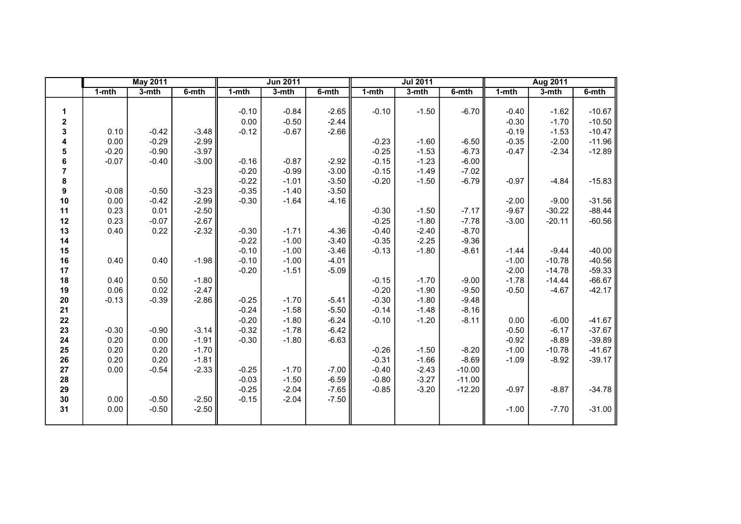| | May 2011 | | | Jun 2011 | | | Jul 2011 | | | Aug 2011 | | |
|---|---|---|---|---|---|---|---|---|---|---|---|---|
| | 1-mth | 3-mth | 6-mth | 1-mth | 3-mth | 6-mth | 1-mth | 3-mth | 6-mth | 1-mth | 3-mth | 6-mth |
| 1 | | | | -0.10 | -0.84 | -2.65 | -0.10 | -1.50 | -6.70 | -0.40 | -1.62 | -10.67 |
| 2 | | | | 0.00 | -0.50 | -2.44 | | | | -0.30 | -1.70 | -10.50 |
| 3 | 0.10 | -0.42 | -3.48 | -0.12 | -0.67 | -2.66 | | | | -0.19 | -1.53 | -10.47 |
| 4 | 0.00 | -0.29 | -2.99 | | | | -0.23 | -1.60 | -6.50 | -0.35 | -2.00 | -11.96 |
| 5 | -0.20 | -0.90 | -3.97 | | | | -0.25 | -1.53 | -6.73 | -0.47 | -2.34 | -12.89 |
| 6 | -0.07 | -0.40 | -3.00 | -0.16 | -0.87 | -2.92 | -0.15 | -1.23 | -6.00 | | | |
| 7 | | | | -0.20 | -0.99 | -3.00 | -0.15 | -1.49 | -7.02 | | | |
| 8 | | | | -0.22 | -1.01 | -3.50 | -0.20 | -1.50 | -6.79 | -0.97 | -4.84 | -15.83 |
| 9 | -0.08 | -0.50 | -3.23 | -0.35 | -1.40 | -3.50 | | | | | | |
| 10 | 0.00 | -0.42 | -2.99 | -0.30 | -1.64 | -4.16 | | | | -2.00 | -9.00 | -31.56 |
| 11 | 0.23 | 0.01 | -2.50 | | | | -0.30 | -1.50 | -7.17 | -9.67 | -30.22 | -88.44 |
| 12 | 0.23 | -0.07 | -2.67 | | | | -0.25 | -1.80 | -7.78 | -3.00 | -20.11 | -60.56 |
| 13 | 0.40 | 0.22 | -2.32 | -0.30 | -1.71 | -4.36 | -0.40 | -2.40 | -8.70 | | | |
| 14 | | | | -0.22 | -1.00 | -3.40 | -0.35 | -2.25 | -9.36 | | | |
| 15 | | | | -0.10 | -1.00 | -3.46 | -0.13 | -1.80 | -8.61 | -1.44 | -9.44 | -40.00 |
| 16 | 0.40 | 0.40 | -1.98 | -0.10 | -1.00 | -4.01 | | | | -1.00 | -10.78 | -40.56 |
| 17 | | | | -0.20 | -1.51 | -5.09 | | | | -2.00 | -14.78 | -59.33 |
| 18 | 0.40 | 0.50 | -1.80 | | | | -0.15 | -1.70 | -9.00 | -1.78 | -14.44 | -66.67 |
| 19 | 0.06 | 0.02 | -2.47 | | | | -0.20 | -1.90 | -9.50 | -0.50 | -4.67 | -42.17 |
| 20 | -0.13 | -0.39 | -2.86 | -0.25 | -1.70 | -5.41 | -0.30 | -1.80 | -9.48 | | | |
| 21 | | | | -0.24 | -1.58 | -5.50 | -0.14 | -1.48 | -8.16 | | | |
| 22 | | | | -0.20 | -1.80 | -6.24 | -0.10 | -1.20 | -8.11 | 0.00 | -6.00 | -41.67 |
| 23 | -0.30 | -0.90 | -3.14 | -0.32 | -1.78 | -6.42 | | | | -0.50 | -6.17 | -37.67 |
| 24 | 0.20 | 0.00 | -1.91 | -0.30 | -1.80 | -6.63 | | | | -0.92 | -8.89 | -39.89 |
| 25 | 0.20 | 0.20 | -1.70 | | | | -0.26 | -1.50 | -8.20 | -1.00 | -10.78 | -41.67 |
| 26 | 0.20 | 0.20 | -1.81 | | | | -0.31 | -1.66 | -8.69 | -1.09 | -8.92 | -39.17 |
| 27 | 0.00 | -0.54 | -2.33 | -0.25 | -1.70 | -7.00 | -0.40 | -2.43 | -10.00 | | | |
| 28 | | | | -0.03 | -1.50 | -6.59 | -0.80 | -3.27 | -11.00 | | | |
| 29 | | | | -0.25 | -2.04 | -7.65 | -0.85 | -3.20 | -12.20 | -0.97 | -8.87 | -34.78 |
| 30 | 0.00 | -0.50 | -2.50 | -0.15 | -2.04 | -7.50 | | | | | | |
| 31 | 0.00 | -0.50 | -2.50 | | | | | | | -1.00 | -7.70 | -31.00 |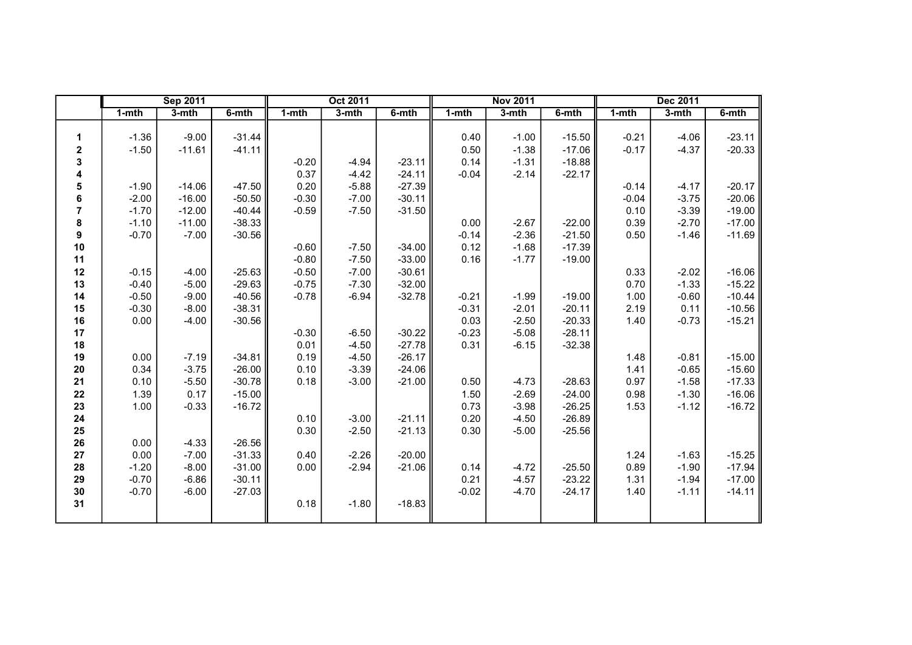| | Sep 2011 | | | Oct 2011 | | | Nov 2011 | | | Dec 2011 | | |
|---|---|---|---|---|---|---|---|---|---|---|---|---|
| | 1-mth | 3-mth | 6-mth | 1-mth | 3-mth | 6-mth | 1-mth | 3-mth | 6-mth | 1-mth | 3-mth | 6-mth |
| **1** | -1.36 | -9.00 | -31.44 | | | | 0.40 | -1.00 | -15.50 | -0.21 | -4.06 | -23.11 |
| **2** | -1.50 | -11.61 | -41.11 | | | | 0.50 | -1.38 | -17.06 | -0.17 | -4.37 | -20.33 |
| **3** | | | | -0.20 | -4.94 | -23.11 | 0.14 | -1.31 | -18.88 | | | |
| **4** | | | | 0.37 | -4.42 | -24.11 | -0.04 | -2.14 | -22.17 | | | |
| **5** | -1.90 | -14.06 | -47.50 | 0.20 | -5.88 | -27.39 | | | | -0.14 | -4.17 | -20.17 |
| **6** | -2.00 | -16.00 | -50.50 | -0.30 | -7.00 | -30.11 | | | | -0.04 | -3.75 | -20.06 |
| **7** | -1.70 | -12.00 | -40.44 | -0.59 | -7.50 | -31.50 | | | | 0.10 | -3.39 | -19.00 |
| **8** | -1.10 | -11.00 | -38.33 | | | | 0.00 | -2.67 | -22.00 | 0.39 | -2.70 | -17.00 |
| **9** | -0.70 | -7.00 | -30.56 | | | | -0.14 | -2.36 | -21.50 | 0.50 | -1.46 | -11.69 |
| **10** | | | | -0.60 | -7.50 | -34.00 | 0.12 | -1.68 | -17.39 | | | |
| **11** | | | | -0.80 | -7.50 | -33.00 | 0.16 | -1.77 | -19.00 | | | |
| **12** | -0.15 | -4.00 | -25.63 | -0.50 | -7.00 | -30.61 | | | | 0.33 | -2.02 | -16.06 |
| **13** | -0.40 | -5.00 | -29.63 | -0.75 | -7.30 | -32.00 | | | | 0.70 | -1.33 | -15.22 |
| **14** | -0.50 | -9.00 | -40.56 | -0.78 | -6.94 | -32.78 | -0.21 | -1.99 | -19.00 | 1.00 | -0.60 | -10.44 |
| **15** | -0.30 | -8.00 | -38.31 | | | | -0.31 | -2.01 | -20.11 | 2.19 | 0.11 | -10.56 |
| **16** | 0.00 | -4.00 | -30.56 | | | | 0.03 | -2.50 | -20.33 | 1.40 | -0.73 | -15.21 |
| **17** | | | | -0.30 | -6.50 | -30.22 | -0.23 | -5.08 | -28.11 | | | |
| **18** | | | | 0.01 | -4.50 | -27.78 | 0.31 | -6.15 | -32.38 | | | |
| **19** | 0.00 | -7.19 | -34.81 | 0.19 | -4.50 | -26.17 | | | | 1.48 | -0.81 | -15.00 |
| **20** | 0.34 | -3.75 | -26.00 | 0.10 | -3.39 | -24.06 | | | | 1.41 | -0.65 | -15.60 |
| **21** | 0.10 | -5.50 | -30.78 | 0.18 | -3.00 | -21.00 | 0.50 | -4.73 | -28.63 | 0.97 | -1.58 | -17.33 |
| **22** | 1.39 | 0.17 | -15.00 | | | | 1.50 | -2.69 | -24.00 | 0.98 | -1.30 | -16.06 |
| **23** | 1.00 | -0.33 | -16.72 | | | | 0.73 | -3.98 | -26.25 | 1.53 | -1.12 | -16.72 |
| **24** | | | | 0.10 | -3.00 | -21.11 | 0.20 | -4.50 | -26.89 | | | |
| **25** | | | | 0.30 | -2.50 | -21.13 | 0.30 | -5.00 | -25.56 | | | |
| **26** | 0.00 | -4.33 | -26.56 | | | | | | | | | |
| **27** | 0.00 | -7.00 | -31.33 | 0.40 | -2.26 | -20.00 | | | | 1.24 | -1.63 | -15.25 |
| **28** | -1.20 | -8.00 | -31.00 | 0.00 | -2.94 | -21.06 | 0.14 | -4.72 | -25.50 | 0.89 | -1.90 | -17.94 |
| **29** | -0.70 | -6.86 | -30.11 | | | | 0.21 | -4.57 | -23.22 | 1.31 | -1.94 | -17.00 |
| **30** | -0.70 | -6.00 | -27.03 | | | | -0.02 | -4.70 | -24.17 | 1.40 | -1.11 | -14.11 |
| **31** | | | | 0.18 | -1.80 | -18.83 | | | | | | |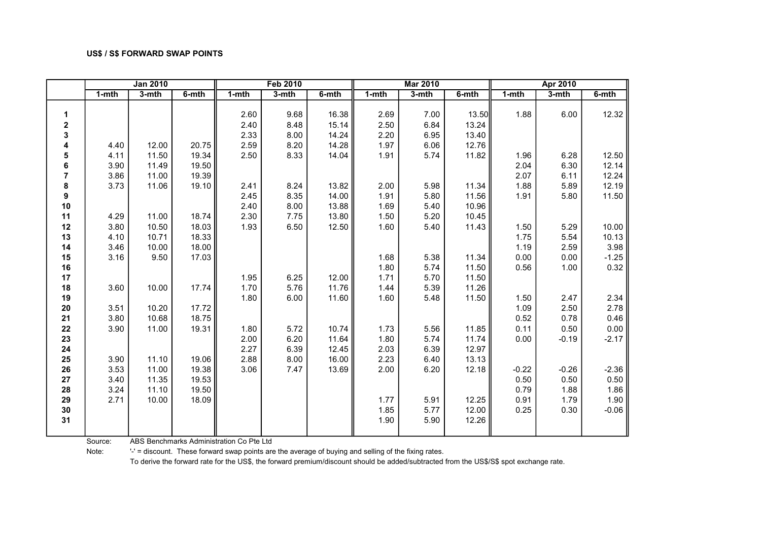**US$ / S$ FORWARD SWAP POINTS**

| | Jan 2010 | | | Feb 2010 | | | Mar 2010 | | | Apr 2010 | | |
|---|---|---|---|---|---|---|---|---|---|---|---|---|
| | 1-mth | 3-mth | 6-mth | 1-mth | 3-mth | 6-mth | 1-mth | 3-mth | 6-mth | 1-mth | 3-mth | 6-mth |
| 1 | | | | 2.60 | 9.68 | 16.38 | 2.69 | 7.00 | 13.50 | 1.88 | 6.00 | 12.32 |
| 2 | | | | 2.40 | 8.48 | 15.14 | 2.50 | 6.84 | 13.24 | | | |
| 3 | | | | 2.33 | 8.00 | 14.24 | 2.20 | 6.95 | 13.40 | | | |
| 4 | 4.40 | 12.00 | 20.75 | 2.59 | 8.20 | 14.28 | 1.97 | 6.06 | 12.76 | | | |
| 5 | 4.11 | 11.50 | 19.34 | 2.50 | 8.33 | 14.04 | 1.91 | 5.74 | 11.82 | 1.96 | 6.28 | 12.50 |
| 6 | 3.90 | 11.49 | 19.50 | | | | | | | 2.04 | 6.30 | 12.14 |
| 7 | 3.86 | 11.00 | 19.39 | | | | | | | 2.07 | 6.11 | 12.24 |
| 8 | 3.73 | 11.06 | 19.10 | 2.41 | 8.24 | 13.82 | 2.00 | 5.98 | 11.34 | 1.88 | 5.89 | 12.19 |
| 9 | | | | 2.45 | 8.35 | 14.00 | 1.91 | 5.80 | 11.56 | 1.91 | 5.80 | 11.50 |
| 10 | | | | 2.40 | 8.00 | 13.88 | 1.69 | 5.40 | 10.96 | | | |
| 11 | 4.29 | 11.00 | 18.74 | 2.30 | 7.75 | 13.80 | 1.50 | 5.20 | 10.45 | | | |
| 12 | 3.80 | 10.50 | 18.03 | 1.93 | 6.50 | 12.50 | 1.60 | 5.40 | 11.43 | 1.50 | 5.29 | 10.00 |
| 13 | 4.10 | 10.71 | 18.33 | | | | | | | 1.75 | 5.54 | 10.13 |
| 14 | 3.46 | 10.00 | 18.00 | | | | | | | 1.19 | 2.59 | 3.98 |
| 15 | 3.16 | 9.50 | 17.03 | | | | 1.68 | 5.38 | 11.34 | 0.00 | 0.00 | -1.25 |
| 16 | | | | | | | 1.80 | 5.74 | 11.50 | 0.56 | 1.00 | 0.32 |
| 17 | | | | 1.95 | 6.25 | 12.00 | 1.71 | 5.70 | 11.50 | | | |
| 18 | 3.60 | 10.00 | 17.74 | 1.70 | 5.76 | 11.76 | 1.44 | 5.39 | 11.26 | | | |
| 19 | | | | 1.80 | 6.00 | 11.60 | 1.60 | 5.48 | 11.50 | 1.50 | 2.47 | 2.34 |
| 20 | 3.51 | 10.20 | 17.72 | | | | | | | 1.09 | 2.50 | 2.78 |
| 21 | 3.80 | 10.68 | 18.75 | | | | | | | 0.52 | 0.78 | 0.46 |
| 22 | 3.90 | 11.00 | 19.31 | 1.80 | 5.72 | 10.74 | 1.73 | 5.56 | 11.85 | 0.11 | 0.50 | 0.00 |
| 23 | | | | 2.00 | 6.20 | 11.64 | 1.80 | 5.74 | 11.74 | 0.00 | -0.19 | -2.17 |
| 24 | | | | 2.27 | 6.39 | 12.45 | 2.03 | 6.39 | 12.97 | | | |
| 25 | 3.90 | 11.10 | 19.06 | 2.88 | 8.00 | 16.00 | 2.23 | 6.40 | 13.13 | | | |
| 26 | 3.53 | 11.00 | 19.38 | 3.06 | 7.47 | 13.69 | 2.00 | 6.20 | 12.18 | -0.22 | -0.26 | -2.36 |
| 27 | 3.40 | 11.35 | 19.53 | | | | | | | 0.50 | 0.50 | 0.50 |
| 28 | 3.24 | 11.10 | 19.50 | | | | | | | 0.79 | 1.88 | 1.86 |
| 29 | 2.71 | 10.00 | 18.09 | | | | 1.77 | 5.91 | 12.25 | 0.91 | 1.79 | 1.90 |
| 30 | | | | | | | 1.85 | 5.77 | 12.00 | 0.25 | 0.30 | -0.06 |
| 31 | | | | | | | 1.90 | 5.90 | 12.26 | | | |

Source: ABS Benchmarks Administration Co Pte Ltd

Note: '-' = discount. These forward swap points are the average of buying and selling of the fixing rates.
To derive the forward rate for the US$, the forward premium/discount should be added/subtracted from the US$/S$ spot exchange rate.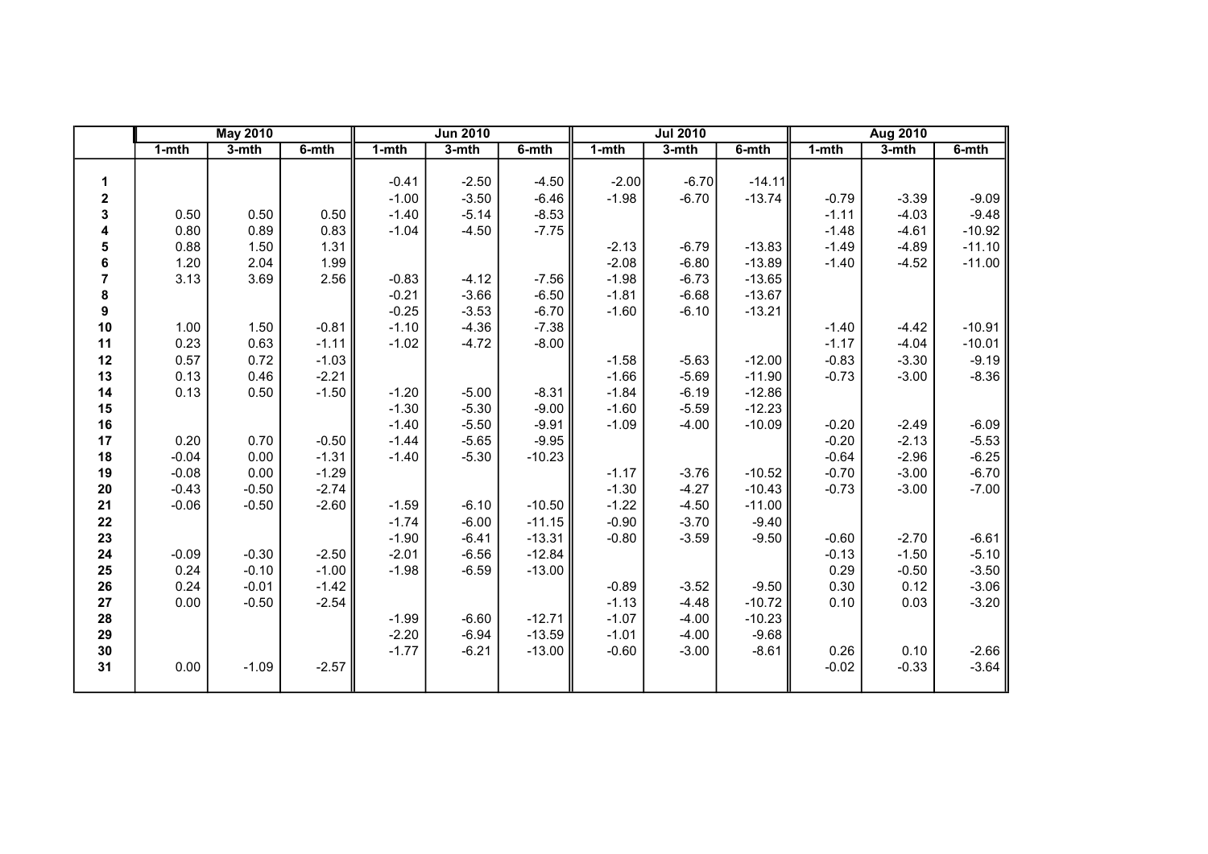| | May 2010 | | | Jun 2010 | | | Jul 2010 | | | Aug 2010 | | |
|---|---|---|---|---|---|---|---|---|---|---|---|---|
| | 1-mth | 3-mth | 6-mth | 1-mth | 3-mth | 6-mth | 1-mth | 3-mth | 6-mth | 1-mth | 3-mth | 6-mth |
| **1** | | | | -0.41 | -2.50 | -4.50 | -2.00 | -6.70 | -14.11 | | | |
| **2** | | | | -1.00 | -3.50 | -6.46 | -1.98 | -6.70 | -13.74 | -0.79 | -3.39 | -9.09 |
| **3** | 0.50 | 0.50 | 0.50 | -1.40 | -5.14 | -8.53 | | | | -1.11 | -4.03 | -9.48 |
| **4** | 0.80 | 0.89 | 0.83 | -1.04 | -4.50 | -7.75 | | | | -1.48 | -4.61 | -10.92 |
| **5** | 0.88 | 1.50 | 1.31 | | | | -2.13 | -6.79 | -13.83 | -1.49 | -4.89 | -11.10 |
| **6** | 1.20 | 2.04 | 1.99 | | | | -2.08 | -6.80 | -13.89 | -1.40 | -4.52 | -11.00 |
| **7** | 3.13 | 3.69 | 2.56 | -0.83 | -4.12 | -7.56 | -1.98 | -6.73 | -13.65 | | | |
| **8** | | | | -0.21 | -3.66 | -6.50 | -1.81 | -6.68 | -13.67 | | | |
| **9** | | | | -0.25 | -3.53 | -6.70 | -1.60 | -6.10 | -13.21 | | | |
| **10** | 1.00 | 1.50 | -0.81 | -1.10 | -4.36 | -7.38 | | | | -1.40 | -4.42 | -10.91 |
| **11** | 0.23 | 0.63 | -1.11 | -1.02 | -4.72 | -8.00 | | | | -1.17 | -4.04 | -10.01 |
| **12** | 0.57 | 0.72 | -1.03 | | | | -1.58 | -5.63 | -12.00 | -0.83 | -3.30 | -9.19 |
| **13** | 0.13 | 0.46 | -2.21 | | | | -1.66 | -5.69 | -11.90 | -0.73 | -3.00 | -8.36 |
| **14** | 0.13 | 0.50 | -1.50 | -1.20 | -5.00 | -8.31 | -1.84 | -6.19 | -12.86 | | | |
| **15** | | | | -1.30 | -5.30 | -9.00 | -1.60 | -5.59 | -12.23 | | | |
| **16** | | | | -1.40 | -5.50 | -9.91 | -1.09 | -4.00 | -10.09 | -0.20 | -2.49 | -6.09 |
| **17** | 0.20 | 0.70 | -0.50 | -1.44 | -5.65 | -9.95 | | | | -0.20 | -2.13 | -5.53 |
| **18** | -0.04 | 0.00 | -1.31 | -1.40 | -5.30 | -10.23 | | | | -0.64 | -2.96 | -6.25 |
| **19** | -0.08 | 0.00 | -1.29 | | | | -1.17 | -3.76 | -10.52 | -0.70 | -3.00 | -6.70 |
| **20** | -0.43 | -0.50 | -2.74 | | | | -1.30 | -4.27 | -10.43 | -0.73 | -3.00 | -7.00 |
| **21** | -0.06 | -0.50 | -2.60 | -1.59 | -6.10 | -10.50 | -1.22 | -4.50 | -11.00 | | | |
| **22** | | | | -1.74 | -6.00 | -11.15 | -0.90 | -3.70 | -9.40 | | | |
| **23** | | | | -1.90 | -6.41 | -13.31 | -0.80 | -3.59 | -9.50 | -0.60 | -2.70 | -6.61 |
| **24** | -0.09 | -0.30 | -2.50 | -2.01 | -6.56 | -12.84 | | | | -0.13 | -1.50 | -5.10 |
| **25** | 0.24 | -0.10 | -1.00 | -1.98 | -6.59 | -13.00 | | | | 0.29 | -0.50 | -3.50 |
| **26** | 0.24 | -0.01 | -1.42 | | | | -0.89 | -3.52 | -9.50 | 0.30 | 0.12 | -3.06 |
| **27** | 0.00 | -0.50 | -2.54 | | | | -1.13 | -4.48 | -10.72 | 0.10 | 0.03 | -3.20 |
| **28** | | | | -1.99 | -6.60 | -12.71 | -1.07 | -4.00 | -10.23 | | | |
| **29** | | | | -2.20 | -6.94 | -13.59 | -1.01 | -4.00 | -9.68 | | | |
| **30** | | | | -1.77 | -6.21 | -13.00 | -0.60 | -3.00 | -8.61 | 0.26 | 0.10 | -2.66 |
| **31** | 0.00 | -1.09 | -2.57 | | | | | | | -0.02 | -0.33 | -3.64 |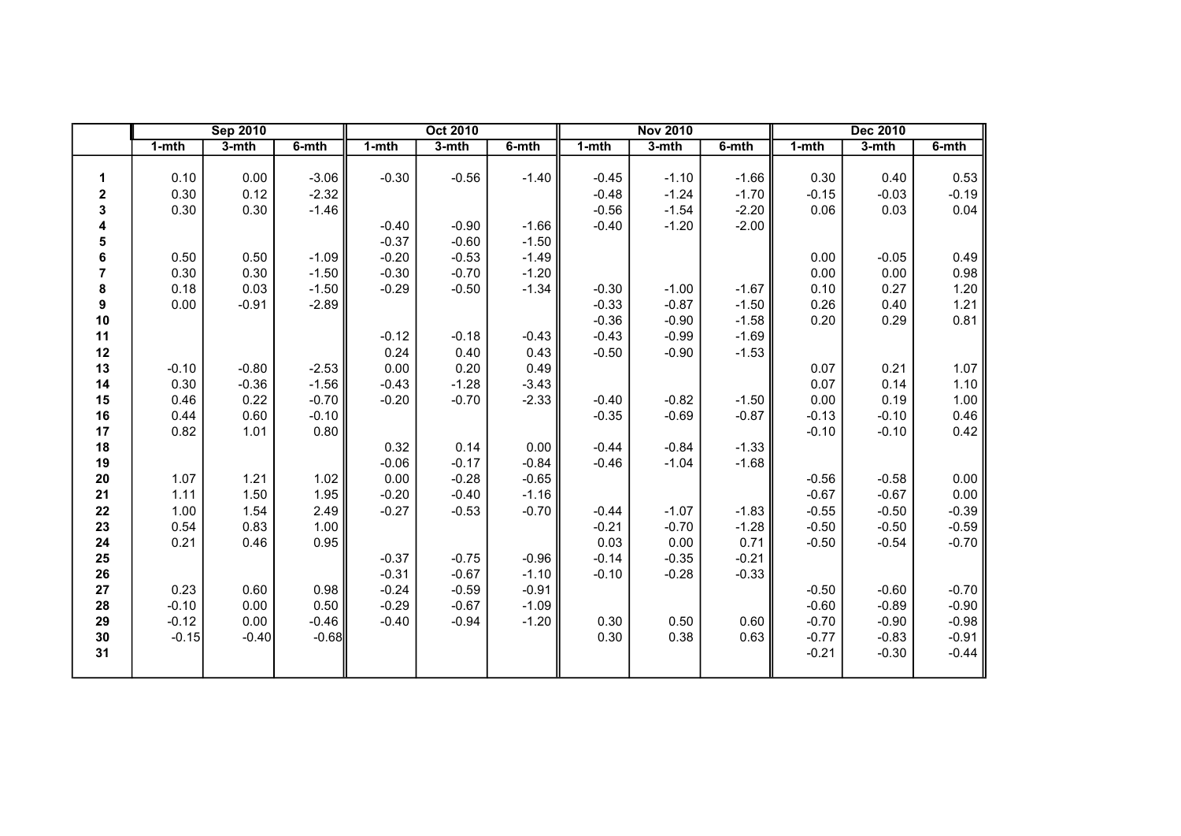| | Sep 2010 | | | Oct 2010 | | | Nov 2010 | | | Dec 2010 | | |
|---|---|---|---|---|---|---|---|---|---|---|---|---|
| | 1-mth | 3-mth | 6-mth | 1-mth | 3-mth | 6-mth | 1-mth | 3-mth | 6-mth | 1-mth | 3-mth | 6-mth |
| **1** | 0.10 | 0.00 | -3.06 | -0.30 | -0.56 | -1.40 | -0.45 | -1.10 | -1.66 | 0.30 | 0.40 | 0.53 |
| **2** | 0.30 | 0.12 | -2.32 | | | | -0.48 | -1.24 | -1.70 | -0.15 | -0.03 | -0.19 |
| **3** | 0.30 | 0.30 | -1.46 | | | | -0.56 | -1.54 | -2.20 | 0.06 | 0.03 | 0.04 |
| **4** | | | | -0.40 | -0.90 | -1.66 | -0.40 | -1.20 | -2.00 | | | |
| **5** | | | | -0.37 | -0.60 | -1.50 | | | | | | |
| **6** | 0.50 | 0.50 | -1.09 | -0.20 | -0.53 | -1.49 | | | | 0.00 | -0.05 | 0.49 |
| **7** | 0.30 | 0.30 | -1.50 | -0.30 | -0.70 | -1.20 | | | | 0.00 | 0.00 | 0.98 |
| **8** | 0.18 | 0.03 | -1.50 | -0.29 | -0.50 | -1.34 | -0.30 | -1.00 | -1.67 | 0.10 | 0.27 | 1.20 |
| **9** | 0.00 | -0.91 | -2.89 | | | | -0.33 | -0.87 | -1.50 | 0.26 | 0.40 | 1.21 |
| **10** | | | | | | | -0.36 | -0.90 | -1.58 | 0.20 | 0.29 | 0.81 |
| **11** | | | | -0.12 | -0.18 | -0.43 | -0.43 | -0.99 | -1.69 | | | |
| **12** | | | | 0.24 | 0.40 | 0.43 | -0.50 | -0.90 | -1.53 | | | |
| **13** | -0.10 | -0.80 | -2.53 | 0.00 | 0.20 | 0.49 | | | | 0.07 | 0.21 | 1.07 |
| **14** | 0.30 | -0.36 | -1.56 | -0.43 | -1.28 | -3.43 | | | | 0.07 | 0.14 | 1.10 |
| **15** | 0.46 | 0.22 | -0.70 | -0.20 | -0.70 | -2.33 | -0.40 | -0.82 | -1.50 | 0.00 | 0.19 | 1.00 |
| **16** | 0.44 | 0.60 | -0.10 | | | | -0.35 | -0.69 | -0.87 | -0.13 | -0.10 | 0.46 |
| **17** | 0.82 | 1.01 | 0.80 | | | | | | | -0.10 | -0.10 | 0.42 |
| **18** | | | | 0.32 | 0.14 | 0.00 | -0.44 | -0.84 | -1.33 | | | |
| **19** | | | | -0.06 | -0.17 | -0.84 | -0.46 | -1.04 | -1.68 | | | |
| **20** | 1.07 | 1.21 | 1.02 | 0.00 | -0.28 | -0.65 | | | | -0.56 | -0.58 | 0.00 |
| **21** | 1.11 | 1.50 | 1.95 | -0.20 | -0.40 | -1.16 | | | | -0.67 | -0.67 | 0.00 |
| **22** | 1.00 | 1.54 | 2.49 | -0.27 | -0.53 | -0.70 | -0.44 | -1.07 | -1.83 | -0.55 | -0.50 | -0.39 |
| **23** | 0.54 | 0.83 | 1.00 | | | | -0.21 | -0.70 | -1.28 | -0.50 | -0.50 | -0.59 |
| **24** | 0.21 | 0.46 | 0.95 | | | | 0.03 | 0.00 | 0.71 | -0.50 | -0.54 | -0.70 |
| **25** | | | | -0.37 | -0.75 | -0.96 | -0.14 | -0.35 | -0.21 | | | |
| **26** | | | | -0.31 | -0.67 | -1.10 | -0.10 | -0.28 | -0.33 | | | |
| **27** | 0.23 | 0.60 | 0.98 | -0.24 | -0.59 | -0.91 | | | | -0.50 | -0.60 | -0.70 |
| **28** | -0.10 | 0.00 | 0.50 | -0.29 | -0.67 | -1.09 | | | | -0.60 | -0.89 | -0.90 |
| **29** | -0.12 | 0.00 | -0.46 | -0.40 | -0.94 | -1.20 | 0.30 | 0.50 | 0.60 | -0.70 | -0.90 | -0.98 |
| **30** | -0.15 | -0.40 | -0.68 | | | | 0.30 | 0.38 | 0.63 | -0.77 | -0.83 | -0.91 |
| **31** | | | | | | | | | | -0.21 | -0.30 | -0.44 |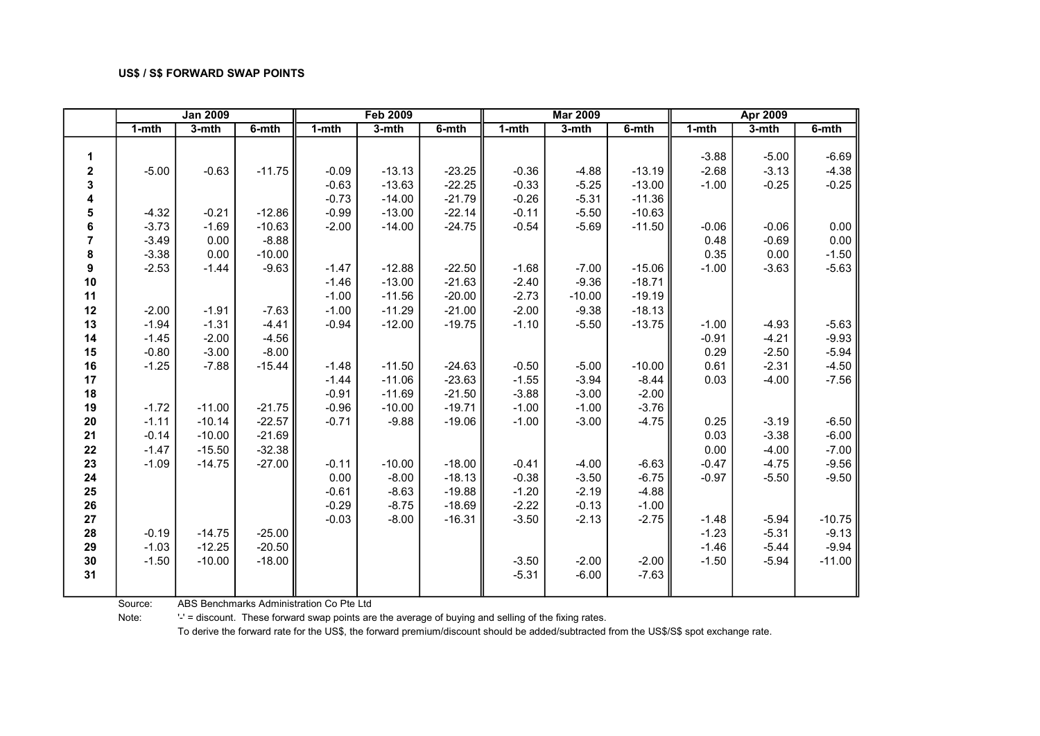**US$ / S$ FORWARD SWAP POINTS**

| | Jan 2009 | | | Feb 2009 | | | Mar 2009 | | | Apr 2009 | | |
|---|---|---|---|---|---|---|---|---|---|---|---|---|
| | 1-mth | 3-mth | 6-mth | 1-mth | 3-mth | 6-mth | 1-mth | 3-mth | 6-mth | 1-mth | 3-mth | 6-mth |
| 1 | | | | | | | | | | -3.88 | -5.00 | -6.69 |
| 2 | -5.00 | -0.63 | -11.75 | -0.09 | -13.13 | -23.25 | -0.36 | -4.88 | -13.19 | -2.68 | -3.13 | -4.38 |
| 3 | | | | -0.63 | -13.63 | -22.25 | -0.33 | -5.25 | -13.00 | -1.00 | -0.25 | -0.25 |
| 4 | | | | -0.73 | -14.00 | -21.79 | -0.26 | -5.31 | -11.36 | | | |
| 5 | -4.32 | -0.21 | -12.86 | -0.99 | -13.00 | -22.14 | -0.11 | -5.50 | -10.63 | | | |
| 6 | -3.73 | -1.69 | -10.63 | -2.00 | -14.00 | -24.75 | -0.54 | -5.69 | -11.50 | -0.06 | -0.06 | 0.00 |
| 7 | -3.49 | 0.00 | -8.88 | | | | | | | 0.48 | -0.69 | 0.00 |
| 8 | -3.38 | 0.00 | -10.00 | | | | | | | 0.35 | 0.00 | -1.50 |
| 9 | -2.53 | -1.44 | -9.63 | -1.47 | -12.88 | -22.50 | -1.68 | -7.00 | -15.06 | -1.00 | -3.63 | -5.63 |
| 10 | | | | -1.46 | -13.00 | -21.63 | -2.40 | -9.36 | -18.71 | | | |
| 11 | | | | -1.00 | -11.56 | -20.00 | -2.73 | -10.00 | -19.19 | | | |
| 12 | -2.00 | -1.91 | -7.63 | -1.00 | -11.29 | -21.00 | -2.00 | -9.38 | -18.13 | | | |
| 13 | -1.94 | -1.31 | -4.41 | -0.94 | -12.00 | -19.75 | -1.10 | -5.50 | -13.75 | -1.00 | -4.93 | -5.63 |
| 14 | -1.45 | -2.00 | -4.56 | | | | | | | -0.91 | -4.21 | -9.93 |
| 15 | -0.80 | -3.00 | -8.00 | | | | | | | 0.29 | -2.50 | -5.94 |
| 16 | -1.25 | -7.88 | -15.44 | -1.48 | -11.50 | -24.63 | -0.50 | -5.00 | -10.00 | 0.61 | -2.31 | -4.50 |
| 17 | | | | -1.44 | -11.06 | -23.63 | -1.55 | -3.94 | -8.44 | 0.03 | -4.00 | -7.56 |
| 18 | | | | -0.91 | -11.69 | -21.50 | -3.88 | -3.00 | -2.00 | | | |
| 19 | -1.72 | -11.00 | -21.75 | -0.96 | -10.00 | -19.71 | -1.00 | -1.00 | -3.76 | | | |
| 20 | -1.11 | -10.14 | -22.57 | -0.71 | -9.88 | -19.06 | -1.00 | -3.00 | -4.75 | 0.25 | -3.19 | -6.50 |
| 21 | -0.14 | -10.00 | -21.69 | | | | | | | 0.03 | -3.38 | -6.00 |
| 22 | -1.47 | -15.50 | -32.38 | | | | | | | 0.00 | -4.00 | -7.00 |
| 23 | -1.09 | -14.75 | -27.00 | -0.11 | -10.00 | -18.00 | -0.41 | -4.00 | -6.63 | -0.47 | -4.75 | -9.56 |
| 24 | | | | 0.00 | -8.00 | -18.13 | -0.38 | -3.50 | -6.75 | -0.97 | -5.50 | -9.50 |
| 25 | | | | -0.61 | -8.63 | -19.88 | -1.20 | -2.19 | -4.88 | | | |
| 26 | | | | -0.29 | -8.75 | -18.69 | -2.22 | -0.13 | -1.00 | | | |
| 27 | | | | -0.03 | -8.00 | -16.31 | -3.50 | -2.13 | -2.75 | -1.48 | -5.94 | -10.75 |
| 28 | -0.19 | -14.75 | -25.00 | | | | | | | -1.23 | -5.31 | -9.13 |
| 29 | -1.03 | -12.25 | -20.50 | | | | | | | -1.46 | -5.44 | -9.94 |
| 30 | -1.50 | -10.00 | -18.00 | | | | -3.50 | -2.00 | -2.00 | -1.50 | -5.94 | -11.00 |
| 31 | | | | | | | -5.31 | -6.00 | -7.63 | | | |

Source: ABS Benchmarks Administration Co Pte Ltd

Note: '-' = discount. These forward swap points are the average of buying and selling of the fixing rates.
To derive the forward rate for the US$, the forward premium/discount should be added/subtracted from the US$/S$ spot exchange rate.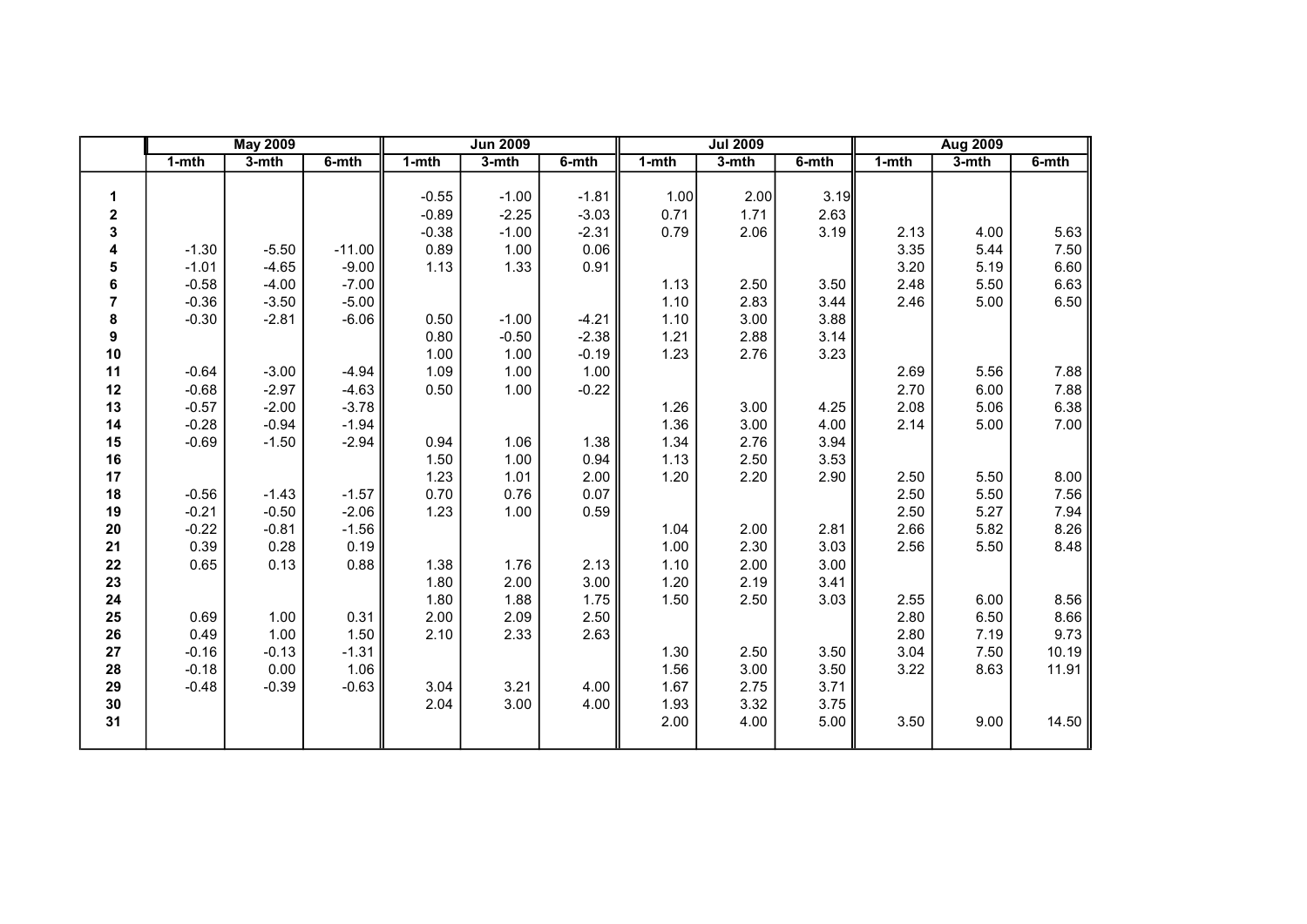| | May 2009 | | | Jun 2009 | | | Jul 2009 | | | Aug 2009 | | |
|---|---|---|---|---|---|---|---|---|---|---|---|---|
| | 1-mth | 3-mth | 6-mth | 1-mth | 3-mth | 6-mth | 1-mth | 3-mth | 6-mth | 1-mth | 3-mth | 6-mth |
| 1 | | | | -0.55 | -1.00 | -1.81 | 1.00 | 2.00 | 3.19 | | | |
| 2 | | | | -0.89 | -2.25 | -3.03 | 0.71 | 1.71 | 2.63 | | | |
| 3 | | | | -0.38 | -1.00 | -2.31 | 0.79 | 2.06 | 3.19 | 2.13 | 4.00 | 5.63 |
| 4 | -1.30 | -5.50 | -11.00 | 0.89 | 1.00 | 0.06 | | | | 3.35 | 5.44 | 7.50 |
| 5 | -1.01 | -4.65 | -9.00 | 1.13 | 1.33 | 0.91 | | | | 3.20 | 5.19 | 6.60 |
| 6 | -0.58 | -4.00 | -7.00 | | | | 1.13 | 2.50 | 3.50 | 2.48 | 5.50 | 6.63 |
| 7 | -0.36 | -3.50 | -5.00 | | | | 1.10 | 2.83 | 3.44 | 2.46 | 5.00 | 6.50 |
| 8 | -0.30 | -2.81 | -6.06 | 0.50 | -1.00 | -4.21 | 1.10 | 3.00 | 3.88 | | | |
| 9 | | | | 0.80 | -0.50 | -2.38 | 1.21 | 2.88 | 3.14 | | | |
| 10 | | | | 1.00 | 1.00 | -0.19 | 1.23 | 2.76 | 3.23 | | | |
| 11 | -0.64 | -3.00 | -4.94 | 1.09 | 1.00 | 1.00 | | | | 2.69 | 5.56 | 7.88 |
| 12 | -0.68 | -2.97 | -4.63 | 0.50 | 1.00 | -0.22 | | | | 2.70 | 6.00 | 7.88 |
| 13 | -0.57 | -2.00 | -3.78 | | | | 1.26 | 3.00 | 4.25 | 2.08 | 5.06 | 6.38 |
| 14 | -0.28 | -0.94 | -1.94 | | | | 1.36 | 3.00 | 4.00 | 2.14 | 5.00 | 7.00 |
| 15 | -0.69 | -1.50 | -2.94 | 0.94 | 1.06 | 1.38 | 1.34 | 2.76 | 3.94 | | | |
| 16 | | | | 1.50 | 1.00 | 0.94 | 1.13 | 2.50 | 3.53 | | | |
| 17 | | | | 1.23 | 1.01 | 2.00 | 1.20 | 2.20 | 2.90 | 2.50 | 5.50 | 8.00 |
| 18 | -0.56 | -1.43 | -1.57 | 0.70 | 0.76 | 0.07 | | | | 2.50 | 5.50 | 7.56 |
| 19 | -0.21 | -0.50 | -2.06 | 1.23 | 1.00 | 0.59 | | | | 2.50 | 5.27 | 7.94 |
| 20 | -0.22 | -0.81 | -1.56 | | | | 1.04 | 2.00 | 2.81 | 2.66 | 5.82 | 8.26 |
| 21 | 0.39 | 0.28 | 0.19 | | | | 1.00 | 2.30 | 3.03 | 2.56 | 5.50 | 8.48 |
| 22 | 0.65 | 0.13 | 0.88 | 1.38 | 1.76 | 2.13 | 1.10 | 2.00 | 3.00 | | | |
| 23 | | | | 1.80 | 2.00 | 3.00 | 1.20 | 2.19 | 3.41 | | | |
| 24 | | | | 1.80 | 1.88 | 1.75 | 1.50 | 2.50 | 3.03 | 2.55 | 6.00 | 8.56 |
| 25 | 0.69 | 1.00 | 0.31 | 2.00 | 2.09 | 2.50 | | | | 2.80 | 6.50 | 8.66 |
| 26 | 0.49 | 1.00 | 1.50 | 2.10 | 2.33 | 2.63 | | | | 2.80 | 7.19 | 9.73 |
| 27 | -0.16 | -0.13 | -1.31 | | | | 1.30 | 2.50 | 3.50 | 3.04 | 7.50 | 10.19 |
| 28 | -0.18 | 0.00 | 1.06 | | | | 1.56 | 3.00 | 3.50 | 3.22 | 8.63 | 11.91 |
| 29 | -0.48 | -0.39 | -0.63 | 3.04 | 3.21 | 4.00 | 1.67 | 2.75 | 3.71 | | | |
| 30 | | | | 2.04 | 3.00 | 4.00 | 1.93 | 3.32 | 3.75 | | | |
| 31 | | | | | | | 2.00 | 4.00 | 5.00 | 3.50 | 9.00 | 14.50 |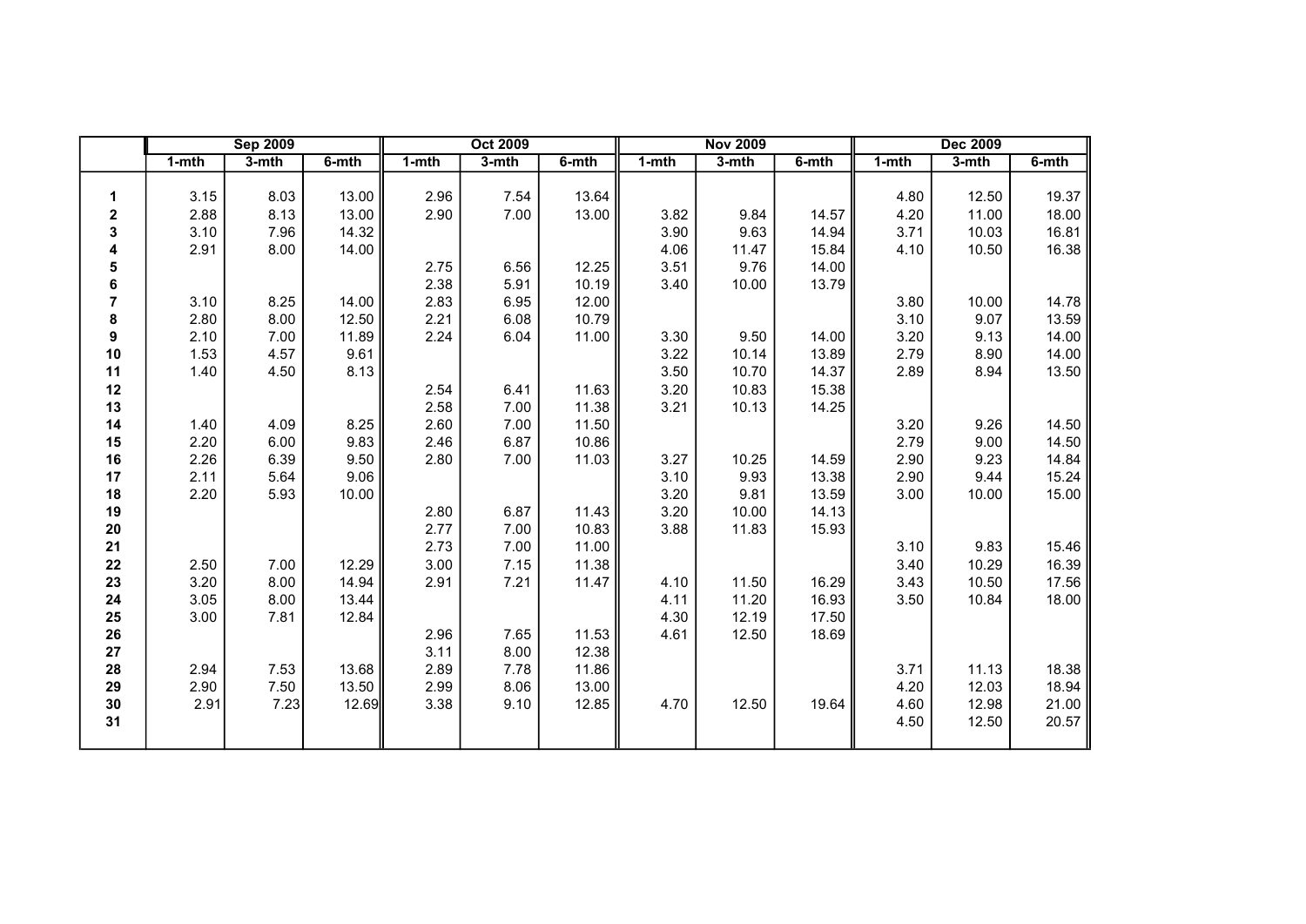| | Sep 2009 | | | Oct 2009 | | | Nov 2009 | | | Dec 2009 | | |
|---|---|---|---|---|---|---|---|---|---|---|---|---|
| | 1-mth | 3-mth | 6-mth | 1-mth | 3-mth | 6-mth | 1-mth | 3-mth | 6-mth | 1-mth | 3-mth | 6-mth |
| **1** | 3.15 | 8.03 | 13.00 | 2.96 | 7.54 | 13.64 | | | | 4.80 | 12.50 | 19.37 |
| **2** | 2.88 | 8.13 | 13.00 | 2.90 | 7.00 | 13.00 | 3.82 | 9.84 | 14.57 | 4.20 | 11.00 | 18.00 |
| **3** | 3.10 | 7.96 | 14.32 | | | | 3.90 | 9.63 | 14.94 | 3.71 | 10.03 | 16.81 |
| **4** | 2.91 | 8.00 | 14.00 | | | | 4.06 | 11.47 | 15.84 | 4.10 | 10.50 | 16.38 |
| **5** | | | | 2.75 | 6.56 | 12.25 | 3.51 | 9.76 | 14.00 | | | |
| **6** | | | | 2.38 | 5.91 | 10.19 | 3.40 | 10.00 | 13.79 | | | |
| **7** | 3.10 | 8.25 | 14.00 | 2.83 | 6.95 | 12.00 | | | | 3.80 | 10.00 | 14.78 |
| **8** | 2.80 | 8.00 | 12.50 | 2.21 | 6.08 | 10.79 | | | | 3.10 | 9.07 | 13.59 |
| **9** | 2.10 | 7.00 | 11.89 | 2.24 | 6.04 | 11.00 | 3.30 | 9.50 | 14.00 | 3.20 | 9.13 | 14.00 |
| **10** | 1.53 | 4.57 | 9.61 | | | | 3.22 | 10.14 | 13.89 | 2.79 | 8.90 | 14.00 |
| **11** | 1.40 | 4.50 | 8.13 | | | | 3.50 | 10.70 | 14.37 | 2.89 | 8.94 | 13.50 |
| **12** | | | | 2.54 | 6.41 | 11.63 | 3.20 | 10.83 | 15.38 | | | |
| **13** | | | | 2.58 | 7.00 | 11.38 | 3.21 | 10.13 | 14.25 | | | |
| **14** | 1.40 | 4.09 | 8.25 | 2.60 | 7.00 | 11.50 | | | | 3.20 | 9.26 | 14.50 |
| **15** | 2.20 | 6.00 | 9.83 | 2.46 | 6.87 | 10.86 | | | | 2.79 | 9.00 | 14.50 |
| **16** | 2.26 | 6.39 | 9.50 | 2.80 | 7.00 | 11.03 | 3.27 | 10.25 | 14.59 | 2.90 | 9.23 | 14.84 |
| **17** | 2.11 | 5.64 | 9.06 | | | | 3.10 | 9.93 | 13.38 | 2.90 | 9.44 | 15.24 |
| **18** | 2.20 | 5.93 | 10.00 | | | | 3.20 | 9.81 | 13.59 | 3.00 | 10.00 | 15.00 |
| **19** | | | | 2.80 | 6.87 | 11.43 | 3.20 | 10.00 | 14.13 | | | |
| **20** | | | | 2.77 | 7.00 | 10.83 | 3.88 | 11.83 | 15.93 | | | |
| **21** | | | | 2.73 | 7.00 | 11.00 | | | | 3.10 | 9.83 | 15.46 |
| **22** | 2.50 | 7.00 | 12.29 | 3.00 | 7.15 | 11.38 | | | | 3.40 | 10.29 | 16.39 |
| **23** | 3.20 | 8.00 | 14.94 | 2.91 | 7.21 | 11.47 | 4.10 | 11.50 | 16.29 | 3.43 | 10.50 | 17.56 |
| **24** | 3.05 | 8.00 | 13.44 | | | | 4.11 | 11.20 | 16.93 | 3.50 | 10.84 | 18.00 |
| **25** | 3.00 | 7.81 | 12.84 | | | | 4.30 | 12.19 | 17.50 | | | |
| **26** | | | | 2.96 | 7.65 | 11.53 | 4.61 | 12.50 | 18.69 | | | |
| **27** | | | | 3.11 | 8.00 | 12.38 | | | | | | |
| **28** | 2.94 | 7.53 | 13.68 | 2.89 | 7.78 | 11.86 | | | | 3.71 | 11.13 | 18.38 |
| **29** | 2.90 | 7.50 | 13.50 | 2.99 | 8.06 | 13.00 | | | | 4.20 | 12.03 | 18.94 |
| **30** | 2.91 | 7.23 | 12.69 | 3.38 | 9.10 | 12.85 | 4.70 | 12.50 | 19.64 | 4.60 | 12.98 | 21.00 |
| **31** | | | | | | | | | | 4.50 | 12.50 | 20.57 |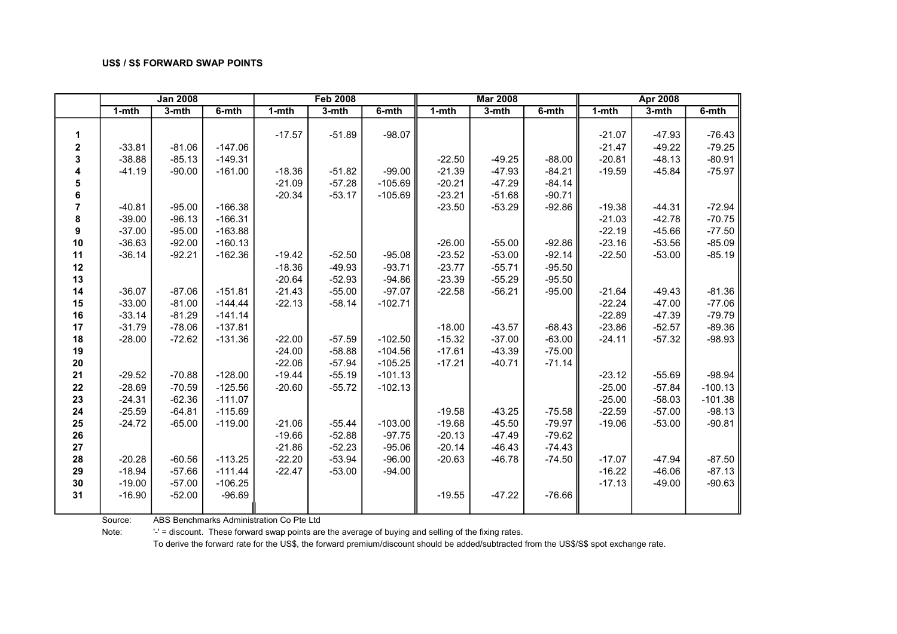#### US$ / S$ FORWARD SWAP POINTS

| | Jan 2008 | | | Feb 2008 | | | Mar 2008 | | | Apr 2008 | | |
|---|---|---|---|---|---|---|---|---|---|---|---|---|
| | 1-mth | 3-mth | 6-mth | 1-mth | 3-mth | 6-mth | 1-mth | 3-mth | 6-mth | 1-mth | 3-mth | 6-mth |
| 1 | | | | -17.57 | -51.89 | -98.07 | | | | -21.07 | -47.93 | -76.43 |
| 2 | -33.81 | -81.06 | -147.06 | | | | | | | -21.47 | -49.22 | -79.25 |
| 3 | -38.88 | -85.13 | -149.31 | | | | -22.50 | -49.25 | -88.00 | -20.81 | -48.13 | -80.91 |
| 4 | -41.19 | -90.00 | -161.00 | -18.36 | -51.82 | -99.00 | -21.39 | -47.93 | -84.21 | -19.59 | -45.84 | -75.97 |
| 5 | | | | -21.09 | -57.28 | -105.69 | -20.21 | -47.29 | -84.14 | | | |
| 6 | | | | -20.34 | -53.17 | -105.69 | -23.21 | -51.68 | -90.71 | | | |
| 7 | -40.81 | -95.00 | -166.38 | | | | -23.50 | -53.29 | -92.86 | -19.38 | -44.31 | -72.94 |
| 8 | -39.00 | -96.13 | -166.31 | | | | | | | -21.03 | -42.78 | -70.75 |
| 9 | -37.00 | -95.00 | -163.88 | | | | | | | -22.19 | -45.66 | -77.50 |
| 10 | -36.63 | -92.00 | -160.13 | | | | -26.00 | -55.00 | -92.86 | -23.16 | -53.56 | -85.09 |
| 11 | -36.14 | -92.21 | -162.36 | -19.42 | -52.50 | -95.08 | -23.52 | -53.00 | -92.14 | -22.50 | -53.00 | -85.19 |
| 12 | | | | -18.36 | -49.93 | -93.71 | -23.77 | -55.71 | -95.50 | | | |
| 13 | | | | -20.64 | -52.93 | -94.86 | -23.39 | -55.29 | -95.50 | | | |
| 14 | -36.07 | -87.06 | -151.81 | -21.43 | -55.00 | -97.07 | -22.58 | -56.21 | -95.00 | -21.64 | -49.43 | -81.36 |
| 15 | -33.00 | -81.00 | -144.44 | -22.13 | -58.14 | -102.71 | | | | -22.24 | -47.00 | -77.06 |
| 16 | -33.14 | -81.29 | -141.14 | | | | | | | -22.89 | -47.39 | -79.79 |
| 17 | -31.79 | -78.06 | -137.81 | | | | -18.00 | -43.57 | -68.43 | -23.86 | -52.57 | -89.36 |
| 18 | -28.00 | -72.62 | -131.36 | -22.00 | -57.59 | -102.50 | -15.32 | -37.00 | -63.00 | -24.11 | -57.32 | -98.93 |
| 19 | | | | -24.00 | -58.88 | -104.56 | -17.61 | -43.39 | -75.00 | | | |
| 20 | | | | -22.06 | -57.94 | -105.25 | -17.21 | -40.71 | -71.14 | | | |
| 21 | -29.52 | -70.88 | -128.00 | -19.44 | -55.19 | -101.13 | | | | -23.12 | -55.69 | -98.94 |
| 22 | -28.69 | -70.59 | -125.56 | -20.60 | -55.72 | -102.13 | | | | -25.00 | -57.84 | -100.13 |
| 23 | -24.31 | -62.36 | -111.07 | | | | | | | -25.00 | -58.03 | -101.38 |
| 24 | -25.59 | -64.81 | -115.69 | | | | -19.58 | -43.25 | -75.58 | -22.59 | -57.00 | -98.13 |
| 25 | -24.72 | -65.00 | -119.00 | -21.06 | -55.44 | -103.00 | -19.68 | -45.50 | -79.97 | -19.06 | -53.00 | -90.81 |
| 26 | | | | -19.66 | -52.88 | -97.75 | -20.13 | -47.49 | -79.62 | | | |
| 27 | | | | -21.86 | -52.23 | -95.06 | -20.14 | -46.43 | -74.43 | | | |
| 28 | -20.28 | -60.56 | -113.25 | -22.20 | -53.94 | -96.00 | -20.63 | -46.78 | -74.50 | -17.07 | -47.94 | -87.50 |
| 29 | -18.94 | -57.66 | -111.44 | -22.47 | -53.00 | -94.00 | | | | -16.22 | -46.06 | -87.13 |
| 30 | -19.00 | -57.00 | -106.25 | | | | | | | -17.13 | -49.00 | -90.63 |
| 31 | -16.90 | -52.00 | -96.69 | | | | -19.55 | -47.22 | -76.66 | | | |

Source: ABS Benchmarks Administration Co Pte Ltd

Note: '-' = discount. These forward swap points are the average of buying and selling of the fixing rates.
To derive the forward rate for the US$, the forward premium/discount should be added/subtracted from the US$/S$ spot exchange rate.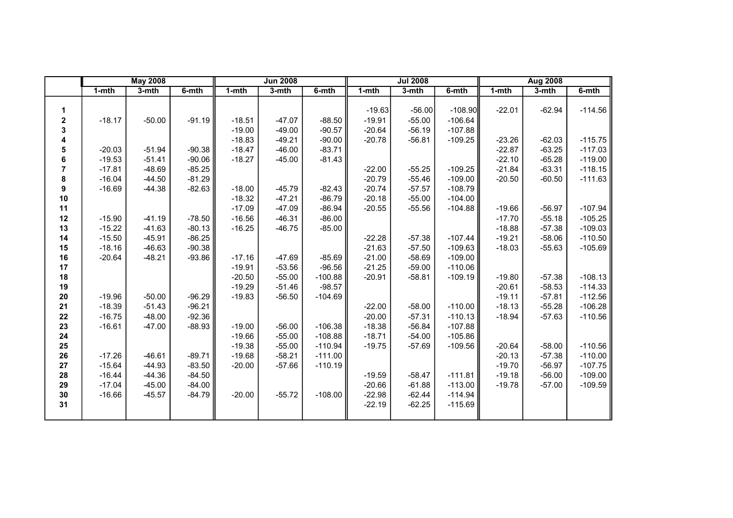| | May 2008 | | | Jun 2008 | | | Jul 2008 | | | Aug 2008 | | |
|---|---|---|---|---|---|---|---|---|---|---|---|---|
| | 1-mth | 3-mth | 6-mth | 1-mth | 3-mth | 6-mth | 1-mth | 3-mth | 6-mth | 1-mth | 3-mth | 6-mth |
| 1 | | | | | | | -19.63 | -56.00 | -108.90 | -22.01 | -62.94 | -114.56 |
| 2 | -18.17 | -50.00 | -91.19 | -18.51 | -47.07 | -88.50 | -19.91 | -55.00 | -106.64 | | | |
| 3 | | | | -19.00 | -49.00 | -90.57 | -20.64 | -56.19 | -107.88 | | | |
| 4 | | | | -18.83 | -49.21 | -90.00 | -20.78 | -56.81 | -109.25 | -23.26 | -62.03 | -115.75 |
| 5 | -20.03 | -51.94 | -90.38 | -18.47 | -46.00 | -83.71 | | | | -22.87 | -63.25 | -117.03 |
| 6 | -19.53 | -51.41 | -90.06 | -18.27 | -45.00 | -81.43 | | | | -22.10 | -65.28 | -119.00 |
| 7 | -17.81 | -48.69 | -85.25 | | | | -22.00 | -55.25 | -109.25 | -21.84 | -63.31 | -118.15 |
| 8 | -16.04 | -44.50 | -81.29 | | | | -20.79 | -55.46 | -109.00 | -20.50 | -60.50 | -111.63 |
| 9 | -16.69 | -44.38 | -82.63 | -18.00 | -45.79 | -82.43 | -20.74 | -57.57 | -108.79 | | | |
| 10 | | | | -18.32 | -47.21 | -86.79 | -20.18 | -55.00 | -104.00 | | | |
| 11 | | | | -17.09 | -47.09 | -86.94 | -20.55 | -55.56 | -104.88 | -19.66 | -56.97 | -107.94 |
| 12 | -15.90 | -41.19 | -78.50 | -16.56 | -46.31 | -86.00 | | | | -17.70 | -55.18 | -105.25 |
| 13 | -15.22 | -41.63 | -80.13 | -16.25 | -46.75 | -85.00 | | | | -18.88 | -57.38 | -109.03 |
| 14 | -15.50 | -45.91 | -86.25 | | | | -22.28 | -57.38 | -107.44 | -19.21 | -58.06 | -110.50 |
| 15 | -18.16 | -46.63 | -90.38 | | | | -21.63 | -57.50 | -109.63 | -18.03 | -55.63 | -105.69 |
| 16 | -20.64 | -48.21 | -93.86 | -17.16 | -47.69 | -85.69 | -21.00 | -58.69 | -109.00 | | | |
| 17 | | | | -19.91 | -53.56 | -96.56 | -21.25 | -59.00 | -110.06 | | | |
| 18 | | | | -20.50 | -55.00 | -100.88 | -20.91 | -58.81 | -109.19 | -19.80 | -57.38 | -108.13 |
| 19 | | | | -19.29 | -51.46 | -98.57 | | | | -20.61 | -58.53 | -114.33 |
| 20 | -19.96 | -50.00 | -96.29 | -19.83 | -56.50 | -104.69 | | | | -19.11 | -57.81 | -112.56 |
| 21 | -18.39 | -51.43 | -96.21 | | | | -22.00 | -58.00 | -110.00 | -18.13 | -55.28 | -106.28 |
| 22 | -16.75 | -48.00 | -92.36 | | | | -20.00 | -57.31 | -110.13 | -18.94 | -57.63 | -110.56 |
| 23 | -16.61 | -47.00 | -88.93 | -19.00 | -56.00 | -106.38 | -18.38 | -56.84 | -107.88 | | | |
| 24 | | | | -19.66 | -55.00 | -108.88 | -18.71 | -54.00 | -105.86 | | | |
| 25 | | | | -19.38 | -55.00 | -110.94 | -19.75 | -57.69 | -109.56 | -20.64 | -58.00 | -110.56 |
| 26 | -17.26 | -46.61 | -89.71 | -19.68 | -58.21 | -111.00 | | | | -20.13 | -57.38 | -110.00 |
| 27 | -15.64 | -44.93 | -83.50 | -20.00 | -57.66 | -110.19 | | | | -19.70 | -56.97 | -107.75 |
| 28 | -16.44 | -44.36 | -84.50 | | | | -19.59 | -58.47 | -111.81 | -19.18 | -56.00 | -109.00 |
| 29 | -17.04 | -45.00 | -84.00 | | | | -20.66 | -61.88 | -113.00 | -19.78 | -57.00 | -109.59 |
| 30 | -16.66 | -45.57 | -84.79 | -20.00 | -55.72 | -108.00 | -22.98 | -62.44 | -114.94 | | | |
| 31 | | | | | | | -22.19 | -62.25 | -115.69 | | | |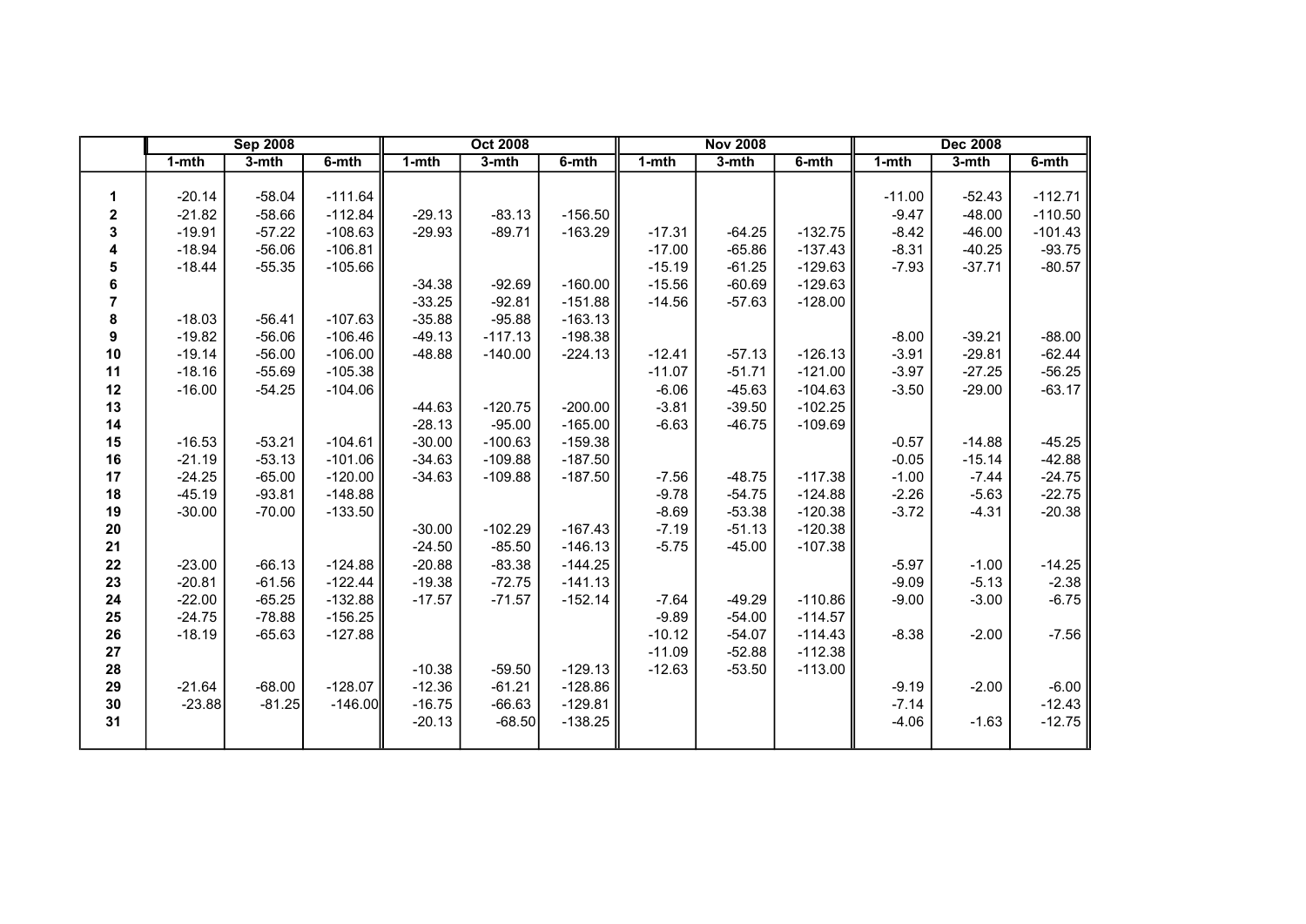| | Sep 2008 | | | Oct 2008 | | | Nov 2008 | | | Dec 2008 | | |
|---|---|---|---|---|---|---|---|---|---|---|---|---|
| | 1-mth | 3-mth | 6-mth | 1-mth | 3-mth | 6-mth | 1-mth | 3-mth | 6-mth | 1-mth | 3-mth | 6-mth |
| **1** | -20.14 | -58.04 | -111.64 | | | | | | | -11.00 | -52.43 | -112.71 |
| **2** | -21.82 | -58.66 | -112.84 | -29.13 | -83.13 | -156.50 | | | | -9.47 | -48.00 | -110.50 |
| **3** | -19.91 | -57.22 | -108.63 | -29.93 | -89.71 | -163.29 | -17.31 | -64.25 | -132.75 | -8.42 | -46.00 | -101.43 |
| **4** | -18.94 | -56.06 | -106.81 | | | | -17.00 | -65.86 | -137.43 | -8.31 | -40.25 | -93.75 |
| **5** | -18.44 | -55.35 | -105.66 | | | | -15.19 | -61.25 | -129.63 | -7.93 | -37.71 | -80.57 |
| **6** | | | | -34.38 | -92.69 | -160.00 | -15.56 | -60.69 | -129.63 | | | |
| **7** | | | | -33.25 | -92.81 | -151.88 | -14.56 | -57.63 | -128.00 | | | |
| **8** | -18.03 | -56.41 | -107.63 | -35.88 | -95.88 | -163.13 | | | | | | |
| **9** | -19.82 | -56.06 | -106.46 | -49.13 | -117.13 | -198.38 | | | | -8.00 | -39.21 | -88.00 |
| **10** | -19.14 | -56.00 | -106.00 | -48.88 | -140.00 | -224.13 | -12.41 | -57.13 | -126.13 | -3.91 | -29.81 | -62.44 |
| **11** | -18.16 | -55.69 | -105.38 | | | | -11.07 | -51.71 | -121.00 | -3.97 | -27.25 | -56.25 |
| **12** | -16.00 | -54.25 | -104.06 | | | | -6.06 | -45.63 | -104.63 | -3.50 | -29.00 | -63.17 |
| **13** | | | | -44.63 | -120.75 | -200.00 | -3.81 | -39.50 | -102.25 | | | |
| **14** | | | | -28.13 | -95.00 | -165.00 | -6.63 | -46.75 | -109.69 | | | |
| **15** | -16.53 | -53.21 | -104.61 | -30.00 | -100.63 | -159.38 | | | | -0.57 | -14.88 | -45.25 |
| **16** | -21.19 | -53.13 | -101.06 | -34.63 | -109.88 | -187.50 | | | | -0.05 | -15.14 | -42.88 |
| **17** | -24.25 | -65.00 | -120.00 | -34.63 | -109.88 | -187.50 | -7.56 | -48.75 | -117.38 | -1.00 | -7.44 | -24.75 |
| **18** | -45.19 | -93.81 | -148.88 | | | | -9.78 | -54.75 | -124.88 | -2.26 | -5.63 | -22.75 |
| **19** | -30.00 | -70.00 | -133.50 | | | | -8.69 | -53.38 | -120.38 | -3.72 | -4.31 | -20.38 |
| **20** | | | | -30.00 | -102.29 | -167.43 | -7.19 | -51.13 | -120.38 | | | |
| **21** | | | | -24.50 | -85.50 | -146.13 | -5.75 | -45.00 | -107.38 | | | |
| **22** | -23.00 | -66.13 | -124.88 | -20.88 | -83.38 | -144.25 | | | | -5.97 | -1.00 | -14.25 |
| **23** | -20.81 | -61.56 | -122.44 | -19.38 | -72.75 | -141.13 | | | | -9.09 | -5.13 | -2.38 |
| **24** | -22.00 | -65.25 | -132.88 | -17.57 | -71.57 | -152.14 | -7.64 | -49.29 | -110.86 | -9.00 | -3.00 | -6.75 |
| **25** | -24.75 | -78.88 | -156.25 | | | | -9.89 | -54.00 | -114.57 | | | |
| **26** | -18.19 | -65.63 | -127.88 | | | | -10.12 | -54.07 | -114.43 | -8.38 | -2.00 | -7.56 |
| **27** | | | | | | | -11.09 | -52.88 | -112.38 | | | |
| **28** | | | | -10.38 | -59.50 | -129.13 | -12.63 | -53.50 | -113.00 | | | |
| **29** | -21.64 | -68.00 | -128.07 | -12.36 | -61.21 | -128.86 | | | | -9.19 | -2.00 | -6.00 |
| **30** | -23.88 | -81.25 | -146.00 | -16.75 | -66.63 | -129.81 | | | | -7.14 | | -12.43 |
| **31** | | | | -20.13 | -68.50 | -138.25 | | | | -4.06 | -1.63 | -12.75 |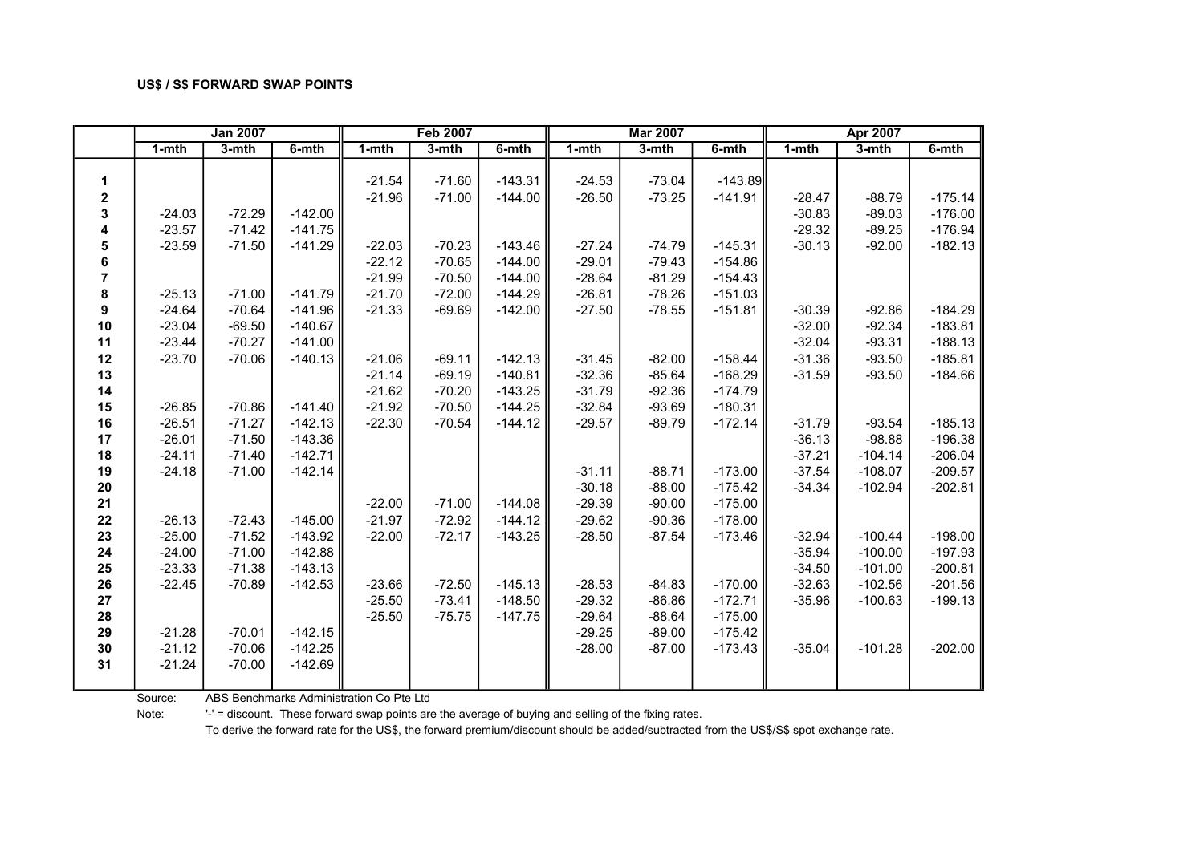**US$ / S$ FORWARD SWAP POINTS**

| | Jan 2007 | | | Feb 2007 | | | Mar 2007 | | | Apr 2007 | | |
|---|---|---|---|---|---|---|---|---|---|---|---|---|
| | 1-mth | 3-mth | 6-mth | 1-mth | 3-mth | 6-mth | 1-mth | 3-mth | 6-mth | 1-mth | 3-mth | 6-mth |
| 1 | | | | -21.54 | -71.60 | -143.31 | -24.53 | -73.04 | -143.89 | | | |
| 2 | | | | -21.96 | -71.00 | -144.00 | -26.50 | -73.25 | -141.91 | -28.47 | -88.79 | -175.14 |
| 3 | -24.03 | -72.29 | -142.00 | | | | | | | -30.83 | -89.03 | -176.00 |
| 4 | -23.57 | -71.42 | -141.75 | | | | | | | -29.32 | -89.25 | -176.94 |
| 5 | -23.59 | -71.50 | -141.29 | -22.03 | -70.23 | -143.46 | -27.24 | -74.79 | -145.31 | -30.13 | -92.00 | -182.13 |
| 6 | | | | -22.12 | -70.65 | -144.00 | -29.01 | -79.43 | -154.86 | | | |
| 7 | | | | -21.99 | -70.50 | -144.00 | -28.64 | -81.29 | -154.43 | | | |
| 8 | -25.13 | -71.00 | -141.79 | -21.70 | -72.00 | -144.29 | -26.81 | -78.26 | -151.03 | | | |
| 9 | -24.64 | -70.64 | -141.96 | -21.33 | -69.69 | -142.00 | -27.50 | -78.55 | -151.81 | -30.39 | -92.86 | -184.29 |
| 10 | -23.04 | -69.50 | -140.67 | | | | | | | -32.00 | -92.34 | -183.81 |
| 11 | -23.44 | -70.27 | -141.00 | | | | | | | -32.04 | -93.31 | -188.13 |
| 12 | -23.70 | -70.06 | -140.13 | -21.06 | -69.11 | -142.13 | -31.45 | -82.00 | -158.44 | -31.36 | -93.50 | -185.81 |
| 13 | | | | -21.14 | -69.19 | -140.81 | -32.36 | -85.64 | -168.29 | -31.59 | -93.50 | -184.66 |
| 14 | | | | -21.62 | -70.20 | -143.25 | -31.79 | -92.36 | -174.79 | | | |
| 15 | -26.85 | -70.86 | -141.40 | -21.92 | -70.50 | -144.25 | -32.84 | -93.69 | -180.31 | | | |
| 16 | -26.51 | -71.27 | -142.13 | -22.30 | -70.54 | -144.12 | -29.57 | -89.79 | -172.14 | -31.79 | -93.54 | -185.13 |
| 17 | -26.01 | -71.50 | -143.36 | | | | | | | -36.13 | -98.88 | -196.38 |
| 18 | -24.11 | -71.40 | -142.71 | | | | | | | -37.21 | -104.14 | -206.04 |
| 19 | -24.18 | -71.00 | -142.14 | | | | -31.11 | -88.71 | -173.00 | -37.54 | -108.07 | -209.57 |
| 20 | | | | | | | -30.18 | -88.00 | -175.42 | -34.34 | -102.94 | -202.81 |
| 21 | | | | -22.00 | -71.00 | -144.08 | -29.39 | -90.00 | -175.00 | | | |
| 22 | -26.13 | -72.43 | -145.00 | -21.97 | -72.92 | -144.12 | -29.62 | -90.36 | -178.00 | | | |
| 23 | -25.00 | -71.52 | -143.92 | -22.00 | -72.17 | -143.25 | -28.50 | -87.54 | -173.46 | -32.94 | -100.44 | -198.00 |
| 24 | -24.00 | -71.00 | -142.88 | | | | | | | -35.94 | -100.00 | -197.93 |
| 25 | -23.33 | -71.38 | -143.13 | | | | | | | -34.50 | -101.00 | -200.81 |
| 26 | -22.45 | -70.89 | -142.53 | -23.66 | -72.50 | -145.13 | -28.53 | -84.83 | -170.00 | -32.63 | -102.56 | -201.56 |
| 27 | | | | -25.50 | -73.41 | -148.50 | -29.32 | -86.86 | -172.71 | -35.96 | -100.63 | -199.13 |
| 28 | | | | -25.50 | -75.75 | -147.75 | -29.64 | -88.64 | -175.00 | | | |
| 29 | -21.28 | -70.01 | -142.15 | | | | -29.25 | -89.00 | -175.42 | | | |
| 30 | -21.12 | -70.06 | -142.25 | | | | -28.00 | -87.00 | -173.43 | -35.04 | -101.28 | -202.00 |
| 31 | -21.24 | -70.00 | -142.69 | | | | | | | | | |

Source: ABS Benchmarks Administration Co Pte Ltd

Note: '-' = discount. These forward swap points are the average of buying and selling of the fixing rates.
To derive the forward rate for the US$, the forward premium/discount should be added/subtracted from the US$/S$ spot exchange rate.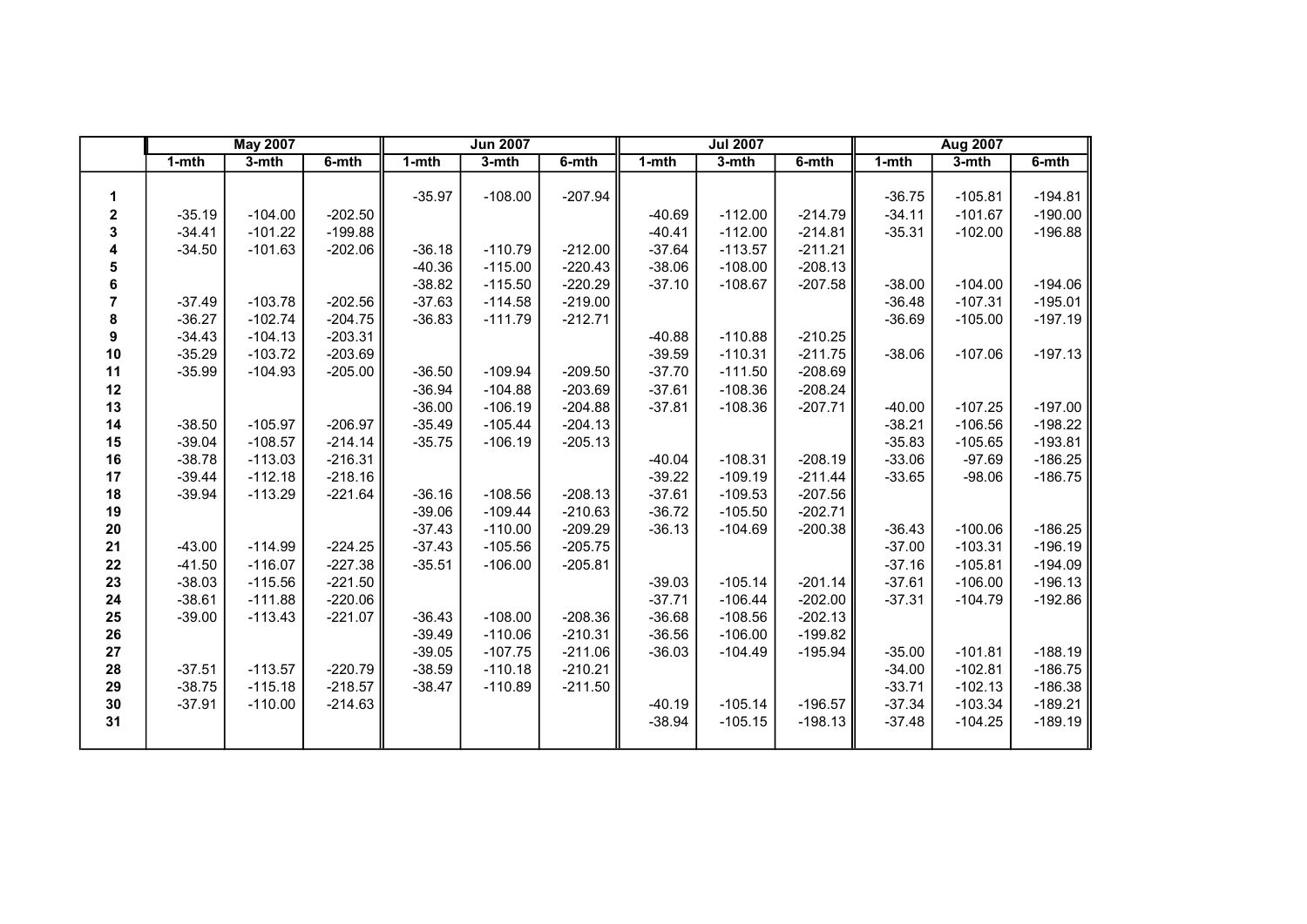| | May 2007 | | | Jun 2007 | | | Jul 2007 | | | Aug 2007 | | |
|---|---|---|---|---|---|---|---|---|---|---|---|---|
| | 1-mth | 3-mth | 6-mth | 1-mth | 3-mth | 6-mth | 1-mth | 3-mth | 6-mth | 1-mth | 3-mth | 6-mth |
| 1 | | | | -35.97 | -108.00 | -207.94 | | | | -36.75 | -105.81 | -194.81 |
| 2 | -35.19 | -104.00 | -202.50 | | | | -40.69 | -112.00 | -214.79 | -34.11 | -101.67 | -190.00 |
| 3 | -34.41 | -101.22 | -199.88 | | | | -40.41 | -112.00 | -214.81 | -35.31 | -102.00 | -196.88 |
| 4 | -34.50 | -101.63 | -202.06 | -36.18 | -110.79 | -212.00 | -37.64 | -113.57 | -211.21 | | | |
| 5 | | | | -40.36 | -115.00 | -220.43 | -38.06 | -108.00 | -208.13 | | | |
| 6 | | | | -38.82 | -115.50 | -220.29 | -37.10 | -108.67 | -207.58 | -38.00 | -104.00 | -194.06 |
| 7 | -37.49 | -103.78 | -202.56 | -37.63 | -114.58 | -219.00 | | | | -36.48 | -107.31 | -195.01 |
| 8 | -36.27 | -102.74 | -204.75 | -36.83 | -111.79 | -212.71 | | | | -36.69 | -105.00 | -197.19 |
| 9 | -34.43 | -104.13 | -203.31 | | | | -40.88 | -110.88 | -210.25 | | | |
| 10 | -35.29 | -103.72 | -203.69 | | | | -39.59 | -110.31 | -211.75 | -38.06 | -107.06 | -197.13 |
| 11 | -35.99 | -104.93 | -205.00 | -36.50 | -109.94 | -209.50 | -37.70 | -111.50 | -208.69 | | | |
| 12 | | | | -36.94 | -104.88 | -203.69 | -37.61 | -108.36 | -208.24 | | | |
| 13 | | | | -36.00 | -106.19 | -204.88 | -37.81 | -108.36 | -207.71 | -40.00 | -107.25 | -197.00 |
| 14 | -38.50 | -105.97 | -206.97 | -35.49 | -105.44 | -204.13 | | | | -38.21 | -106.56 | -198.22 |
| 15 | -39.04 | -108.57 | -214.14 | -35.75 | -106.19 | -205.13 | | | | -35.83 | -105.65 | -193.81 |
| 16 | -38.78 | -113.03 | -216.31 | | | | -40.04 | -108.31 | -208.19 | -33.06 | -97.69 | -186.25 |
| 17 | -39.44 | -112.18 | -218.16 | | | | -39.22 | -109.19 | -211.44 | -33.65 | -98.06 | -186.75 |
| 18 | -39.94 | -113.29 | -221.64 | -36.16 | -108.56 | -208.13 | -37.61 | -109.53 | -207.56 | | | |
| 19 | | | | -39.06 | -109.44 | -210.63 | -36.72 | -105.50 | -202.71 | | | |
| 20 | | | | -37.43 | -110.00 | -209.29 | -36.13 | -104.69 | -200.38 | -36.43 | -100.06 | -186.25 |
| 21 | -43.00 | -114.99 | -224.25 | -37.43 | -105.56 | -205.75 | | | | -37.00 | -103.31 | -196.19 |
| 22 | -41.50 | -116.07 | -227.38 | -35.51 | -106.00 | -205.81 | | | | -37.16 | -105.81 | -194.09 |
| 23 | -38.03 | -115.56 | -221.50 | | | | -39.03 | -105.14 | -201.14 | -37.61 | -106.00 | -196.13 |
| 24 | -38.61 | -111.88 | -220.06 | | | | -37.71 | -106.44 | -202.00 | -37.31 | -104.79 | -192.86 |
| 25 | -39.00 | -113.43 | -221.07 | -36.43 | -108.00 | -208.36 | -36.68 | -108.56 | -202.13 | | | |
| 26 | | | | -39.49 | -110.06 | -210.31 | -36.56 | -106.00 | -199.82 | | | |
| 27 | | | | -39.05 | -107.75 | -211.06 | -36.03 | -104.49 | -195.94 | -35.00 | -101.81 | -188.19 |
| 28 | -37.51 | -113.57 | -220.79 | -38.59 | -110.18 | -210.21 | | | | -34.00 | -102.81 | -186.75 |
| 29 | -38.75 | -115.18 | -218.57 | -38.47 | -110.89 | -211.50 | | | | -33.71 | -102.13 | -186.38 |
| 30 | -37.91 | -110.00 | -214.63 | | | | -40.19 | -105.14 | -196.57 | -37.34 | -103.34 | -189.21 |
| 31 | | | | | | | -38.94 | -105.15 | -198.13 | -37.48 | -104.25 | -189.19 |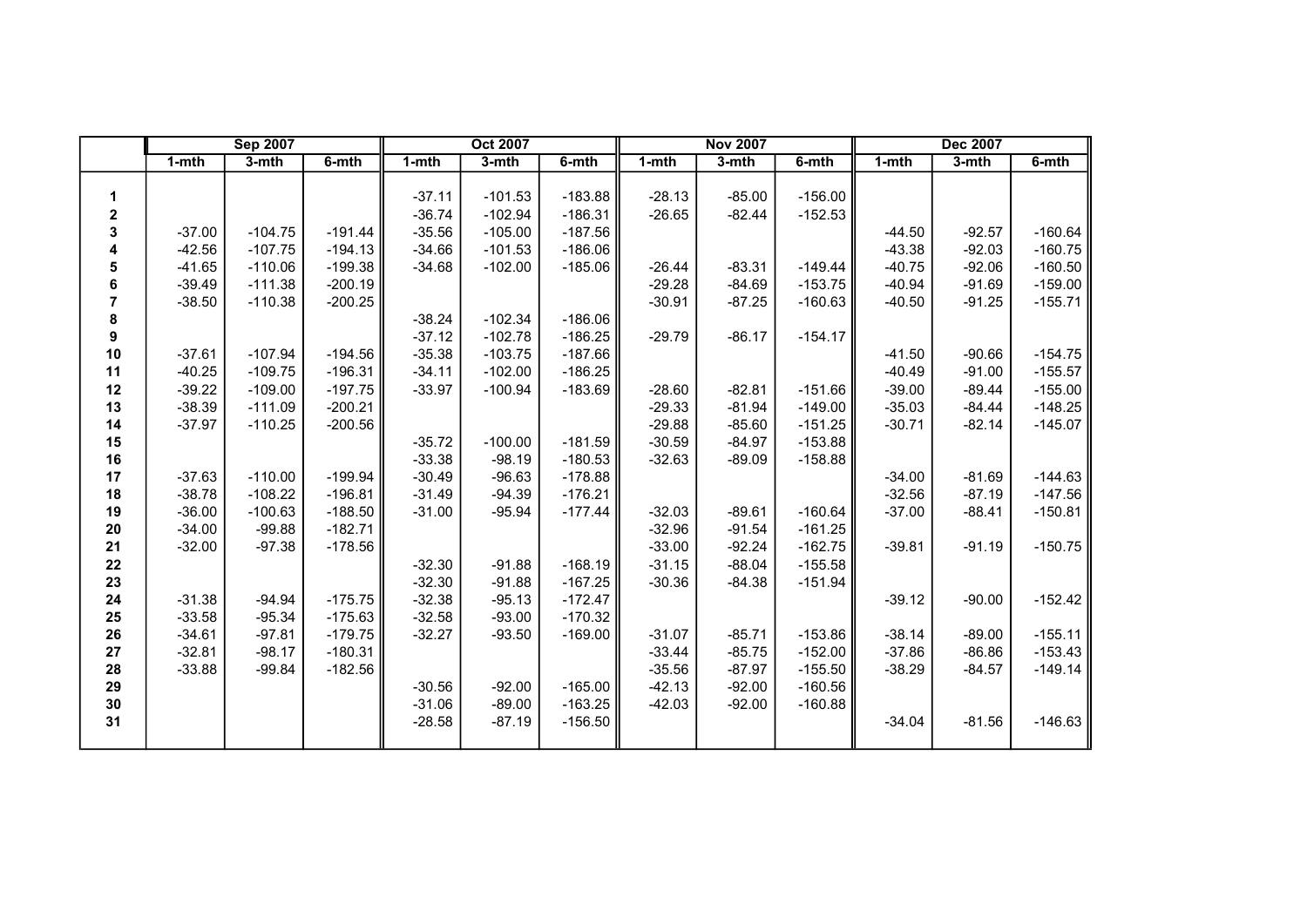| | Sep 2007 | | | Oct 2007 | | | Nov 2007 | | | Dec 2007 | | |
|---|---|---|---|---|---|---|---|---|---|---|---|---|
| | 1-mth | 3-mth | 6-mth | 1-mth | 3-mth | 6-mth | 1-mth | 3-mth | 6-mth | 1-mth | 3-mth | 6-mth |
| **1** | | | | -37.11 | -101.53 | -183.88 | -28.13 | -85.00 | -156.00 | | | |
| **2** | | | | -36.74 | -102.94 | -186.31 | -26.65 | -82.44 | -152.53 | | | |
| **3** | -37.00 | -104.75 | -191.44 | -35.56 | -105.00 | -187.56 | | | | -44.50 | -92.57 | -160.64 |
| **4** | -42.56 | -107.75 | -194.13 | -34.66 | -101.53 | -186.06 | | | | -43.38 | -92.03 | -160.75 |
| **5** | -41.65 | -110.06 | -199.38 | -34.68 | -102.00 | -185.06 | -26.44 | -83.31 | -149.44 | -40.75 | -92.06 | -160.50 |
| **6** | -39.49 | -111.38 | -200.19 | | | | -29.28 | -84.69 | -153.75 | -40.94 | -91.69 | -159.00 |
| **7** | -38.50 | -110.38 | -200.25 | | | | -30.91 | -87.25 | -160.63 | -40.50 | -91.25 | -155.71 |
| **8** | | | | -38.24 | -102.34 | -186.06 | | | | | | |
| **9** | | | | -37.12 | -102.78 | -186.25 | -29.79 | -86.17 | -154.17 | | | |
| **10** | -37.61 | -107.94 | -194.56 | -35.38 | -103.75 | -187.66 | | | | -41.50 | -90.66 | -154.75 |
| **11** | -40.25 | -109.75 | -196.31 | -34.11 | -102.00 | -186.25 | | | | -40.49 | -91.00 | -155.57 |
| **12** | -39.22 | -109.00 | -197.75 | -33.97 | -100.94 | -183.69 | -28.60 | -82.81 | -151.66 | -39.00 | -89.44 | -155.00 |
| **13** | -38.39 | -111.09 | -200.21 | | | | -29.33 | -81.94 | -149.00 | -35.03 | -84.44 | -148.25 |
| **14** | -37.97 | -110.25 | -200.56 | | | | -29.88 | -85.60 | -151.25 | -30.71 | -82.14 | -145.07 |
| **15** | | | | -35.72 | -100.00 | -181.59 | -30.59 | -84.97 | -153.88 | | | |
| **16** | | | | -33.38 | -98.19 | -180.53 | -32.63 | -89.09 | -158.88 | | | |
| **17** | -37.63 | -110.00 | -199.94 | -30.49 | -96.63 | -178.88 | | | | -34.00 | -81.69 | -144.63 |
| **18** | -38.78 | -108.22 | -196.81 | -31.49 | -94.39 | -176.21 | | | | -32.56 | -87.19 | -147.56 |
| **19** | -36.00 | -100.63 | -188.50 | -31.00 | -95.94 | -177.44 | -32.03 | -89.61 | -160.64 | -37.00 | -88.41 | -150.81 |
| **20** | -34.00 | -99.88 | -182.71 | | | | -32.96 | -91.54 | -161.25 | | | |
| **21** | -32.00 | -97.38 | -178.56 | | | | -33.00 | -92.24 | -162.75 | -39.81 | -91.19 | -150.75 |
| **22** | | | | -32.30 | -91.88 | -168.19 | -31.15 | -88.04 | -155.58 | | | |
| **23** | | | | -32.30 | -91.88 | -167.25 | -30.36 | -84.38 | -151.94 | | | |
| **24** | -31.38 | -94.94 | -175.75 | -32.38 | -95.13 | -172.47 | | | | -39.12 | -90.00 | -152.42 |
| **25** | -33.58 | -95.34 | -175.63 | -32.58 | -93.00 | -170.32 | | | | | | |
| **26** | -34.61 | -97.81 | -179.75 | -32.27 | -93.50 | -169.00 | -31.07 | -85.71 | -153.86 | -38.14 | -89.00 | -155.11 |
| **27** | -32.81 | -98.17 | -180.31 | | | | -33.44 | -85.75 | -152.00 | -37.86 | -86.86 | -153.43 |
| **28** | -33.88 | -99.84 | -182.56 | | | | -35.56 | -87.97 | -155.50 | -38.29 | -84.57 | -149.14 |
| **29** | | | | -30.56 | -92.00 | -165.00 | -42.13 | -92.00 | -160.56 | | | |
| **30** | | | | -31.06 | -89.00 | -163.25 | -42.03 | -92.00 | -160.88 | | | |
| **31** | | | | -28.58 | -87.19 | -156.50 | | | | -34.04 | -81.56 | -146.63 |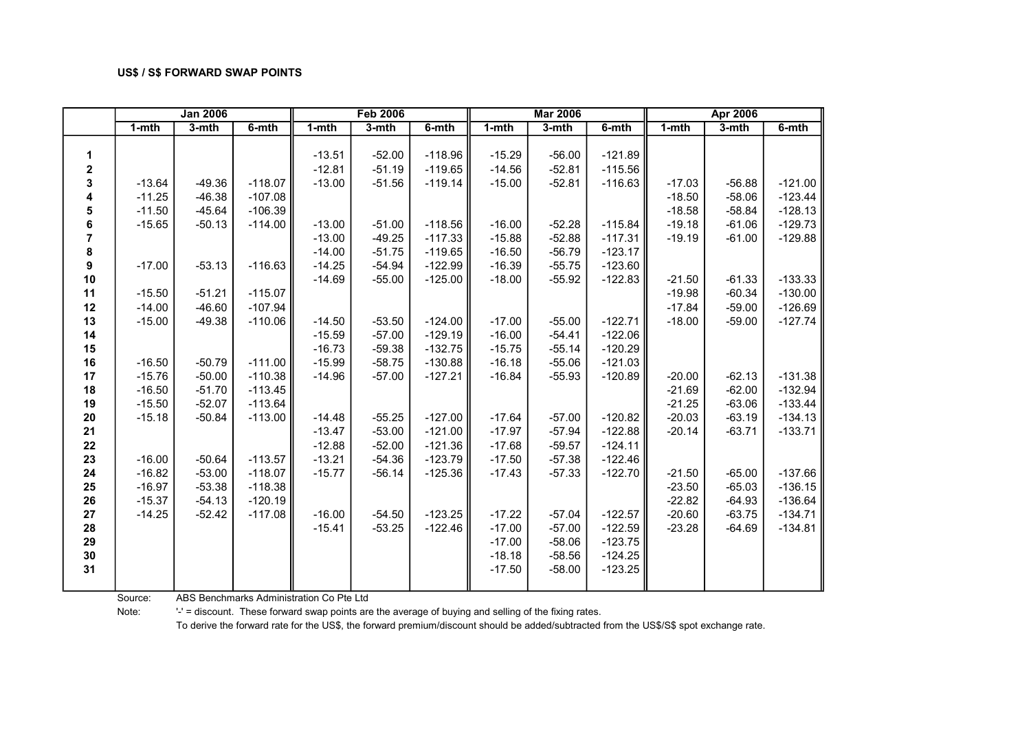**US$ / S$ FORWARD SWAP POINTS**

| | Jan 2006 | | | Feb 2006 | | | Mar 2006 | | | Apr 2006 | | |
|---|---|---|---|---|---|---|---|---|---|---|---|---|
| | 1-mth | 3-mth | 6-mth | 1-mth | 3-mth | 6-mth | 1-mth | 3-mth | 6-mth | 1-mth | 3-mth | 6-mth |
| 1 | | | | -13.51 | -52.00 | -118.96 | -15.29 | -56.00 | -121.89 | | | |
| 2 | | | | -12.81 | -51.19 | -119.65 | -14.56 | -52.81 | -115.56 | | | |
| 3 | -13.64 | -49.36 | -118.07 | -13.00 | -51.56 | -119.14 | -15.00 | -52.81 | -116.63 | -17.03 | -56.88 | -121.00 |
| 4 | -11.25 | -46.38 | -107.08 | | | | | | | -18.50 | -58.06 | -123.44 |
| 5 | -11.50 | -45.64 | -106.39 | | | | | | | -18.58 | -58.84 | -128.13 |
| 6 | -15.65 | -50.13 | -114.00 | -13.00 | -51.00 | -118.56 | -16.00 | -52.28 | -115.84 | -19.18 | -61.06 | -129.73 |
| 7 | | | | -13.00 | -49.25 | -117.33 | -15.88 | -52.88 | -117.31 | -19.19 | -61.00 | -129.88 |
| 8 | | | | -14.00 | -51.75 | -119.65 | -16.50 | -56.79 | -123.17 | | | |
| 9 | -17.00 | -53.13 | -116.63 | -14.25 | -54.94 | -122.99 | -16.39 | -55.75 | -123.60 | | | |
| 10 | | | | -14.69 | -55.00 | -125.00 | -18.00 | -55.92 | -122.83 | -21.50 | -61.33 | -133.33 |
| 11 | -15.50 | -51.21 | -115.07 | | | | | | | -19.98 | -60.34 | -130.00 |
| 12 | -14.00 | -46.60 | -107.94 | | | | | | | -17.84 | -59.00 | -126.69 |
| 13 | -15.00 | -49.38 | -110.06 | -14.50 | -53.50 | -124.00 | -17.00 | -55.00 | -122.71 | -18.00 | -59.00 | -127.74 |
| 14 | | | | -15.59 | -57.00 | -129.19 | -16.00 | -54.41 | -122.06 | | | |
| 15 | | | | -16.73 | -59.38 | -132.75 | -15.75 | -55.14 | -120.29 | | | |
| 16 | -16.50 | -50.79 | -111.00 | -15.99 | -58.75 | -130.88 | -16.18 | -55.06 | -121.03 | | | |
| 17 | -15.76 | -50.00 | -110.38 | -14.96 | -57.00 | -127.21 | -16.84 | -55.93 | -120.89 | -20.00 | -62.13 | -131.38 |
| 18 | -16.50 | -51.70 | -113.45 | | | | | | | -21.69 | -62.00 | -132.94 |
| 19 | -15.50 | -52.07 | -113.64 | | | | | | | -21.25 | -63.06 | -133.44 |
| 20 | -15.18 | -50.84 | -113.00 | -14.48 | -55.25 | -127.00 | -17.64 | -57.00 | -120.82 | -20.03 | -63.19 | -134.13 |
| 21 | | | | -13.47 | -53.00 | -121.00 | -17.97 | -57.94 | -122.88 | -20.14 | -63.71 | -133.71 |
| 22 | | | | -12.88 | -52.00 | -121.36 | -17.68 | -59.57 | -124.11 | | | |
| 23 | -16.00 | -50.64 | -113.57 | -13.21 | -54.36 | -123.79 | -17.50 | -57.38 | -122.46 | | | |
| 24 | -16.82 | -53.00 | -118.07 | -15.77 | -56.14 | -125.36 | -17.43 | -57.33 | -122.70 | -21.50 | -65.00 | -137.66 |
| 25 | -16.97 | -53.38 | -118.38 | | | | | | | -23.50 | -65.03 | -136.15 |
| 26 | -15.37 | -54.13 | -120.19 | | | | | | | -22.82 | -64.93 | -136.64 |
| 27 | -14.25 | -52.42 | -117.08 | -16.00 | -54.50 | -123.25 | -17.22 | -57.04 | -122.57 | -20.60 | -63.75 | -134.71 |
| 28 | | | | -15.41 | -53.25 | -122.46 | -17.00 | -57.00 | -122.59 | -23.28 | -64.69 | -134.81 |
| 29 | | | | | | | -17.00 | -58.06 | -123.75 | | | |
| 30 | | | | | | | -18.18 | -58.56 | -124.25 | | | |
| 31 | | | | | | | -17.50 | -58.00 | -123.25 | | | |

Source: ABS Benchmarks Administration Co Pte Ltd

Note: '-' = discount. These forward swap points are the average of buying and selling of the fixing rates.
To derive the forward rate for the US$, the forward premium/discount should be added/subtracted from the US$/S$ spot exchange rate.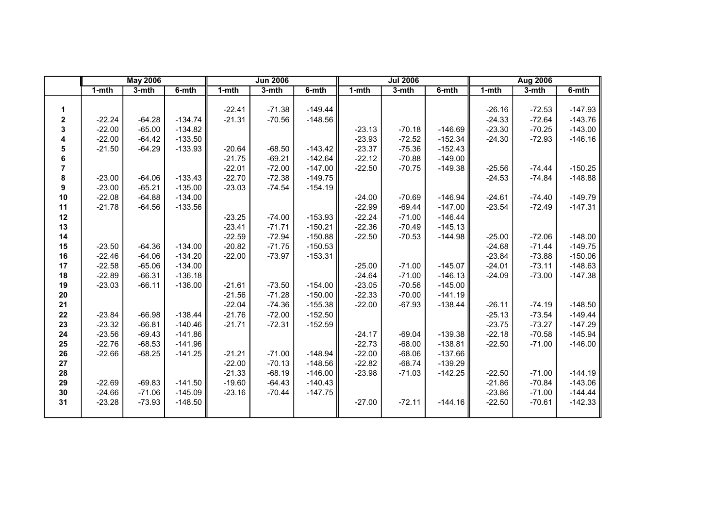|  | May 2006 |  |  | Jun 2006 |  |  | Jul 2006 |  |  | Aug 2006 |  |  |
|---|---|---|---|---|---|---|---|---|---|---|---|---|
|  | 1-mth | 3-mth | 6-mth | 1-mth | 3-mth | 6-mth | 1-mth | 3-mth | 6-mth | 1-mth | 3-mth | 6-mth |
| **1** |  |  |  | -22.41 | -71.38 | -149.44 |  |  |  | -26.16 | -72.53 | -147.93 |
| **2** | -22.24 | -64.28 | -134.74 | -21.31 | -70.56 | -148.56 |  |  |  | -24.33 | -72.64 | -143.76 |
| **3** | -22.00 | -65.00 | -134.82 |  |  |  | -23.13 | -70.18 | -146.69 | -23.30 | -70.25 | -143.00 |
| **4** | -22.00 | -64.42 | -133.50 |  |  |  | -23.93 | -72.52 | -152.34 | -24.30 | -72.93 | -146.16 |
| **5** | -21.50 | -64.29 | -133.93 | -20.64 | -68.50 | -143.42 | -23.37 | -75.36 | -152.43 |  |  |  |
| **6** |  |  |  | -21.75 | -69.21 | -142.64 | -22.12 | -70.88 | -149.00 |  |  |  |
| **7** |  |  |  | -22.01 | -72.00 | -147.00 | -22.50 | -70.75 | -149.38 | -25.56 | -74.44 | -150.25 |
| **8** | -23.00 | -64.06 | -133.43 | -22.70 | -72.38 | -149.75 |  |  |  | -24.53 | -74.84 | -148.88 |
| **9** | -23.00 | -65.21 | -135.00 | -23.03 | -74.54 | -154.19 |  |  |  |  |  |  |
| **10** | -22.08 | -64.88 | -134.00 |  |  |  | -24.00 | -70.69 | -146.94 | -24.61 | -74.40 | -149.79 |
| **11** | -21.78 | -64.56 | -133.56 |  |  |  | -22.99 | -69.44 | -147.00 | -23.54 | -72.49 | -147.31 |
| **12** |  |  |  | -23.25 | -74.00 | -153.93 | -22.24 | -71.00 | -146.44 |  |  |  |
| **13** |  |  |  | -23.41 | -71.71 | -150.21 | -22.36 | -70.49 | -145.13 |  |  |  |
| **14** |  |  |  | -22.59 | -72.94 | -150.88 | -22.50 | -70.53 | -144.98 | -25.00 | -72.06 | -148.00 |
| **15** | -23.50 | -64.36 | -134.00 | -20.82 | -71.75 | -150.53 |  |  |  | -24.68 | -71.44 | -149.75 |
| **16** | -22.46 | -64.06 | -134.20 | -22.00 | -73.97 | -153.31 |  |  |  | -23.84 | -73.88 | -150.06 |
| **17** | -22.58 | -65.06 | -134.00 |  |  |  | -25.00 | -71.00 | -145.07 | -24.01 | -73.11 | -148.63 |
| **18** | -22.89 | -66.31 | -136.18 |  |  |  | -24.64 | -71.00 | -146.13 | -24.09 | -73.00 | -147.38 |
| **19** | -23.03 | -66.11 | -136.00 | -21.61 | -73.50 | -154.00 | -23.05 | -70.56 | -145.00 |  |  |  |
| **20** |  |  |  | -21.56 | -71.28 | -150.00 | -22.33 | -70.00 | -141.19 |  |  |  |
| **21** |  |  |  | -22.04 | -74.36 | -155.38 | -22.00 | -67.93 | -138.44 | -26.11 | -74.19 | -148.50 |
| **22** | -23.84 | -66.98 | -138.44 | -21.76 | -72.00 | -152.50 |  |  |  | -25.13 | -73.54 | -149.44 |
| **23** | -23.32 | -66.81 | -140.46 | -21.71 | -72.31 | -152.59 |  |  |  | -23.75 | -73.27 | -147.29 |
| **24** | -23.56 | -69.43 | -141.86 |  |  |  | -24.17 | -69.04 | -139.38 | -22.18 | -70.58 | -145.94 |
| **25** | -22.76 | -68.53 | -141.96 |  |  |  | -22.73 | -68.00 | -138.81 | -22.50 | -71.00 | -146.00 |
| **26** | -22.66 | -68.25 | -141.25 | -21.21 | -71.00 | -148.94 | -22.00 | -68.06 | -137.66 |  |  |  |
| **27** |  |  |  | -22.00 | -70.13 | -148.56 | -22.82 | -68.74 | -139.29 |  |  |  |
| **28** |  |  |  | -21.33 | -68.19 | -146.00 | -23.98 | -71.03 | -142.25 | -22.50 | -71.00 | -144.19 |
| **29** | -22.69 | -69.83 | -141.50 | -19.60 | -64.43 | -140.43 |  |  |  | -21.86 | -70.84 | -143.06 |
| **30** | -24.66 | -71.06 | -145.09 | -23.16 | -70.44 | -147.75 |  |  |  | -23.86 | -71.00 | -144.44 |
| **31** | -23.28 | -73.93 | -148.50 |  |  |  | -27.00 | -72.11 | -144.16 | -22.50 | -70.61 | -142.33 |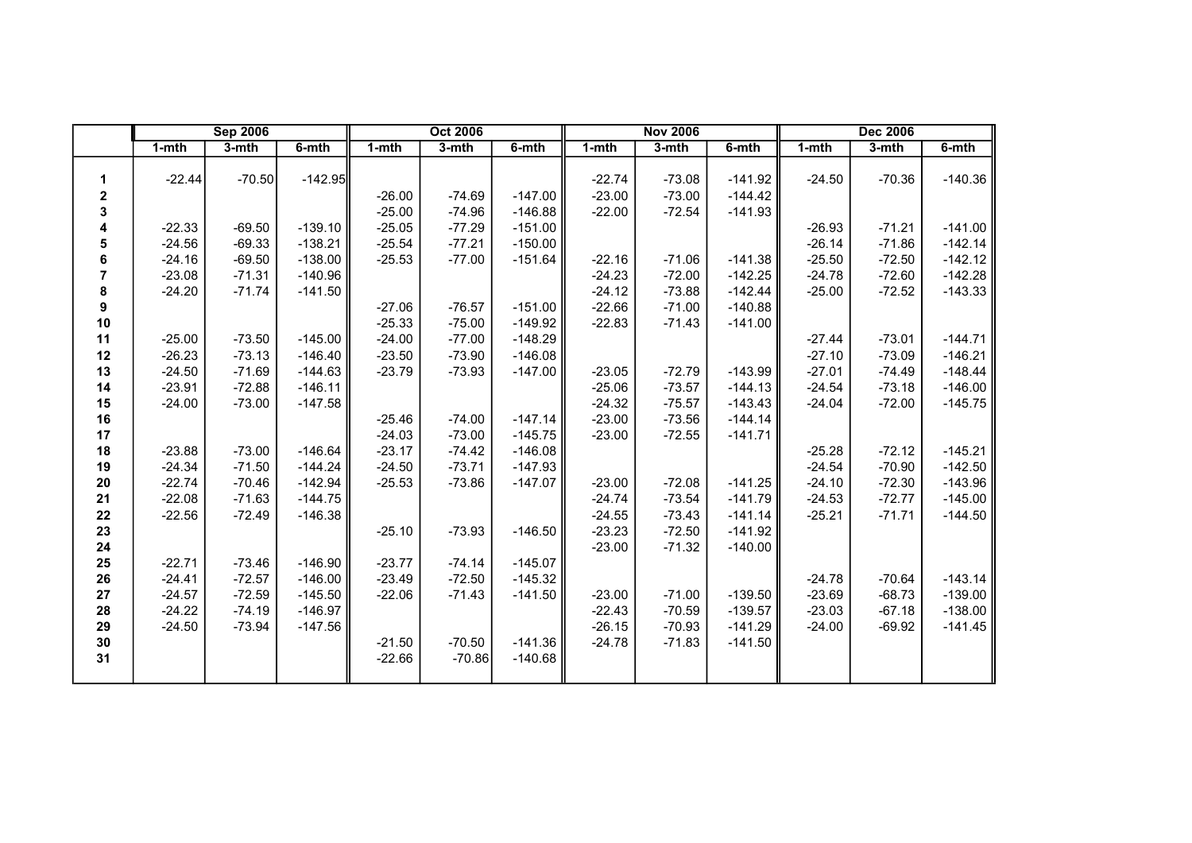| | Sep 2006 | | | Oct 2006 | | | Nov 2006 | | | Dec 2006 | | |
|---|---|---|---|---|---|---|---|---|---|---|---|---|
| | 1-mth | 3-mth | 6-mth | 1-mth | 3-mth | 6-mth | 1-mth | 3-mth | 6-mth | 1-mth | 3-mth | 6-mth |
| **1** | -22.44 | -70.50 | -142.95 | | | | -22.74 | -73.08 | -141.92 | -24.50 | -70.36 | -140.36 |
| **2** | | | | -26.00 | -74.69 | -147.00 | -23.00 | -73.00 | -144.42 | | | |
| **3** | | | | -25.00 | -74.96 | -146.88 | -22.00 | -72.54 | -141.93 | | | |
| **4** | -22.33 | -69.50 | -139.10 | -25.05 | -77.29 | -151.00 | | | | -26.93 | -71.21 | -141.00 |
| **5** | -24.56 | -69.33 | -138.21 | -25.54 | -77.21 | -150.00 | | | | -26.14 | -71.86 | -142.14 |
| **6** | -24.16 | -69.50 | -138.00 | -25.53 | -77.00 | -151.64 | -22.16 | -71.06 | -141.38 | -25.50 | -72.50 | -142.12 |
| **7** | -23.08 | -71.31 | -140.96 | | | | -24.23 | -72.00 | -142.25 | -24.78 | -72.60 | -142.28 |
| **8** | -24.20 | -71.74 | -141.50 | | | | -24.12 | -73.88 | -142.44 | -25.00 | -72.52 | -143.33 |
| **9** | | | | -27.06 | -76.57 | -151.00 | -22.66 | -71.00 | -140.88 | | | |
| **10** | | | | -25.33 | -75.00 | -149.92 | -22.83 | -71.43 | -141.00 | | | |
| **11** | -25.00 | -73.50 | -145.00 | -24.00 | -77.00 | -148.29 | | | | -27.44 | -73.01 | -144.71 |
| **12** | -26.23 | -73.13 | -146.40 | -23.50 | -73.90 | -146.08 | | | | -27.10 | -73.09 | -146.21 |
| **13** | -24.50 | -71.69 | -144.63 | -23.79 | -73.93 | -147.00 | -23.05 | -72.79 | -143.99 | -27.01 | -74.49 | -148.44 |
| **14** | -23.91 | -72.88 | -146.11 | | | | -25.06 | -73.57 | -144.13 | -24.54 | -73.18 | -146.00 |
| **15** | -24.00 | -73.00 | -147.58 | | | | -24.32 | -75.57 | -143.43 | -24.04 | -72.00 | -145.75 |
| **16** | | | | -25.46 | -74.00 | -147.14 | -23.00 | -73.56 | -144.14 | | | |
| **17** | | | | -24.03 | -73.00 | -145.75 | -23.00 | -72.55 | -141.71 | | | |
| **18** | -23.88 | -73.00 | -146.64 | -23.17 | -74.42 | -146.08 | | | | -25.28 | -72.12 | -145.21 |
| **19** | -24.34 | -71.50 | -144.24 | -24.50 | -73.71 | -147.93 | | | | -24.54 | -70.90 | -142.50 |
| **20** | -22.74 | -70.46 | -142.94 | -25.53 | -73.86 | -147.07 | -23.00 | -72.08 | -141.25 | -24.10 | -72.30 | -143.96 |
| **21** | -22.08 | -71.63 | -144.75 | | | | -24.74 | -73.54 | -141.79 | -24.53 | -72.77 | -145.00 |
| **22** | -22.56 | -72.49 | -146.38 | | | | -24.55 | -73.43 | -141.14 | -25.21 | -71.71 | -144.50 |
| **23** | | | | -25.10 | -73.93 | -146.50 | -23.23 | -72.50 | -141.92 | | | |
| **24** | | | | | | | -23.00 | -71.32 | -140.00 | | | |
| **25** | -22.71 | -73.46 | -146.90 | -23.77 | -74.14 | -145.07 | | | | | | |
| **26** | -24.41 | -72.57 | -146.00 | -23.49 | -72.50 | -145.32 | | | | -24.78 | -70.64 | -143.14 |
| **27** | -24.57 | -72.59 | -145.50 | -22.06 | -71.43 | -141.50 | -23.00 | -71.00 | -139.50 | -23.69 | -68.73 | -139.00 |
| **28** | -24.22 | -74.19 | -146.97 | | | | -22.43 | -70.59 | -139.57 | -23.03 | -67.18 | -138.00 |
| **29** | -24.50 | -73.94 | -147.56 | | | | -26.15 | -70.93 | -141.29 | -24.00 | -69.92 | -141.45 |
| **30** | | | | -21.50 | -70.50 | -141.36 | -24.78 | -71.83 | -141.50 | | | |
| **31** | | | | -22.66 | -70.86 | -140.68 | | | | | | |